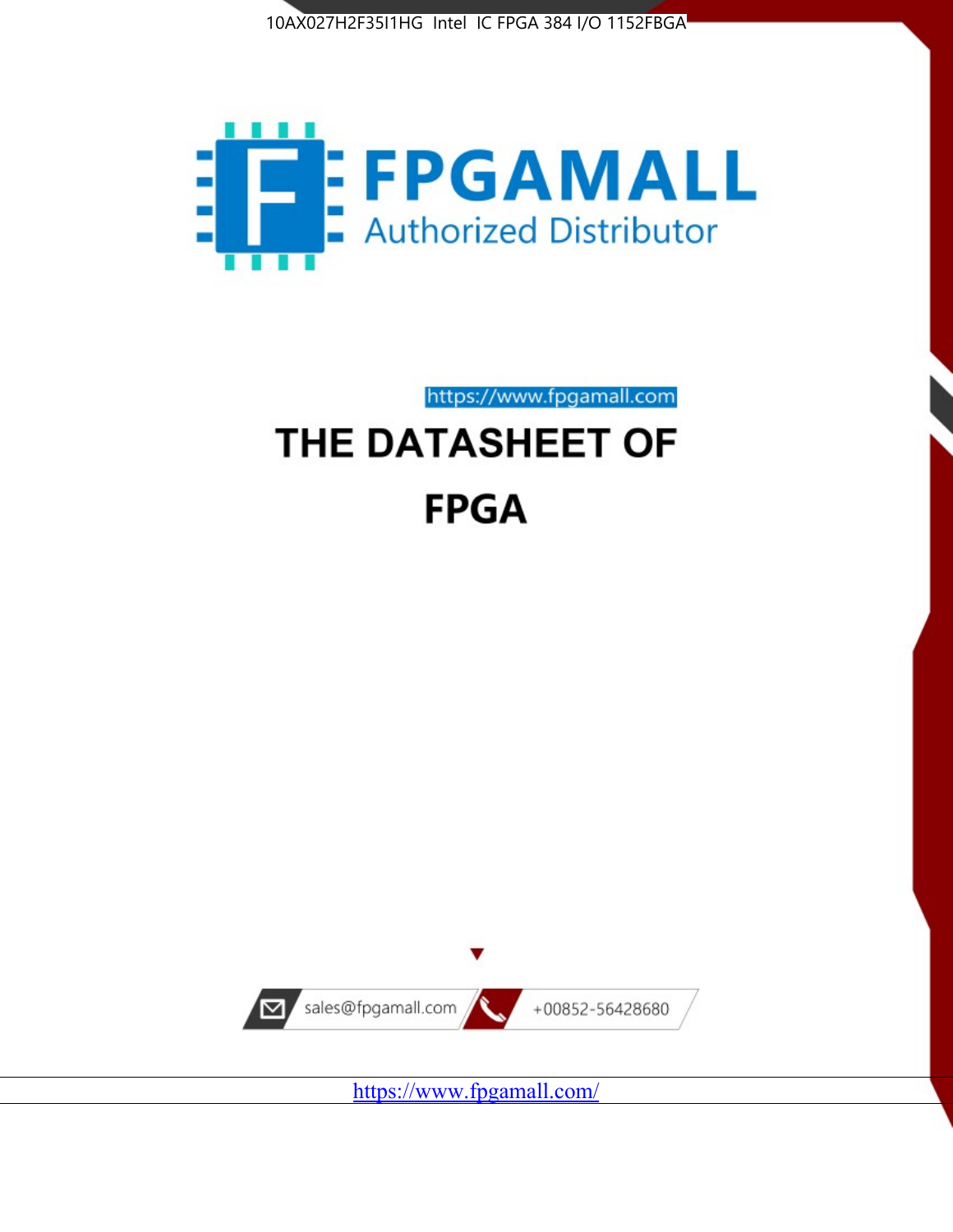10AX027H2F35I1HG Intel IC FPGA 384 I/O 1152FBGA

FPGAMALL

Authorized Distributor

https://www.fpgamall.com

# THE DATASHEET OF

# FPGA

sales@fpgamall.com

+00852-56428680

https://www.fpgamall.com/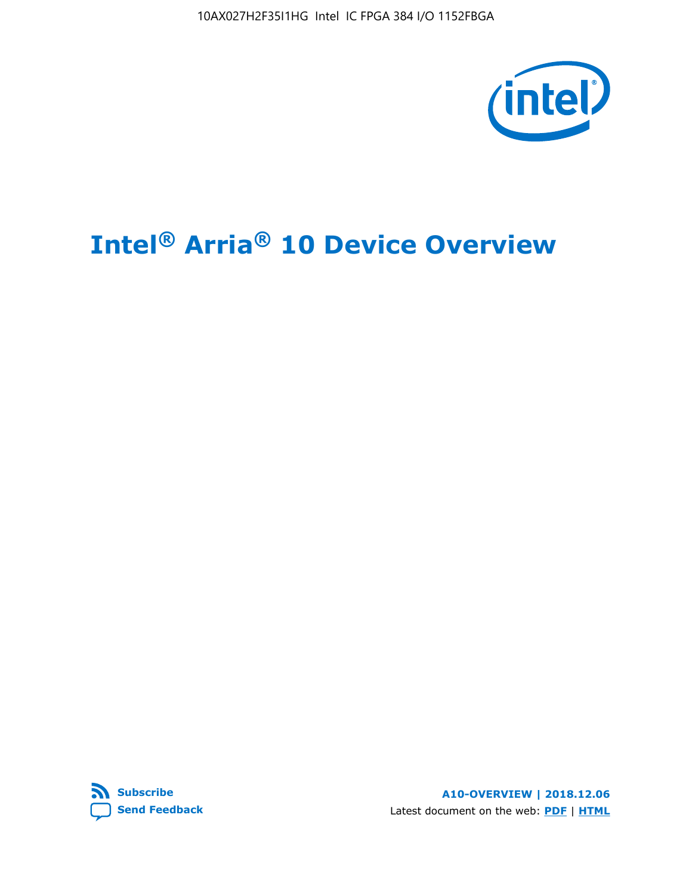# Intel® Arria® 10 Device Overview

**Subscribe**

**Send Feedback**

**A10-OVERVIEW | 2018.12.06**

Latest document on the web: **PDF** | **HTML**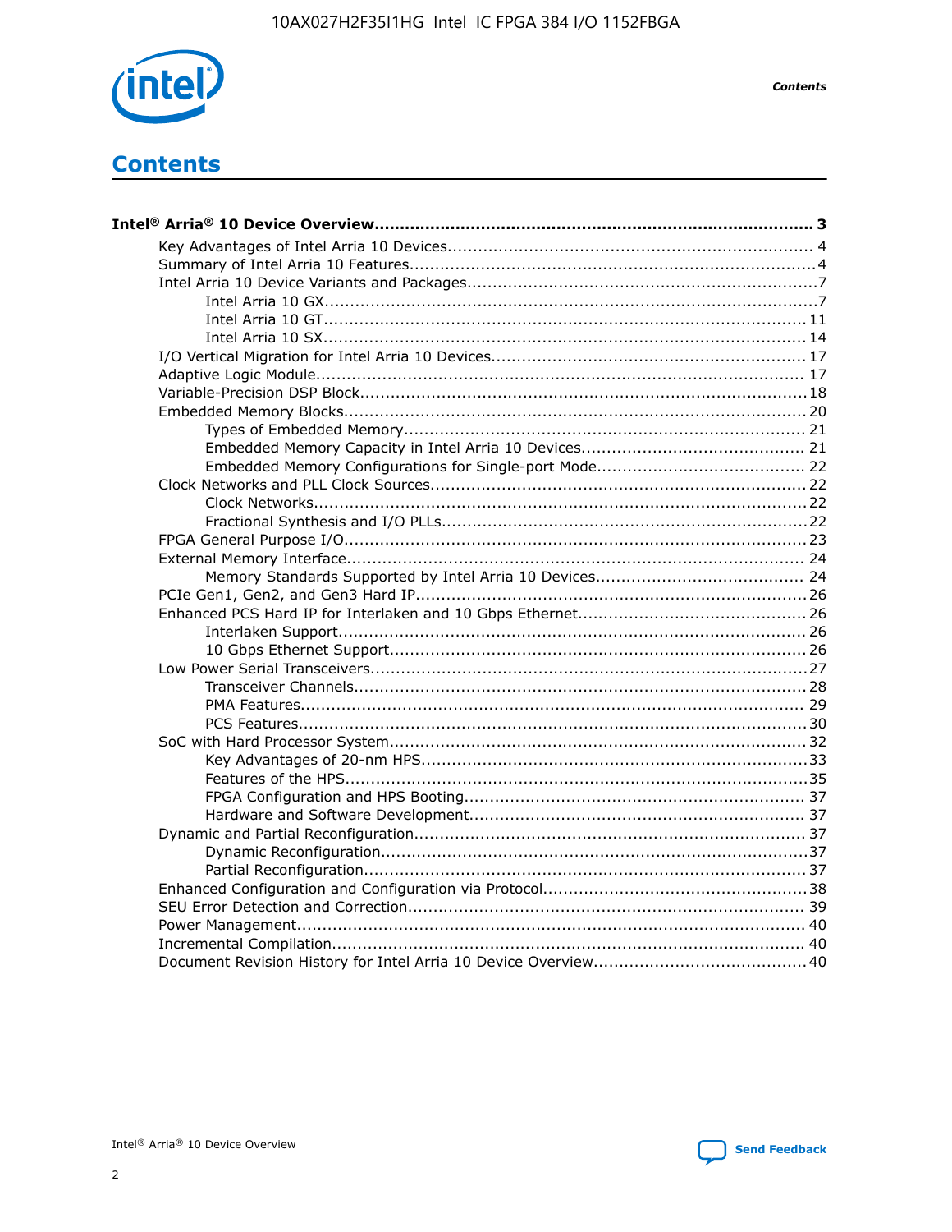# Contents

**Intel® Arria® 10 Device Overview....................................................................................... 3**

- Key Advantages of Intel Arria 10 Devices........................................................................ 4
- Summary of Intel Arria 10 Features................................................................................4
- Intel Arria 10 Device Variants and Packages.....................................................................7
  - Intel Arria 10 GX.................................................................................................7
  - Intel Arria 10 GT............................................................................................... 11
  - Intel Arria 10 SX............................................................................................... 14
- I/O Vertical Migration for Intel Arria 10 Devices.............................................................. 17
- Adaptive Logic Module................................................................................................ 17
- Variable-Precision DSP Block.......................................................................................18
- Embedded Memory Blocks...........................................................................................20
  - Types of Embedded Memory............................................................................... 21
  - Embedded Memory Capacity in Intel Arria 10 Devices............................................ 21
  - Embedded Memory Configurations for Single-port Mode......................................... 22
- Clock Networks and PLL Clock Sources.........................................................................22
  - Clock Networks.................................................................................................22
  - Fractional Synthesis and I/O PLLs........................................................................22
- FPGA General Purpose I/O..........................................................................................23
- External Memory Interface.......................................................................................... 24
  - Memory Standards Supported by Intel Arria 10 Devices......................................... 24
- PCIe Gen1, Gen2, and Gen3 Hard IP.............................................................................26
- Enhanced PCS Hard IP for Interlaken and 10 Gbps Ethernet.............................................26
  - Interlaken Support............................................................................................ 26
  - 10 Gbps Ethernet Support.................................................................................. 26
- Low Power Serial Transceivers.....................................................................................27
  - Transceiver Channels.........................................................................................28
  - PMA Features................................................................................................... 29
  - PCS Features....................................................................................................30
- SoC with Hard Processor System..................................................................................32
  - Key Advantages of 20-nm HPS............................................................................33
  - Features of the HPS...........................................................................................35
  - FPGA Configuration and HPS Booting................................................................... 37
  - Hardware and Software Development.................................................................. 37
- Dynamic and Partial Reconfiguration............................................................................37
  - Dynamic Reconfiguration...................................................................................37
  - Partial Reconfiguration.......................................................................................37
- Enhanced Configuration and Configuration via Protocol...................................................38
- SEU Error Detection and Correction............................................................................. 39
- Power Management................................................................................................... 40
- Incremental Compilation............................................................................................ 40
- Document Revision History for Intel Arria 10 Device Overview..........................................40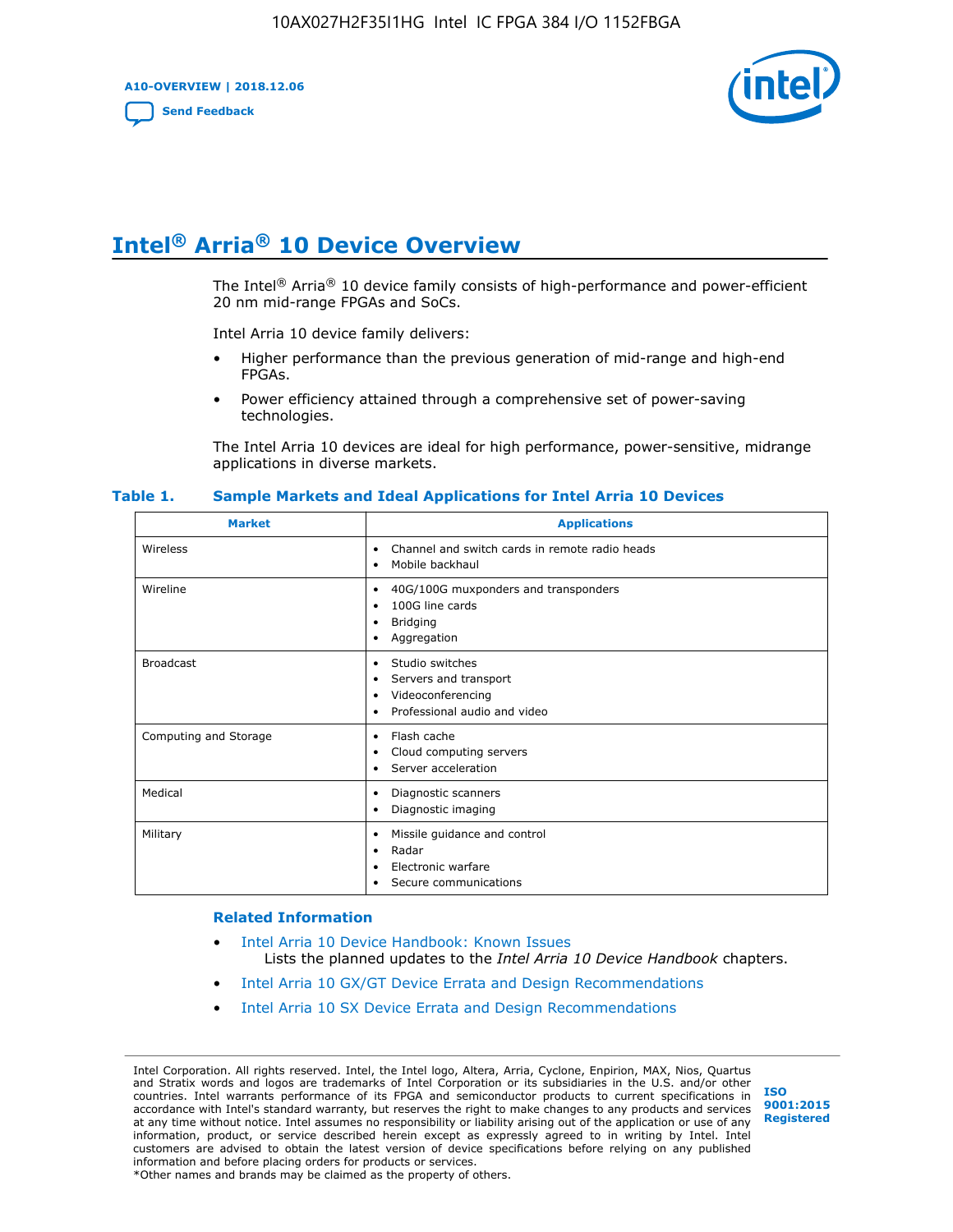# Intel® Arria® 10 Device Overview

The Intel® Arria® 10 device family consists of high-performance and power-efficient 20 nm mid-range FPGAs and SoCs.

Intel Arria 10 device family delivers:

- Higher performance than the previous generation of mid-range and high-end FPGAs.
- Power efficiency attained through a comprehensive set of power-saving technologies.

The Intel Arria 10 devices are ideal for high performance, power-sensitive, midrange applications in diverse markets.

**Table 1. Sample Markets and Ideal Applications for Intel Arria 10 Devices**

| Market | Applications |
|---|---|
| Wireless | • Channel and switch cards in remote radio heads<br>• Mobile backhaul |
| Wireline | • 40G/100G muxponders and transponders<br>• 100G line cards<br>• Bridging<br>• Aggregation |
| Broadcast | • Studio switches<br>• Servers and transport<br>• Videoconferencing<br>• Professional audio and video |
| Computing and Storage | • Flash cache<br>• Cloud computing servers<br>• Server acceleration |
| Medical | • Diagnostic scanners<br>• Diagnostic imaging |
| Military | • Missile guidance and control<br>• Radar<br>• Electronic warfare<br>• Secure communications |

**Related Information**

- Intel Arria 10 Device Handbook: Known Issues
  Lists the planned updates to the *Intel Arria 10 Device Handbook* chapters.
- Intel Arria 10 GX/GT Device Errata and Design Recommendations
- Intel Arria 10 SX Device Errata and Design Recommendations

Intel Corporation. All rights reserved. Intel, the Intel logo, Altera, Arria, Cyclone, Enpirion, MAX, Nios, Quartus and Stratix words and logos are trademarks of Intel Corporation or its subsidiaries in the U.S. and/or other countries. Intel warrants performance of its FPGA and semiconductor products to current specifications in accordance with Intel's standard warranty, but reserves the right to make changes to any products and services at any time without notice. Intel assumes no responsibility or liability arising out of the application or use of any information, product, or service described herein except as expressly agreed to in writing by Intel. Intel customers are advised to obtain the latest version of device specifications before relying on any published information and before placing orders for products or services.
*Other names and brands may be claimed as the property of others.

ISO 9001:2015 Registered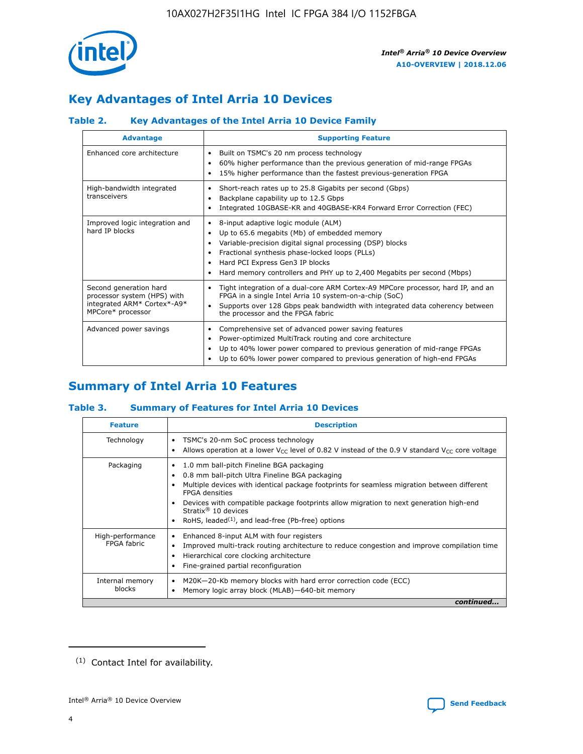## Key Advantages of Intel Arria 10 Devices

### Table 2. Key Advantages of the Intel Arria 10 Device Family

| Advantage | Supporting Feature |
|---|---|
| Enhanced core architecture | • Built on TSMC's 20 nm process technology<br>• 60% higher performance than the previous generation of mid-range FPGAs<br>• 15% higher performance than the fastest previous-generation FPGA |
| High-bandwidth integrated transceivers | • Short-reach rates up to 25.8 Gigabits per second (Gbps)<br>• Backplane capability up to 12.5 Gbps<br>• Integrated 10GBASE-KR and 40GBASE-KR4 Forward Error Correction (FEC) |
| Improved logic integration and hard IP blocks | • 8-input adaptive logic module (ALM)<br>• Up to 65.6 megabits (Mb) of embedded memory<br>• Variable-precision digital signal processing (DSP) blocks<br>• Fractional synthesis phase-locked loops (PLLs)<br>• Hard PCI Express Gen3 IP blocks<br>• Hard memory controllers and PHY up to 2,400 Megabits per second (Mbps) |
| Second generation hard processor system (HPS) with integrated ARM* Cortex*-A9* MPCore* processor | • Tight integration of a dual-core ARM Cortex-A9 MPCore processor, hard IP, and an FPGA in a single Intel Arria 10 system-on-a-chip (SoC)<br>• Supports over 128 Gbps peak bandwidth with integrated data coherency between the processor and the FPGA fabric |
| Advanced power savings | • Comprehensive set of advanced power saving features<br>• Power-optimized MultiTrack routing and core architecture<br>• Up to 40% lower power compared to previous generation of mid-range FPGAs<br>• Up to 60% lower power compared to previous generation of high-end FPGAs |

## Summary of Intel Arria 10 Features

### Table 3. Summary of Features for Intel Arria 10 Devices

| Feature | Description |
|---|---|
| Technology | • TSMC's 20-nm SoC process technology<br>• Allows operation at a lower $V_{CC}$ level of 0.82 V instead of the 0.9 V standard $V_{CC}$ core voltage |
| Packaging | • 1.0 mm ball-pitch Fineline BGA packaging<br>• 0.8 mm ball-pitch Ultra Fineline BGA packaging<br>• Multiple devices with identical package footprints for seamless migration between different FPGA densities<br>• Devices with compatible package footprints allow migration to next generation high-end Stratix® 10 devices<br>• RoHS, leaded[1], and lead-free (Pb-free) options |
| High-performance FPGA fabric | • Enhanced 8-input ALM with four registers<br>• Improved multi-track routing architecture to reduce congestion and improve compilation time<br>• Hierarchical core clocking architecture<br>• Fine-grained partial reconfiguration |
| Internal memory blocks | • M20K—20-Kb memory blocks with hard error correction code (ECC)<br>• Memory logic array block (MLAB)—640-bit memory |

*continued...*

[1] Contact Intel for availability.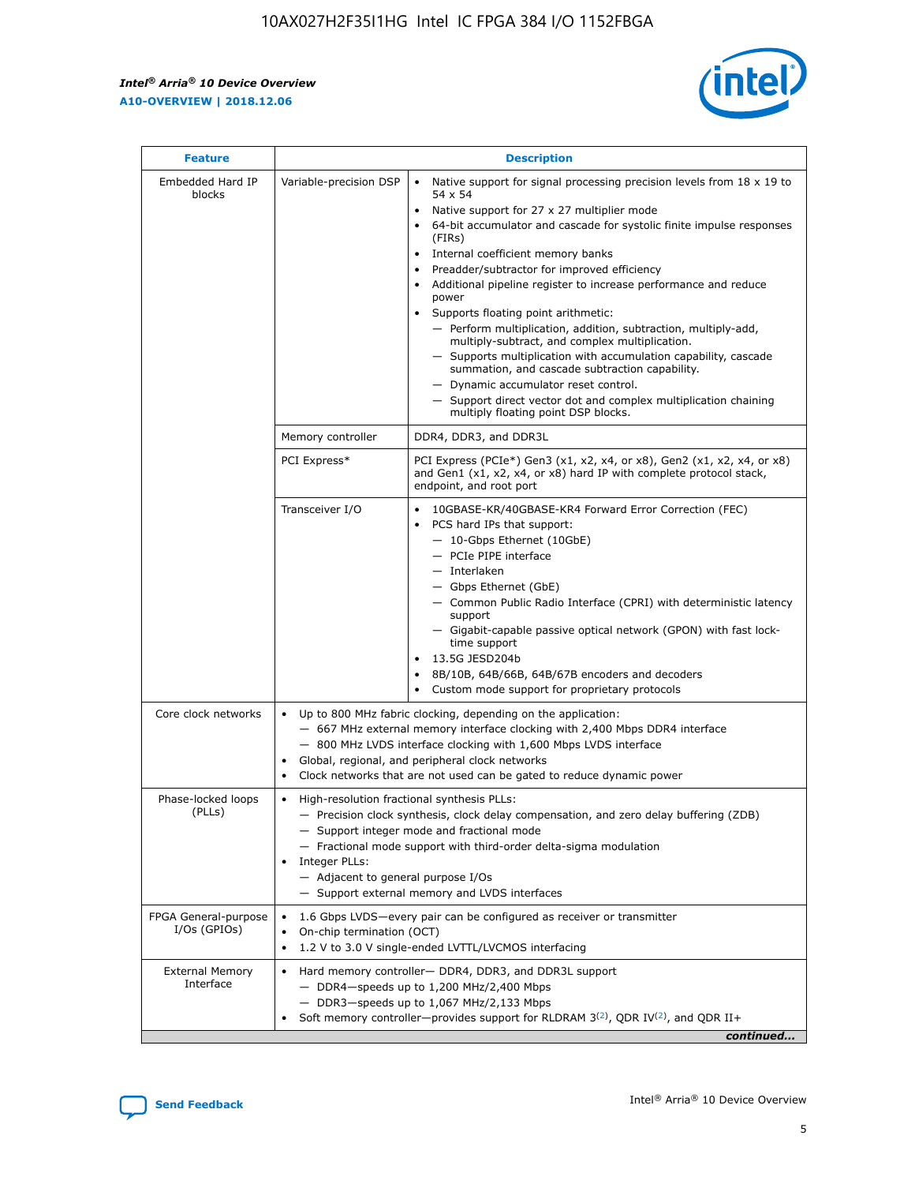| Feature | | Description |
|---|---|---|
| Embedded Hard IP blocks | Variable-precision DSP | • Native support for signal processing precision levels from 18 x 19 to 54 x 54<br>• Native support for 27 x 27 multiplier mode<br>• 64-bit accumulator and cascade for systolic finite impulse responses (FIRs)<br>• Internal coefficient memory banks<br>• Preadder/subtractor for improved efficiency<br>• Additional pipeline register to increase performance and reduce power<br>• Supports floating point arithmetic:<br>— Perform multiplication, addition, subtraction, multiply-add, multiply-subtract, and complex multiplication.<br>— Supports multiplication with accumulation capability, cascade summation, and cascade subtraction capability.<br>— Dynamic accumulator reset control.<br>— Support direct vector dot and complex multiplication chaining multiply floating point DSP blocks. |
| | Memory controller | DDR4, DDR3, and DDR3L |
| | PCI Express* | PCI Express (PCIe*) Gen3 (x1, x2, x4, or x8), Gen2 (x1, x2, x4, or x8) and Gen1 (x1, x2, x4, or x8) hard IP with complete protocol stack, endpoint, and root port |
| | Transceiver I/O | • 10GBASE-KR/40GBASE-KR4 Forward Error Correction (FEC)<br>• PCS hard IPs that support:<br>— 10-Gbps Ethernet (10GbE)<br>— PCIe PIPE interface<br>— Interlaken<br>— Gbps Ethernet (GbE)<br>— Common Public Radio Interface (CPRI) with deterministic latency support<br>— Gigabit-capable passive optical network (GPON) with fast lock-time support<br>• 13.5G JESD204b<br>• 8B/10B, 64B/66B, 64B/67B encoders and decoders<br>• Custom mode support for proprietary protocols |
| Core clock networks | | • Up to 800 MHz fabric clocking, depending on the application:<br>— 667 MHz external memory interface clocking with 2,400 Mbps DDR4 interface<br>— 800 MHz LVDS interface clocking with 1,600 Mbps LVDS interface<br>• Global, regional, and peripheral clock networks<br>• Clock networks that are not used can be gated to reduce dynamic power |
| Phase-locked loops (PLLs) | | • High-resolution fractional synthesis PLLs:<br>— Precision clock synthesis, clock delay compensation, and zero delay buffering (ZDB)<br>— Support integer mode and fractional mode<br>— Fractional mode support with third-order delta-sigma modulation<br>• Integer PLLs:<br>— Adjacent to general purpose I/Os<br>— Support external memory and LVDS interfaces |
| FPGA General-purpose I/Os (GPIOs) | | • 1.6 Gbps LVDS—every pair can be configured as receiver or transmitter<br>• On-chip termination (OCT)<br>• 1.2 V to 3.0 V single-ended LVTTL/LVCMOS interfacing |
| External Memory Interface | | • Hard memory controller— DDR4, DDR3, and DDR3L support<br>— DDR4—speeds up to 1,200 MHz/2,400 Mbps<br>— DDR3—speeds up to 1,067 MHz/2,133 Mbps<br>• Soft memory controller—provides support for RLDRAM 3[(2)], QDR IV[(2)], and QDR II+ |

*continued...*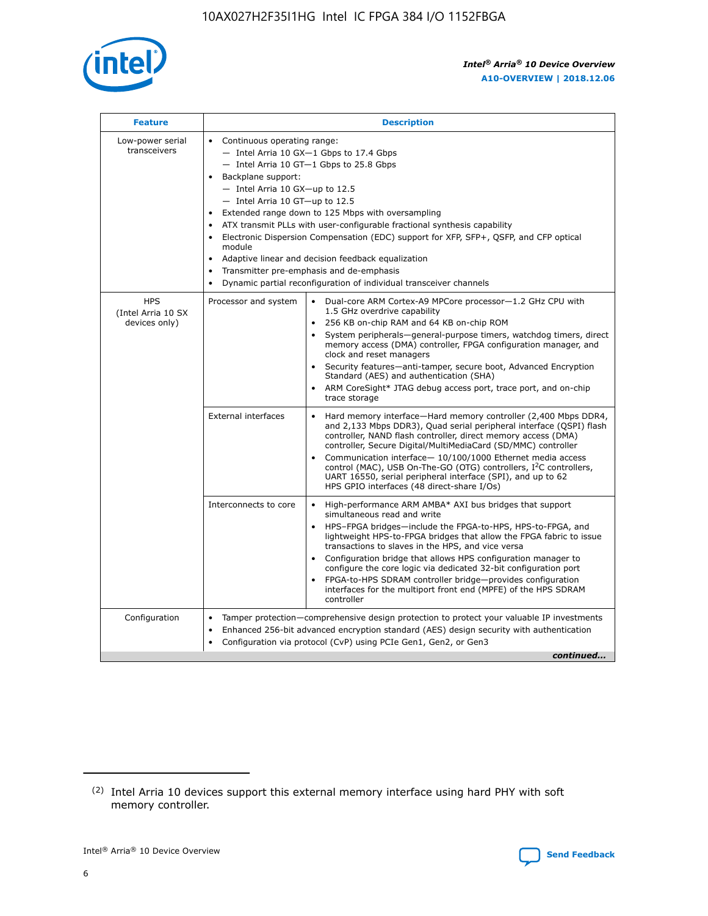| Feature | Description | |
|---|---|---|
| Low-power serial transceivers | • Continuous operating range:<br>— Intel Arria 10 GX—1 Gbps to 17.4 Gbps<br>— Intel Arria 10 GT—1 Gbps to 25.8 Gbps<br>• Backplane support:<br>— Intel Arria 10 GX—up to 12.5<br>— Intel Arria 10 GT—up to 12.5<br>• Extended range down to 125 Mbps with oversampling<br>• ATX transmit PLLs with user-configurable fractional synthesis capability<br>• Electronic Dispersion Compensation (EDC) support for XFP, SFP+, QSFP, and CFP optical module<br>• Adaptive linear and decision feedback equalization<br>• Transmitter pre-emphasis and de-emphasis<br>• Dynamic partial reconfiguration of individual transceiver channels | |
| HPS (Intel Arria 10 SX devices only) | Processor and system | • Dual-core ARM Cortex-A9 MPCore processor—1.2 GHz CPU with 1.5 GHz overdrive capability<br>• 256 KB on-chip RAM and 64 KB on-chip ROM<br>• System peripherals—general-purpose timers, watchdog timers, direct memory access (DMA) controller, FPGA configuration manager, and clock and reset managers<br>• Security features—anti-tamper, secure boot, Advanced Encryption Standard (AES) and authentication (SHA)<br>• ARM CoreSight* JTAG debug access port, trace port, and on-chip trace storage |
| | External interfaces | • Hard memory interface—Hard memory controller (2,400 Mbps DDR4, and 2,133 Mbps DDR3), Quad serial peripheral interface (QSPI) flash controller, NAND flash controller, direct memory access (DMA) controller, Secure Digital/MultiMediaCard (SD/MMC) controller<br>• Communication interface— 10/100/1000 Ethernet media access control (MAC), USB On-The-GO (OTG) controllers, I$^2$C controllers, UART 16550, serial peripheral interface (SPI), and up to 62 HPS GPIO interfaces (48 direct-share I/Os) |
| | Interconnects to core | • High-performance ARM AMBA* AXI bus bridges that support simultaneous read and write<br>• HPS–FPGA bridges—include the FPGA-to-HPS, HPS-to-FPGA, and lightweight HPS-to-FPGA bridges that allow the FPGA fabric to issue transactions to slaves in the HPS, and vice versa<br>• Configuration bridge that allows HPS configuration manager to configure the core logic via dedicated 32-bit configuration port<br>• FPGA-to-HPS SDRAM controller bridge—provides configuration interfaces for the multiport front end (MPFE) of the HPS SDRAM controller |
| Configuration | • Tamper protection—comprehensive design protection to protect your valuable IP investments<br>• Enhanced 256-bit advanced encryption standard (AES) design security with authentication<br>• Configuration via protocol (CvP) using PCIe Gen1, Gen2, or Gen3 | |

*continued...*

(2) Intel Arria 10 devices support this external memory interface using hard PHY with soft memory controller.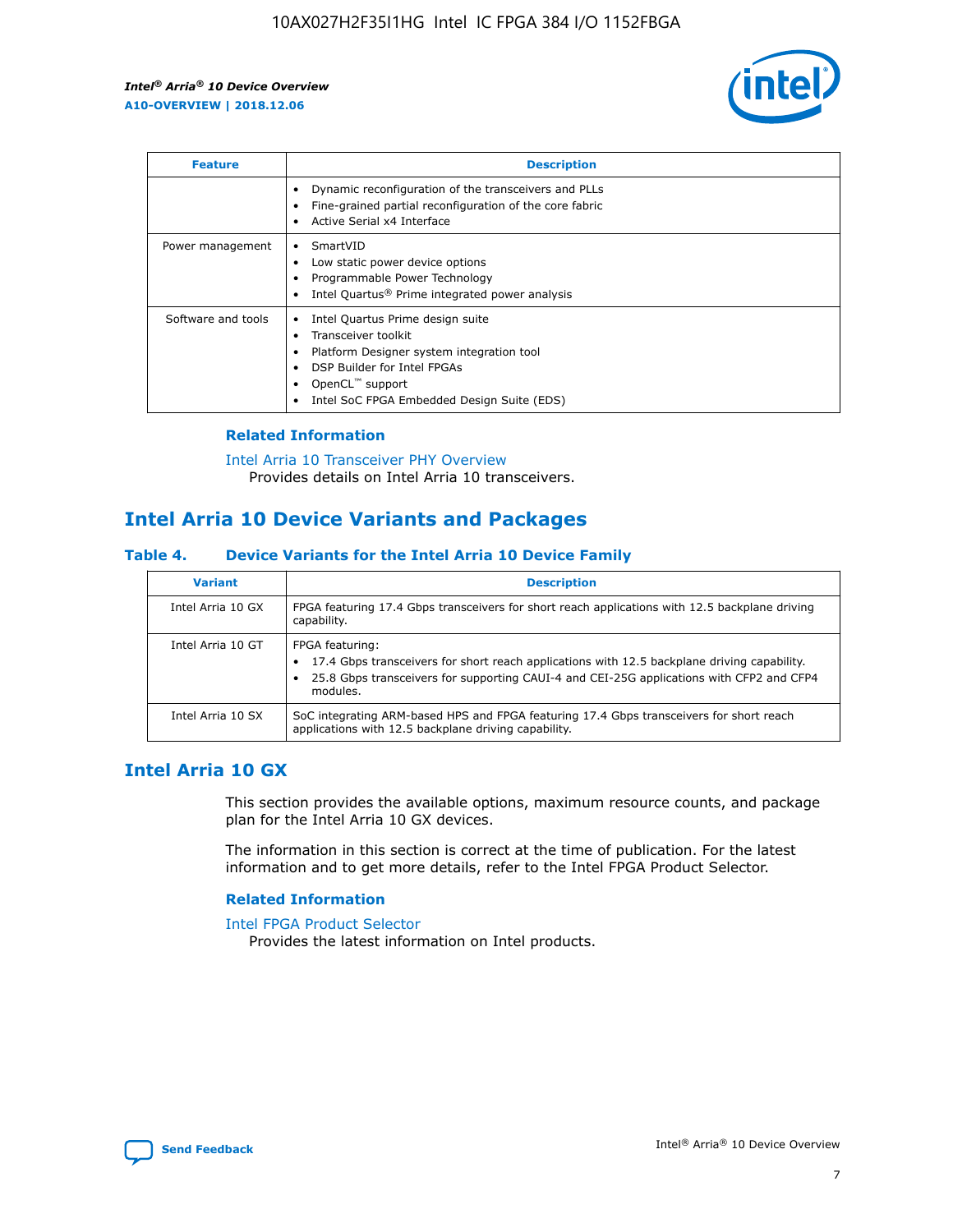| Feature | Description |
| --- | --- |
| | • Dynamic reconfiguration of the transceivers and PLLs<br>• Fine-grained partial reconfiguration of the core fabric<br>• Active Serial x4 Interface |
| Power management | • SmartVID<br>• Low static power device options<br>• Programmable Power Technology<br>• Intel Quartus® Prime integrated power analysis |
| Software and tools | • Intel Quartus Prime design suite<br>• Transceiver toolkit<br>• Platform Designer system integration tool<br>• DSP Builder for Intel FPGAs<br>• OpenCL™ support<br>• Intel SoC FPGA Embedded Design Suite (EDS) |

### Related Information

Intel Arria 10 Transceiver PHY Overview
Provides details on Intel Arria 10 transceivers.

## Intel Arria 10 Device Variants and Packages

### Table 4. Device Variants for the Intel Arria 10 Device Family

| Variant | Description |
| --- | --- |
| Intel Arria 10 GX | FPGA featuring 17.4 Gbps transceivers for short reach applications with 12.5 backplane driving capability. |
| Intel Arria 10 GT | FPGA featuring:<br>• 17.4 Gbps transceivers for short reach applications with 12.5 backplane driving capability.<br>• 25.8 Gbps transceivers for supporting CAUI-4 and CEI-25G applications with CFP2 and CFP4 modules. |
| Intel Arria 10 SX | SoC integrating ARM-based HPS and FPGA featuring 17.4 Gbps transceivers for short reach applications with 12.5 backplane driving capability. |

## Intel Arria 10 GX

This section provides the available options, maximum resource counts, and package plan for the Intel Arria 10 GX devices.

The information in this section is correct at the time of publication. For the latest information and to get more details, refer to the Intel FPGA Product Selector.

### Related Information

Intel FPGA Product Selector
Provides the latest information on Intel products.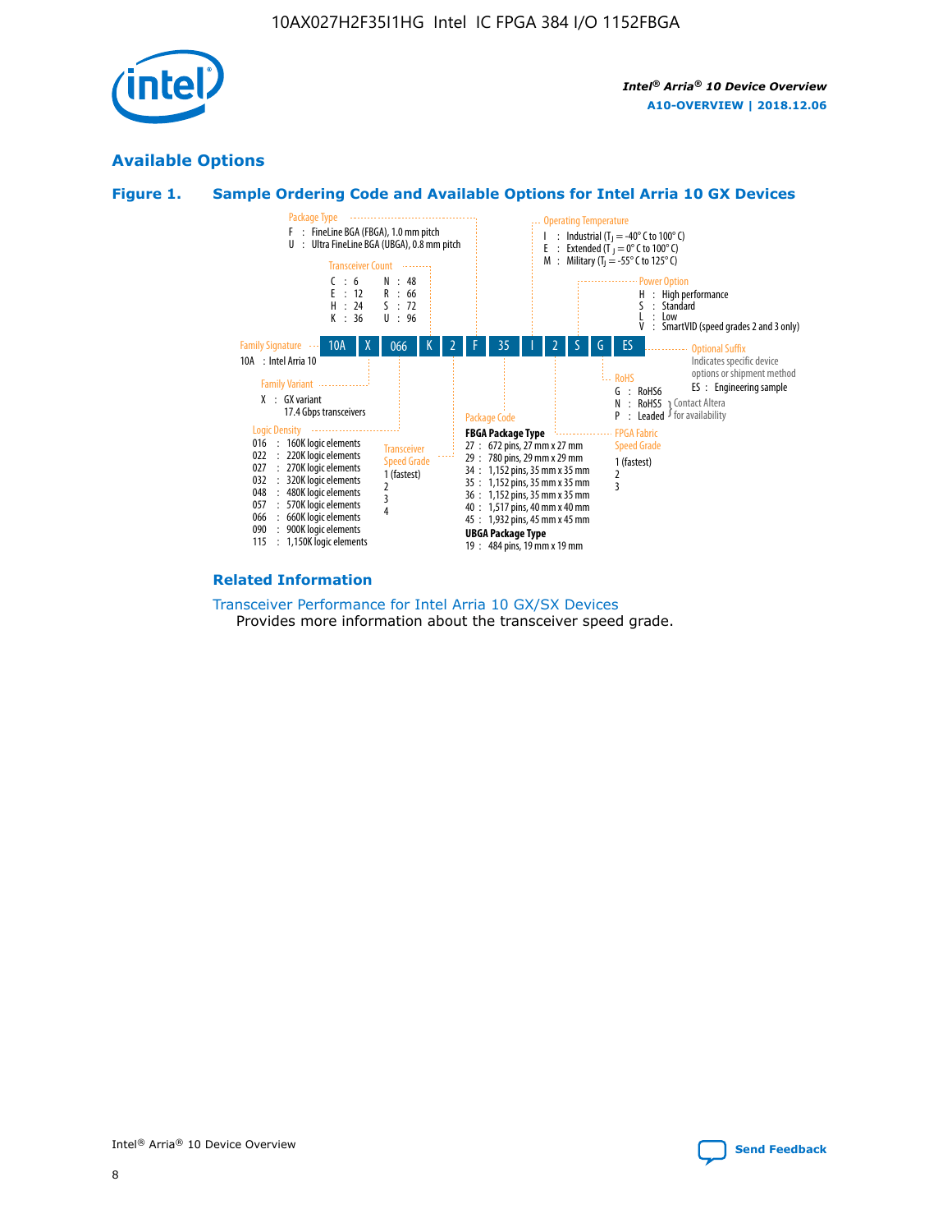## Available Options

### Figure 1. Sample Ordering Code and Available Options for Intel Arria 10 GX Devices

**Sample ordering code:** 10A X 066 K 2 F 35 I 2 S G ES

**Family Signature**
- 10A : Intel Arria 10

**Family Variant**
- X : GX variant, 17.4 Gbps transceivers

**Logic Density**
- 016 : 160K logic elements
- 022 : 220K logic elements
- 027 : 270K logic elements
- 032 : 320K logic elements
- 048 : 480K logic elements
- 057 : 570K logic elements
- 066 : 660K logic elements
- 090 : 900K logic elements
- 115 : 1,150K logic elements

**Transceiver Count**
- C : 6
- E : 12
- H : 24
- K : 36
- N : 48
- R : 66
- S : 72
- U : 96

**Transceiver Speed Grade**
- 1 (fastest)
- 2
- 3
- 4

**Package Type**
- F : FineLine BGA (FBGA), 1.0 mm pitch
- U : Ultra FineLine BGA (UBGA), 0.8 mm pitch

**Package Code**

FBGA Package Type
- 27 : 672 pins, 27 mm x 27 mm
- 29 : 780 pins, 29 mm x 29 mm
- 34 : 1,152 pins, 35 mm x 35 mm
- 35 : 1,152 pins, 35 mm x 35 mm
- 36 : 1,152 pins, 35 mm x 35 mm
- 40 : 1,517 pins, 40 mm x 40 mm
- 45 : 1,932 pins, 45 mm x 45 mm

UBGA Package Type
- 19 : 484 pins, 19 mm x 19 mm

**Operating Temperature**
- I : Industrial ($T_J$ = -40° C to 100° C)
- E : Extended ($T_J$ = 0° C to 100° C)
- M : Military ($T_J$ = -55° C to 125° C)

**FPGA Fabric Speed Grade**
- 1 (fastest)
- 2
- 3

**Power Option**
- H : High performance
- S : Standard
- L : Low
- V : SmartVID (speed grades 2 and 3 only)

**RoHS**
- G : RoHS6
- N : RoHS5 (Contact Altera for availability)
- P : Leaded (Contact Altera for availability)

**Optional Suffix**

Indicates specific device options or shipment method
- ES : Engineering sample

### Related Information

Transceiver Performance for Intel Arria 10 GX/SX Devices

Provides more information about the transceiver speed grade.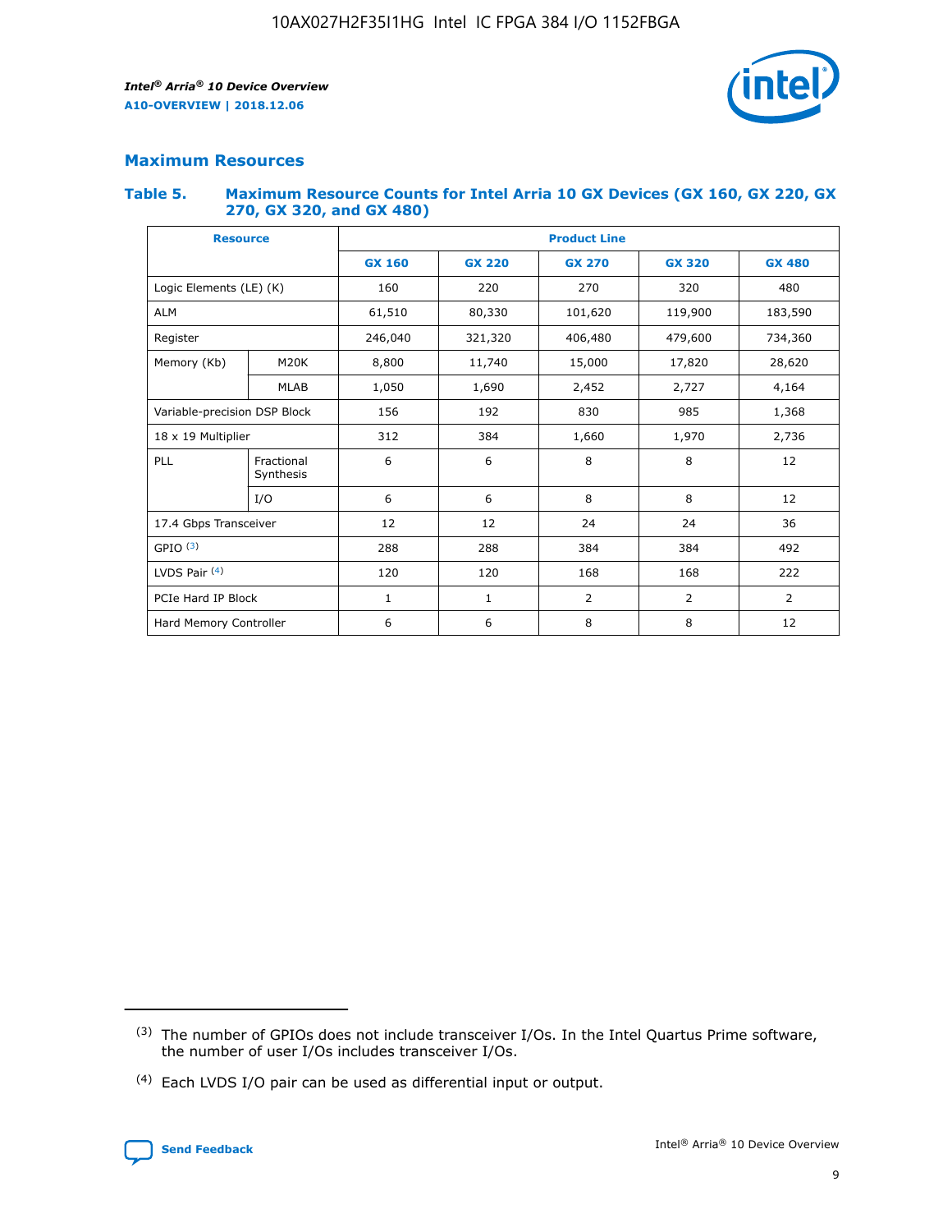## Maximum Resources

### Table 5. Maximum Resource Counts for Intel Arria 10 GX Devices (GX 160, GX 220, GX 270, GX 320, and GX 480)

| Resource | | Product Line | | | | |
|---|---|---|---|---|---|---|
| | | GX 160 | GX 220 | GX 270 | GX 320 | GX 480 |
| Logic Elements (LE) (K) | | 160 | 220 | 270 | 320 | 480 |
| ALM | | 61,510 | 80,330 | 101,620 | 119,900 | 183,590 |
| Register | | 246,040 | 321,320 | 406,480 | 479,600 | 734,360 |
| Memory (Kb) | M20K | 8,800 | 11,740 | 15,000 | 17,820 | 28,620 |
| | MLAB | 1,050 | 1,690 | 2,452 | 2,727 | 4,164 |
| Variable-precision DSP Block | | 156 | 192 | 830 | 985 | 1,368 |
| 18 x 19 Multiplier | | 312 | 384 | 1,660 | 1,970 | 2,736 |
| PLL | Fractional Synthesis | 6 | 6 | 8 | 8 | 12 |
| | I/O | 6 | 6 | 8 | 8 | 12 |
| 17.4 Gbps Transceiver | | 12 | 12 | 24 | 24 | 36 |
| GPIO (3) | | 288 | 288 | 384 | 384 | 492 |
| LVDS Pair (4) | | 120 | 120 | 168 | 168 | 222 |
| PCIe Hard IP Block | | 1 | 1 | 2 | 2 | 2 |
| Hard Memory Controller | | 6 | 6 | 8 | 8 | 12 |

(3) The number of GPIOs does not include transceiver I/Os. In the Intel Quartus Prime software, the number of user I/Os includes transceiver I/Os.

(4) Each LVDS I/O pair can be used as differential input or output.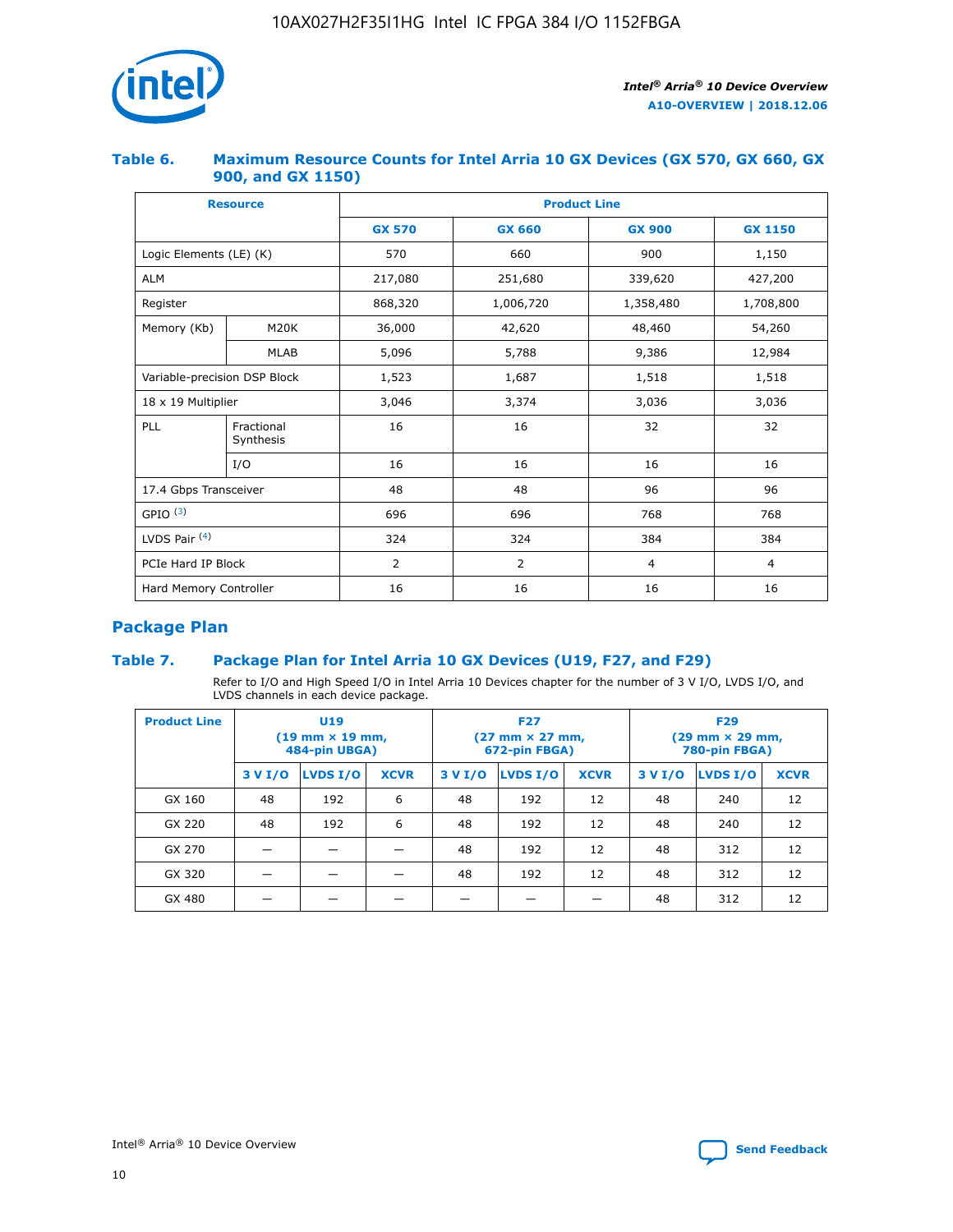### Table 6. Maximum Resource Counts for Intel Arria 10 GX Devices (GX 570, GX 660, GX 900, and GX 1150)

| Resource | | Product Line | | | |
|---|---|---|---|---|---|
| | | GX 570 | GX 660 | GX 900 | GX 1150 |
| Logic Elements (LE) (K) | | 570 | 660 | 900 | 1,150 |
| ALM | | 217,080 | 251,680 | 339,620 | 427,200 |
| Register | | 868,320 | 1,006,720 | 1,358,480 | 1,708,800 |
| Memory (Kb) | M20K | 36,000 | 42,620 | 48,460 | 54,260 |
| | MLAB | 5,096 | 5,788 | 9,386 | 12,984 |
| Variable-precision DSP Block | | 1,523 | 1,687 | 1,518 | 1,518 |
| 18 x 19 Multiplier | | 3,046 | 3,374 | 3,036 | 3,036 |
| PLL | Fractional Synthesis | 16 | 16 | 32 | 32 |
| | I/O | 16 | 16 | 16 | 16 |
| 17.4 Gbps Transceiver | | 48 | 48 | 96 | 96 |
| GPIO [(3)] | | 696 | 696 | 768 | 768 |
| LVDS Pair [(4)] | | 324 | 324 | 384 | 384 |
| PCIe Hard IP Block | | 2 | 2 | 4 | 4 |
| Hard Memory Controller | | 16 | 16 | 16 | 16 |

## Package Plan

### Table 7. Package Plan for Intel Arria 10 GX Devices (U19, F27, and F29)

Refer to I/O and High Speed I/O in Intel Arria 10 Devices chapter for the number of 3 V I/O, LVDS I/O, and LVDS channels in each device package.

| Product Line | U19 (19 mm × 19 mm, 484-pin UBGA) | | | F27 (27 mm × 27 mm, 672-pin FBGA) | | | F29 (29 mm × 29 mm, 780-pin FBGA) | | |
|---|---|---|---|---|---|---|---|---|---|
| | 3 V I/O | LVDS I/O | XCVR | 3 V I/O | LVDS I/O | XCVR | 3 V I/O | LVDS I/O | XCVR |
| GX 160 | 48 | 192 | 6 | 48 | 192 | 12 | 48 | 240 | 12 |
| GX 220 | 48 | 192 | 6 | 48 | 192 | 12 | 48 | 240 | 12 |
| GX 270 | — | — | — | 48 | 192 | 12 | 48 | 312 | 12 |
| GX 320 | — | — | — | 48 | 192 | 12 | 48 | 312 | 12 |
| GX 480 | — | — | — | — | — | — | 48 | 312 | 12 |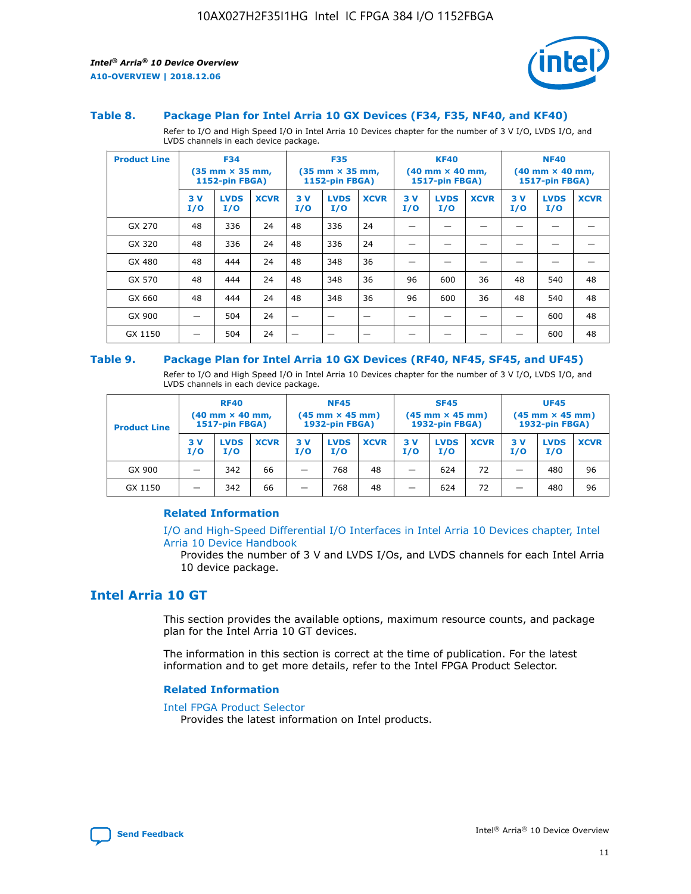### Table 8. Package Plan for Intel Arria 10 GX Devices (F34, F35, NF40, and KF40)

Refer to I/O and High Speed I/O in Intel Arria 10 Devices chapter for the number of 3 V I/O, LVDS I/O, and LVDS channels in each device package.

| Product Line | F34 (35 mm × 35 mm, 1152-pin FBGA) | | | F35 (35 mm × 35 mm, 1152-pin FBGA) | | | KF40 (40 mm × 40 mm, 1517-pin FBGA) | | | NF40 (40 mm × 40 mm, 1517-pin FBGA) | | |
|---|---|---|---|---|---|---|---|---|---|---|---|---|
| | 3 V I/O | LVDS I/O | XCVR | 3 V I/O | LVDS I/O | XCVR | 3 V I/O | LVDS I/O | XCVR | 3 V I/O | LVDS I/O | XCVR |
| GX 270 | 48 | 336 | 24 | 48 | 336 | 24 | — | — | — | — | — | — |
| GX 320 | 48 | 336 | 24 | 48 | 336 | 24 | — | — | — | — | — | — |
| GX 480 | 48 | 444 | 24 | 48 | 348 | 36 | — | — | — | — | — | — |
| GX 570 | 48 | 444 | 24 | 48 | 348 | 36 | 96 | 600 | 36 | 48 | 540 | 48 |
| GX 660 | 48 | 444 | 24 | 48 | 348 | 36 | 96 | 600 | 36 | 48 | 540 | 48 |
| GX 900 | — | 504 | 24 | — | — | — | — | — | — | — | 600 | 48 |
| GX 1150 | — | 504 | 24 | — | — | — | — | — | — | — | 600 | 48 |

### Table 9. Package Plan for Intel Arria 10 GX Devices (RF40, NF45, SF45, and UF45)

Refer to I/O and High Speed I/O in Intel Arria 10 Devices chapter for the number of 3 V I/O, LVDS I/O, and LVDS channels in each device package.

| Product Line | RF40 (40 mm × 40 mm, 1517-pin FBGA) | | | NF45 (45 mm × 45 mm) 1932-pin FBGA) | | | SF45 (45 mm × 45 mm) 1932-pin FBGA) | | | UF45 (45 mm × 45 mm) 1932-pin FBGA) | | |
|---|---|---|---|---|---|---|---|---|---|---|---|---|
| | 3 V I/O | LVDS I/O | XCVR | 3 V I/O | LVDS I/O | XCVR | 3 V I/O | LVDS I/O | XCVR | 3 V I/O | LVDS I/O | XCVR |
| GX 900 | — | 342 | 66 | — | 768 | 48 | — | 624 | 72 | — | 480 | 96 |
| GX 1150 | — | 342 | 66 | — | 768 | 48 | — | 624 | 72 | — | 480 | 96 |

#### Related Information

I/O and High-Speed Differential I/O Interfaces in Intel Arria 10 Devices chapter, Intel Arria 10 Device Handbook

Provides the number of 3 V and LVDS I/Os, and LVDS channels for each Intel Arria 10 device package.

## Intel Arria 10 GT

This section provides the available options, maximum resource counts, and package plan for the Intel Arria 10 GT devices.

The information in this section is correct at the time of publication. For the latest information and to get more details, refer to the Intel FPGA Product Selector.

#### Related Information

Intel FPGA Product Selector

Provides the latest information on Intel products.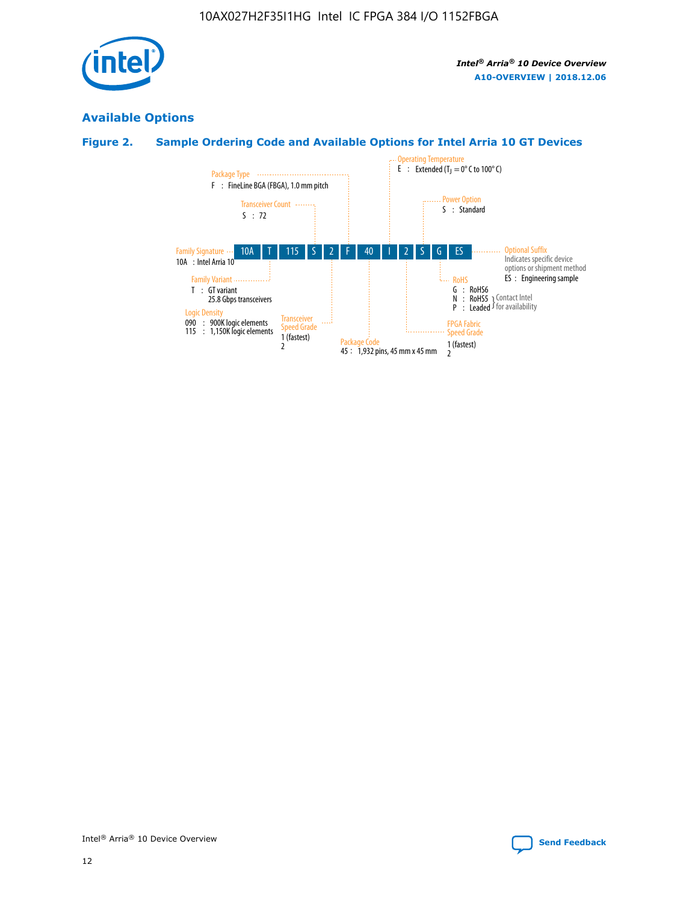## Available Options

### Figure 2. Sample Ordering Code and Available Options for Intel Arria 10 GT Devices

10A T 115 S 2 F 40 I 2 S G ES

- **Family Signature**
  - 10A : Intel Arria 10
- **Family Variant**
  - T : GT variant 25.8 Gbps transceivers
- **Logic Density**
  - 090 : 900K logic elements
  - 115 : 1,150K logic elements
- **Transceiver Count**
  - S : 72
- **Transceiver Speed Grade**
  - 1 (fastest)
  - 2
- **Package Type**
  - F : FineLine BGA (FBGA), 1.0 mm pitch
- **Package Code**
  - 45 : 1,932 pins, 45 mm x 45 mm
- **Operating Temperature**
  - E : Extended ($T_J$ = 0° C to 100° C)
- **FPGA Fabric Speed Grade**
  - 1 (fastest)
  - 2
- **Power Option**
  - S : Standard
- **RoHS**
  - G : RoHS6
  - N : RoHS5 } Contact Intel for availability
  - P : Leaded } Contact Intel for availability
- **Optional Suffix**
  - Indicates specific device options or shipment method
  - ES : Engineering sample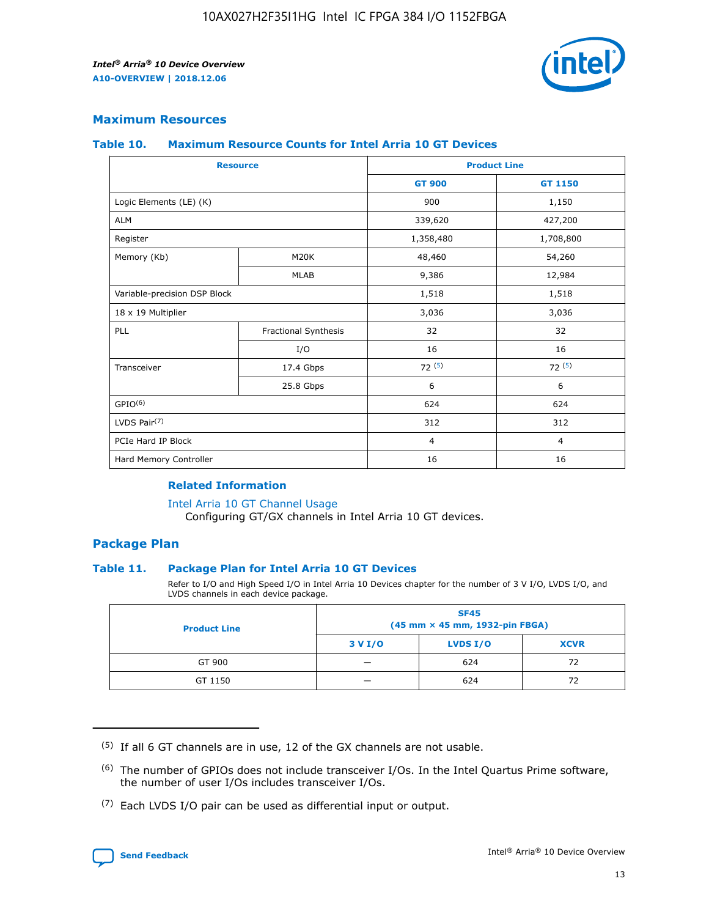## Maximum Resources

### Table 10. Maximum Resource Counts for Intel Arria 10 GT Devices

| Resource | | Product Line | |
|---|---|---|---|
| | | GT 900 | GT 1150 |
| Logic Elements (LE) (K) | | 900 | 1,150 |
| ALM | | 339,620 | 427,200 |
| Register | | 1,358,480 | 1,708,800 |
| Memory (Kb) | M20K | 48,460 | 54,260 |
| | MLAB | 9,386 | 12,984 |
| Variable-precision DSP Block | | 1,518 | 1,518 |
| 18 x 19 Multiplier | | 3,036 | 3,036 |
| PLL | Fractional Synthesis | 32 | 32 |
| | I/O | 16 | 16 |
| Transceiver | 17.4 Gbps | 72 (5) | 72 (5) |
| | 25.8 Gbps | 6 | 6 |
| GPIO(6) | | 624 | 624 |
| LVDS Pair(7) | | 312 | 312 |
| PCIe Hard IP Block | | 4 | 4 |
| Hard Memory Controller | | 16 | 16 |

#### Related Information

Intel Arria 10 GT Channel Usage
Configuring GT/GX channels in Intel Arria 10 GT devices.

## Package Plan

### Table 11. Package Plan for Intel Arria 10 GT Devices

Refer to I/O and High Speed I/O in Intel Arria 10 Devices chapter for the number of 3 V I/O, LVDS I/O, and LVDS channels in each device package.

| Product Line | SF45 (45 mm × 45 mm, 1932-pin FBGA) | | |
|---|---|---|---|
| | 3 V I/O | LVDS I/O | XCVR |
| GT 900 | — | 624 | 72 |
| GT 1150 | — | 624 | 72 |

(5) If all 6 GT channels are in use, 12 of the GX channels are not usable.

(6) The number of GPIOs does not include transceiver I/Os. In the Intel Quartus Prime software, the number of user I/Os includes transceiver I/Os.

(7) Each LVDS I/O pair can be used as differential input or output.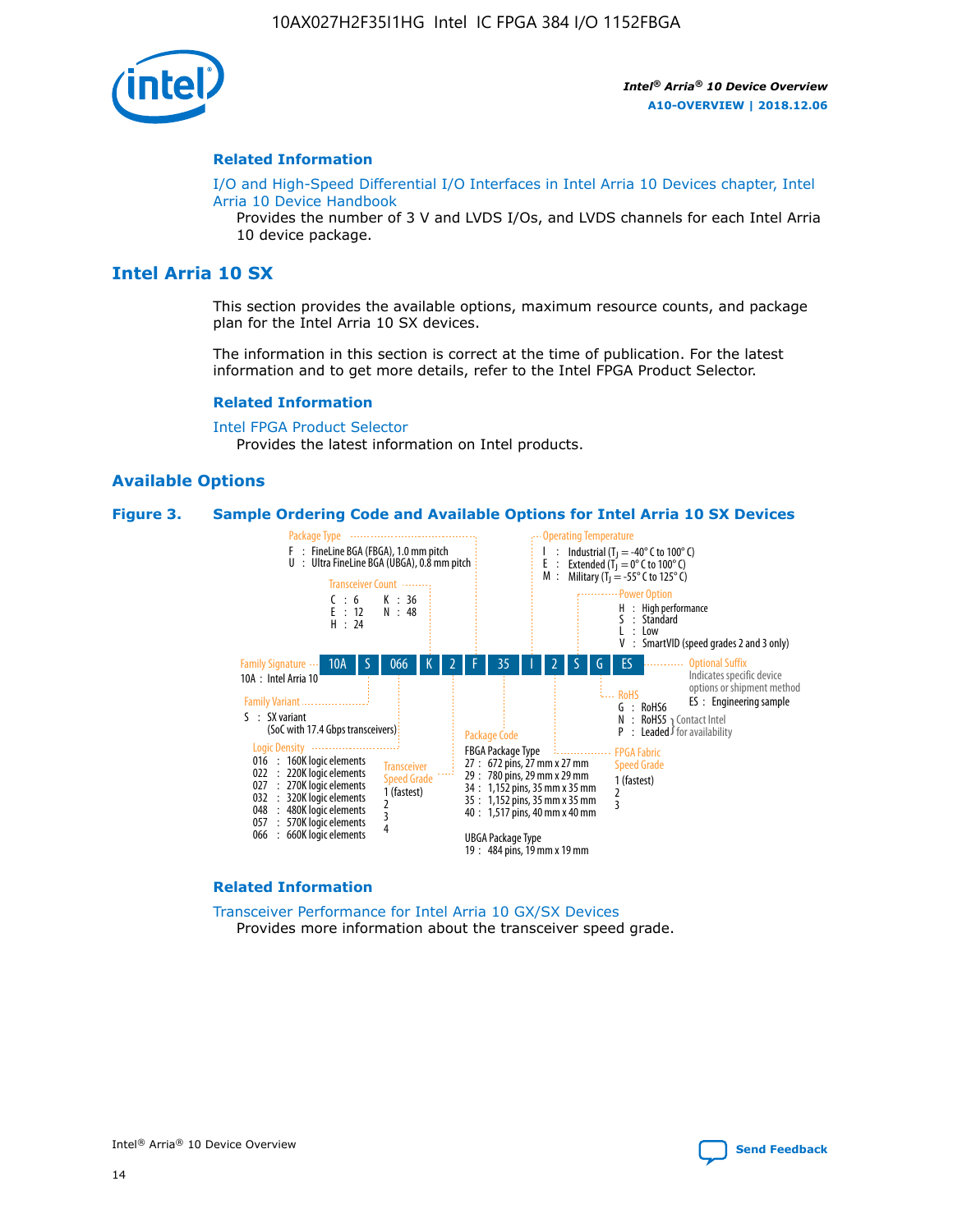## Related Information

I/O and High-Speed Differential I/O Interfaces in Intel Arria 10 Devices chapter, Intel Arria 10 Device Handbook

Provides the number of 3 V and LVDS I/Os, and LVDS channels for each Intel Arria 10 device package.

# Intel Arria 10 SX

This section provides the available options, maximum resource counts, and package plan for the Intel Arria 10 SX devices.

The information in this section is correct at the time of publication. For the latest information and to get more details, refer to the Intel FPGA Product Selector.

## Related Information

Intel FPGA Product Selector

Provides the latest information on Intel products.

## Available Options

**Figure 3. Sample Ordering Code and Available Options for Intel Arria 10 SX Devices**

Sample ordering code: 10A S 066 K 2 F 35 I 2 S G ES

- **Family Signature**
  - 10A : Intel Arria 10
- **Family Variant**
  - S : SX variant (SoC with 17.4 Gbps transceivers)
- **Logic Density**
  - 016 : 160K logic elements
  - 022 : 220K logic elements
  - 027 : 270K logic elements
  - 032 : 320K logic elements
  - 048 : 480K logic elements
  - 057 : 570K logic elements
  - 066 : 660K logic elements
- **Transceiver Count**
  - C : 6
  - E : 12
  - H : 24
  - K : 36
  - N : 48
- **Transceiver Speed Grade**
  - 1 (fastest)
  - 2
  - 3
  - 4
- **Package Type**
  - F : FineLine BGA (FBGA), 1.0 mm pitch
  - U : Ultra FineLine BGA (UBGA), 0.8 mm pitch
- **Package Code**
  - FBGA Package Type
    - 27 : 672 pins, 27 mm x 27 mm
    - 29 : 780 pins, 29 mm x 29 mm
    - 34 : 1,152 pins, 35 mm x 35 mm
    - 35 : 1,152 pins, 35 mm x 35 mm
    - 40 : 1,517 pins, 40 mm x 40 mm
  - UBGA Package Type
    - 19 : 484 pins, 19 mm x 19 mm
- **Operating Temperature**
  - I : Industrial ($T_J$ = -40° C to 100° C)
  - E : Extended ($T_J$ = 0° C to 100° C)
  - M : Military ($T_J$ = -55° C to 125° C)
- **FPGA Fabric Speed Grade**
  - 1 (fastest)
  - 2
  - 3
- **Power Option**
  - H : High performance
  - S : Standard
  - L : Low
  - V : SmartVID (speed grades 2 and 3 only)
- **RoHS**
  - G : RoHS6
  - N : RoHS5 (Contact Intel for availability)
  - P : Leaded (Contact Intel for availability)
- **Optional Suffix**
  - Indicates specific device options or shipment method
  - ES : Engineering sample

## Related Information

Transceiver Performance for Intel Arria 10 GX/SX Devices

Provides more information about the transceiver speed grade.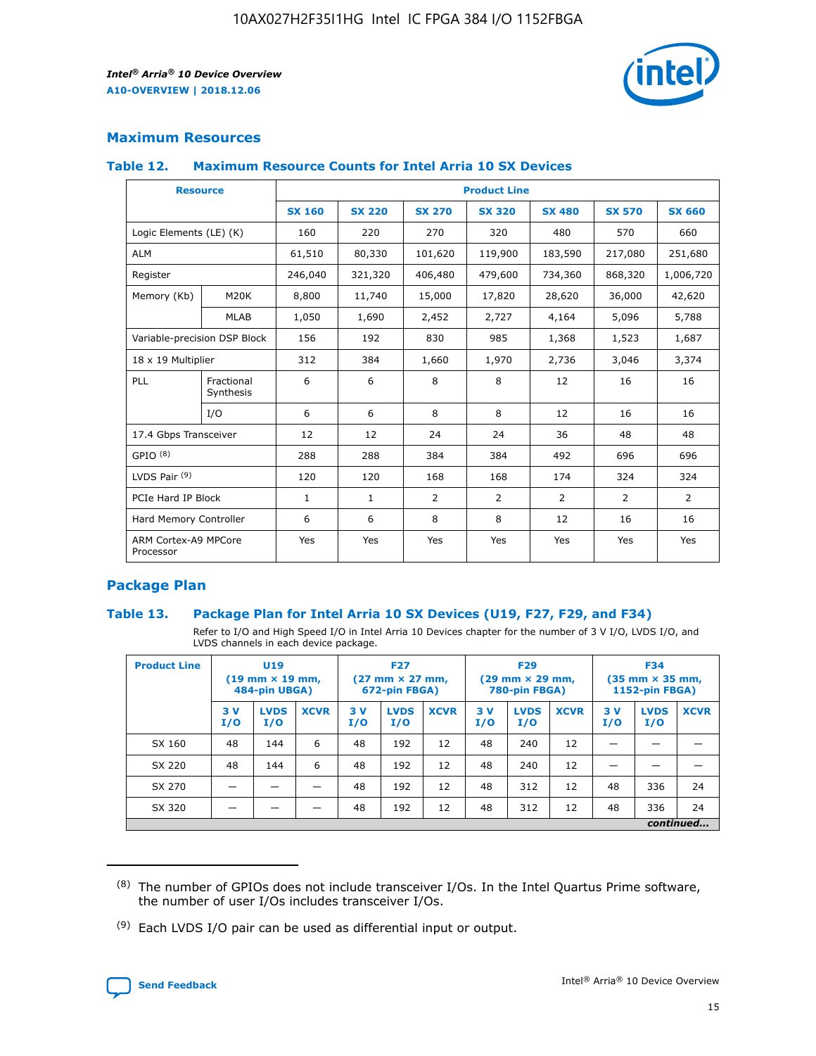## Maximum Resources

### Table 12. Maximum Resource Counts for Intel Arria 10 SX Devices

| Resource | | Product Line | | | | | | |
|---|---|---|---|---|---|---|---|---|
| | | SX 160 | SX 220 | SX 270 | SX 320 | SX 480 | SX 570 | SX 660 |
| Logic Elements (LE) (K) | | 160 | 220 | 270 | 320 | 480 | 570 | 660 |
| ALM | | 61,510 | 80,330 | 101,620 | 119,900 | 183,590 | 217,080 | 251,680 |
| Register | | 246,040 | 321,320 | 406,480 | 479,600 | 734,360 | 868,320 | 1,006,720 |
| Memory (Kb) | M20K | 8,800 | 11,740 | 15,000 | 17,820 | 28,620 | 36,000 | 42,620 |
| | MLAB | 1,050 | 1,690 | 2,452 | 2,727 | 4,164 | 5,096 | 5,788 |
| Variable-precision DSP Block | | 156 | 192 | 830 | 985 | 1,368 | 1,523 | 1,687 |
| 18 x 19 Multiplier | | 312 | 384 | 1,660 | 1,970 | 2,736 | 3,046 | 3,374 |
| PLL | Fractional Synthesis | 6 | 6 | 8 | 8 | 12 | 16 | 16 |
| | I/O | 6 | 6 | 8 | 8 | 12 | 16 | 16 |
| 17.4 Gbps Transceiver | | 12 | 12 | 24 | 24 | 36 | 48 | 48 |
| GPIO [8] | | 288 | 288 | 384 | 384 | 492 | 696 | 696 |
| LVDS Pair [9] | | 120 | 120 | 168 | 168 | 174 | 324 | 324 |
| PCIe Hard IP Block | | 1 | 1 | 2 | 2 | 2 | 2 | 2 |
| Hard Memory Controller | | 6 | 6 | 8 | 8 | 12 | 16 | 16 |
| ARM Cortex-A9 MPCore Processor | | Yes | Yes | Yes | Yes | Yes | Yes | Yes |

## Package Plan

### Table 13. Package Plan for Intel Arria 10 SX Devices (U19, F27, F29, and F34)

Refer to I/O and High Speed I/O in Intel Arria 10 Devices chapter for the number of 3 V I/O, LVDS I/O, and LVDS channels in each device package.

| Product Line | U19 (19 mm × 19 mm, 484-pin UBGA) | | | F27 (27 mm × 27 mm, 672-pin FBGA) | | | F29 (29 mm × 29 mm, 780-pin FBGA) | | | F34 (35 mm × 35 mm, 1152-pin FBGA) | | |
|---|---|---|---|---|---|---|---|---|---|---|---|---|
| | 3 V I/O | LVDS I/O | XCVR | 3 V I/O | LVDS I/O | XCVR | 3 V I/O | LVDS I/O | XCVR | 3 V I/O | LVDS I/O | XCVR |
| SX 160 | 48 | 144 | 6 | 48 | 192 | 12 | 48 | 240 | 12 | — | — | — |
| SX 220 | 48 | 144 | 6 | 48 | 192 | 12 | 48 | 240 | 12 | — | — | — |
| SX 270 | — | — | — | 48 | 192 | 12 | 48 | 312 | 12 | 48 | 336 | 24 |
| SX 320 | — | — | — | 48 | 192 | 12 | 48 | 312 | 12 | 48 | 336 | 24 |

*continued...*

(8) The number of GPIOs does not include transceiver I/Os. In the Intel Quartus Prime software, the number of user I/Os includes transceiver I/Os.

(9) Each LVDS I/O pair can be used as differential input or output.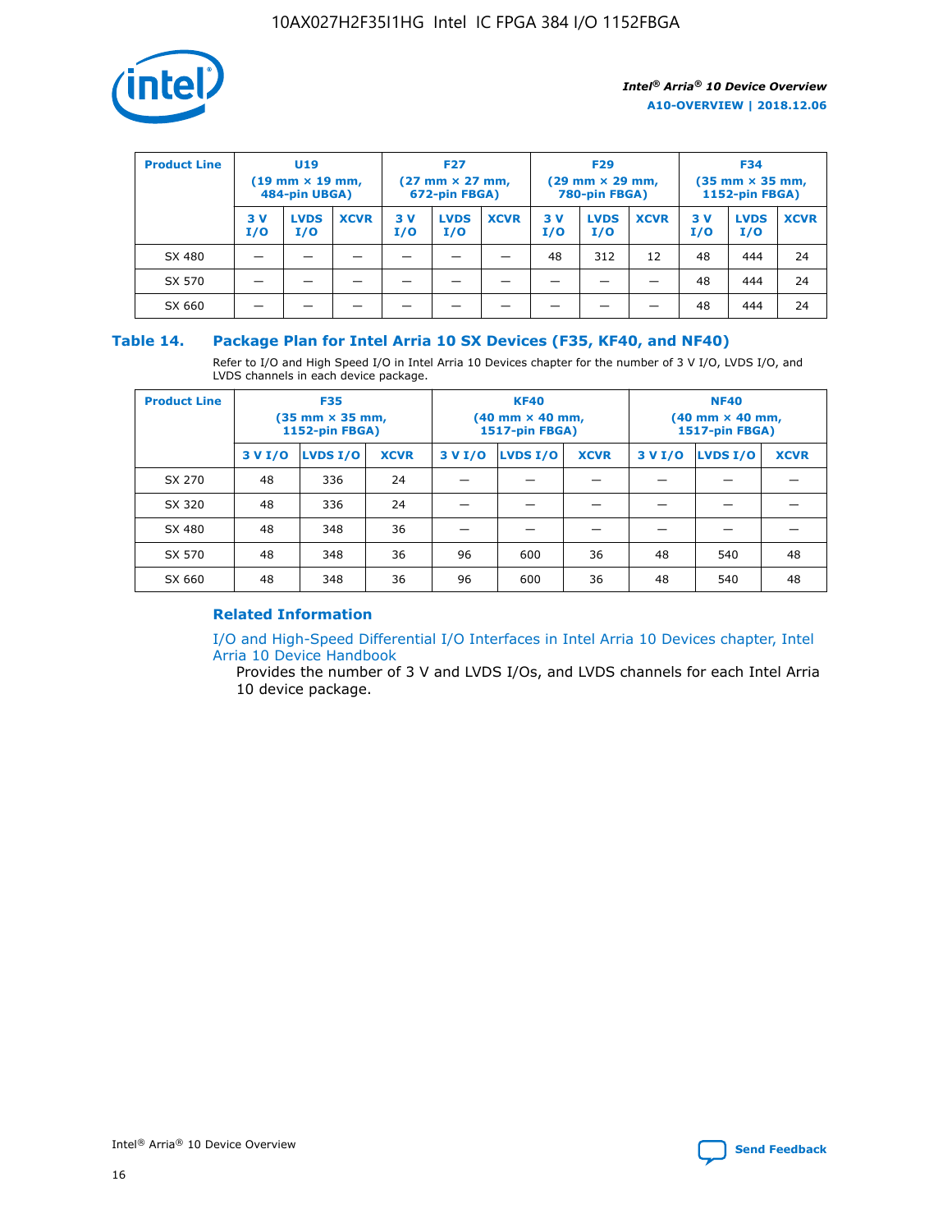| Product Line | U19 (19 mm × 19 mm, 484-pin UBGA) | | | F27 (27 mm × 27 mm, 672-pin FBGA) | | | F29 (29 mm × 29 mm, 780-pin FBGA) | | | F34 (35 mm × 35 mm, 1152-pin FBGA) | | |
|---|---|---|---|---|---|---|---|---|---|---|---|---|
| | 3 V I/O | LVDS I/O | XCVR | 3 V I/O | LVDS I/O | XCVR | 3 V I/O | LVDS I/O | XCVR | 3 V I/O | LVDS I/O | XCVR |
| SX 480 | — | — | — | — | — | — | 48 | 312 | 12 | 48 | 444 | 24 |
| SX 570 | — | — | — | — | — | — | — | — | — | 48 | 444 | 24 |
| SX 660 | — | — | — | — | — | — | — | — | — | 48 | 444 | 24 |

## Table 14. Package Plan for Intel Arria 10 SX Devices (F35, KF40, and NF40)

Refer to I/O and High Speed I/O in Intel Arria 10 Devices chapter for the number of 3 V I/O, LVDS I/O, and LVDS channels in each device package.

| Product Line | F35 (35 mm × 35 mm, 1152-pin FBGA) | | | KF40 (40 mm × 40 mm, 1517-pin FBGA) | | | NF40 (40 mm × 40 mm, 1517-pin FBGA) | | |
|---|---|---|---|---|---|---|---|---|---|
| | 3 V I/O | LVDS I/O | XCVR | 3 V I/O | LVDS I/O | XCVR | 3 V I/O | LVDS I/O | XCVR |
| SX 270 | 48 | 336 | 24 | — | — | — | — | — | — |
| SX 320 | 48 | 336 | 24 | — | — | — | — | — | — |
| SX 480 | 48 | 348 | 36 | — | — | — | — | — | — |
| SX 570 | 48 | 348 | 36 | 96 | 600 | 36 | 48 | 540 | 48 |
| SX 660 | 48 | 348 | 36 | 96 | 600 | 36 | 48 | 540 | 48 |

### Related Information

I/O and High-Speed Differential I/O Interfaces in Intel Arria 10 Devices chapter, Intel Arria 10 Device Handbook

Provides the number of 3 V and LVDS I/Os, and LVDS channels for each Intel Arria 10 device package.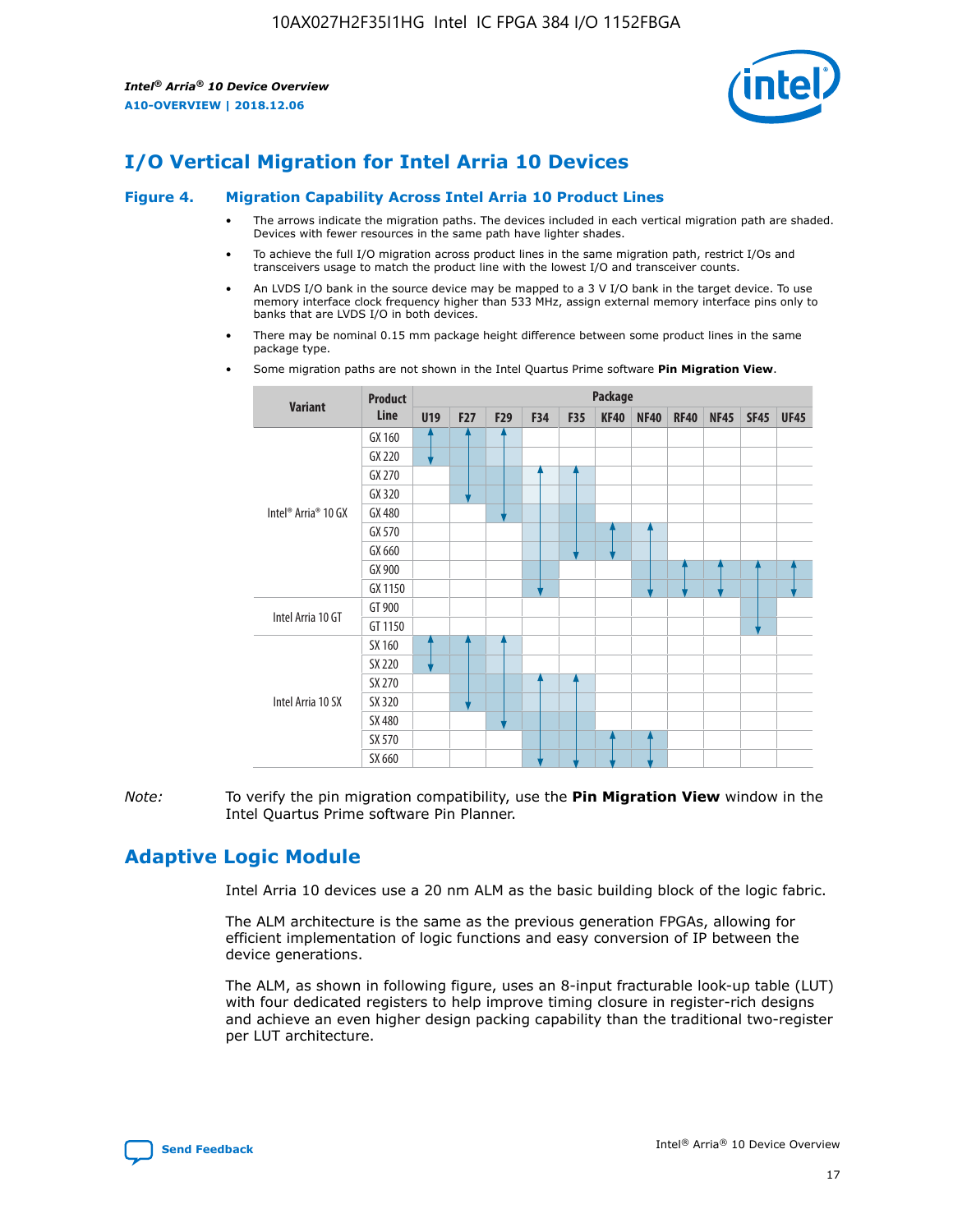# I/O Vertical Migration for Intel Arria 10 Devices

**Figure 4. Migration Capability Across Intel Arria 10 Product Lines**

- The arrows indicate the migration paths. The devices included in each vertical migration path are shaded. Devices with fewer resources in the same path have lighter shades.
- To achieve the full I/O migration across product lines in the same migration path, restrict I/Os and transceivers usage to match the product line with the lowest I/O and transceiver counts.
- An LVDS I/O bank in the source device may be mapped to a 3 V I/O bank in the target device. To use memory interface clock frequency higher than 533 MHz, assign external memory interface pins only to banks that are LVDS I/O in both devices.
- There may be nominal 0.15 mm package height difference between some product lines in the same package type.
- Some migration paths are not shown in the Intel Quartus Prime software **Pin Migration View**.

| Variant | Product Line | Package | | | | | | | | | | |
|---|---|---|---|---|---|---|---|---|---|---|---|---|
| | | U19 | F27 | F29 | F34 | F35 | KF40 | NF40 | RF40 | NF45 | SF45 | UF45 |
| Intel® Arria® 10 GX | GX 160 | | | | | | | | | | | |
| | GX 220 | | | | | | | | | | | |
| | GX 270 | | | | | | | | | | | |
| | GX 320 | | | | | | | | | | | |
| | GX 480 | | | | | | | | | | | |
| | GX 570 | | | | | | | | | | | |
| | GX 660 | | | | | | | | | | | |
| | GX 900 | | | | | | | | | | | |
| | GX 1150 | | | | | | | | | | | |
| Intel Arria 10 GT | GT 900 | | | | | | | | | | | |
| | GT 1150 | | | | | | | | | | | |
| Intel Arria 10 SX | SX 160 | | | | | | | | | | | |
| | SX 220 | | | | | | | | | | | |
| | SX 270 | | | | | | | | | | | |
| | SX 320 | | | | | | | | | | | |
| | SX 480 | | | | | | | | | | | |
| | SX 570 | | | | | | | | | | | |
| | SX 660 | | | | | | | | | | | |

*Note:* To verify the pin migration compatibility, use the **Pin Migration View** window in the Intel Quartus Prime software Pin Planner.

# Adaptive Logic Module

Intel Arria 10 devices use a 20 nm ALM as the basic building block of the logic fabric.

The ALM architecture is the same as the previous generation FPGAs, allowing for efficient implementation of logic functions and easy conversion of IP between the device generations.

The ALM, as shown in following figure, uses an 8-input fracturable look-up table (LUT) with four dedicated registers to help improve timing closure in register-rich designs and achieve an even higher design packing capability than the traditional two-register per LUT architecture.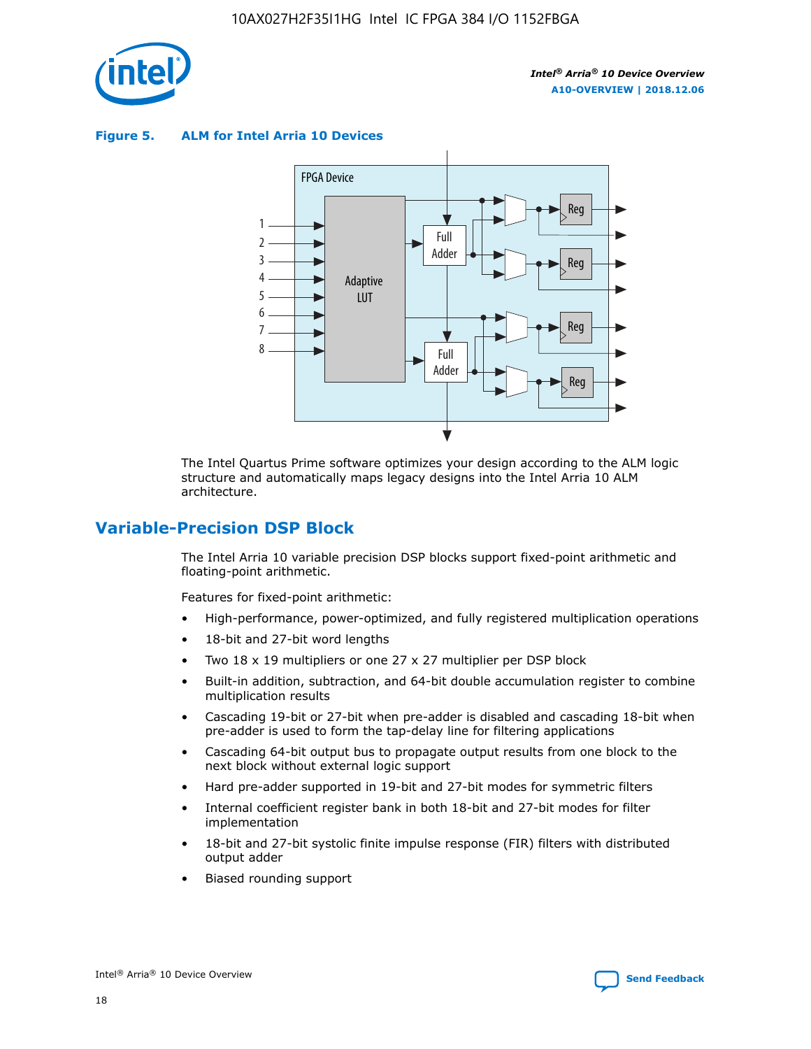**Figure 5. ALM for Intel Arria 10 Devices**

The Intel Quartus Prime software optimizes your design according to the ALM logic structure and automatically maps legacy designs into the Intel Arria 10 ALM architecture.

## Variable-Precision DSP Block

The Intel Arria 10 variable precision DSP blocks support fixed-point arithmetic and floating-point arithmetic.

Features for fixed-point arithmetic:

- High-performance, power-optimized, and fully registered multiplication operations
- 18-bit and 27-bit word lengths
- Two 18 x 19 multipliers or one 27 x 27 multiplier per DSP block
- Built-in addition, subtraction, and 64-bit double accumulation register to combine multiplication results
- Cascading 19-bit or 27-bit when pre-adder is disabled and cascading 18-bit when pre-adder is used to form the tap-delay line for filtering applications
- Cascading 64-bit output bus to propagate output results from one block to the next block without external logic support
- Hard pre-adder supported in 19-bit and 27-bit modes for symmetric filters
- Internal coefficient register bank in both 18-bit and 27-bit modes for filter implementation
- 18-bit and 27-bit systolic finite impulse response (FIR) filters with distributed output adder
- Biased rounding support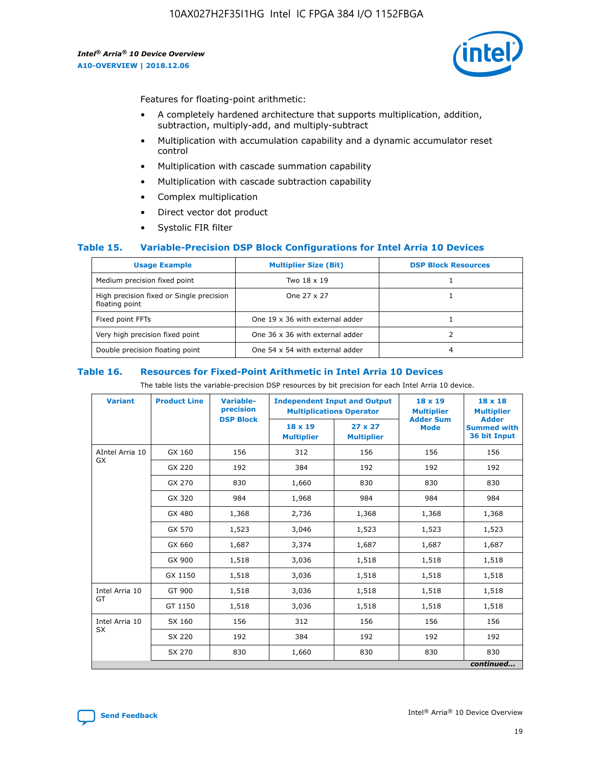Features for floating-point arithmetic:

- A completely hardened architecture that supports multiplication, addition, subtraction, multiply-add, and multiply-subtract
- Multiplication with accumulation capability and a dynamic accumulator reset control
- Multiplication with cascade summation capability
- Multiplication with cascade subtraction capability
- Complex multiplication
- Direct vector dot product
- Systolic FIR filter

### Table 15. Variable-Precision DSP Block Configurations for Intel Arria 10 Devices

| Usage Example | Multiplier Size (Bit) | DSP Block Resources |
|---|---|---|
| Medium precision fixed point | Two 18 x 19 | 1 |
| High precision fixed or Single precision floating point | One 27 x 27 | 1 |
| Fixed point FFTs | One 19 x 36 with external adder | 1 |
| Very high precision fixed point | One 36 x 36 with external adder | 2 |
| Double precision floating point | One 54 x 54 with external adder | 4 |

### Table 16. Resources for Fixed-Point Arithmetic in Intel Arria 10 Devices

The table lists the variable-precision DSP resources by bit precision for each Intel Arria 10 device.

| Variant | Product Line | Variable-precision DSP Block | Independent Input and Output Multiplications Operator | | 18 x 19 Multiplier Adder Sum Mode | 18 x 18 Multiplier Adder Summed with 36 bit Input |
|---|---|---|---|---|---|---|
| | | | 18 x 19 Multiplier | 27 x 27 Multiplier | | |
| AIntel Arria 10 GX | GX 160 | 156 | 312 | 156 | 156 | 156 |
| | GX 220 | 192 | 384 | 192 | 192 | 192 |
| | GX 270 | 830 | 1,660 | 830 | 830 | 830 |
| | GX 320 | 984 | 1,968 | 984 | 984 | 984 |
| | GX 480 | 1,368 | 2,736 | 1,368 | 1,368 | 1,368 |
| | GX 570 | 1,523 | 3,046 | 1,523 | 1,523 | 1,523 |
| | GX 660 | 1,687 | 3,374 | 1,687 | 1,687 | 1,687 |
| | GX 900 | 1,518 | 3,036 | 1,518 | 1,518 | 1,518 |
| | GX 1150 | 1,518 | 3,036 | 1,518 | 1,518 | 1,518 |
| Intel Arria 10 GT | GT 900 | 1,518 | 3,036 | 1,518 | 1,518 | 1,518 |
| | GT 1150 | 1,518 | 3,036 | 1,518 | 1,518 | 1,518 |
| Intel Arria 10 SX | SX 160 | 156 | 312 | 156 | 156 | 156 |
| | SX 220 | 192 | 384 | 192 | 192 | 192 |
| | SX 270 | 830 | 1,660 | 830 | 830 | 830 |

*continued...*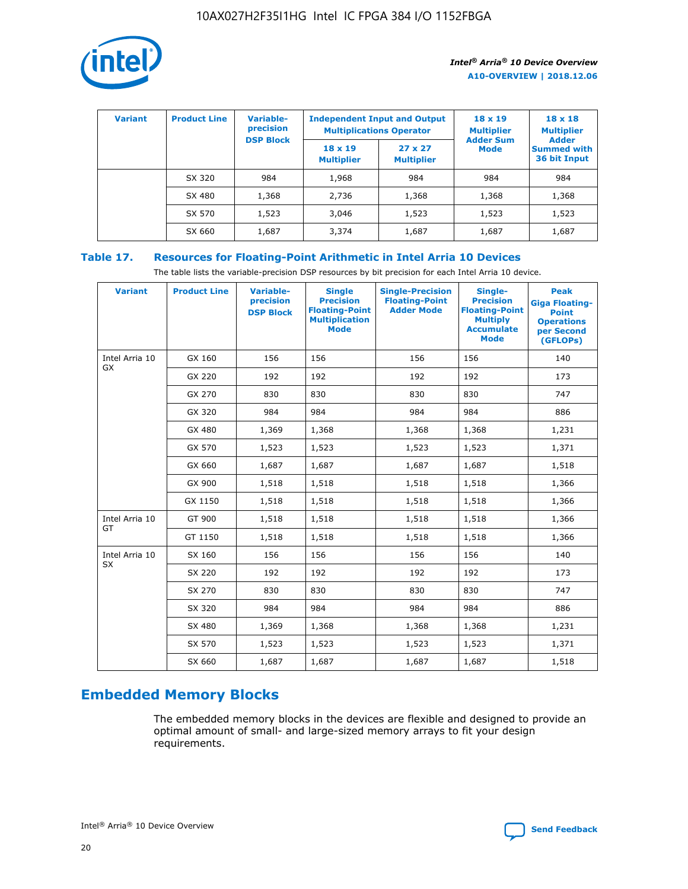| Variant | Product Line | Variable-precision DSP Block | Independent Input and Output Multiplications Operator | | 18 x 19 Multiplier Adder Sum Mode | 18 x 18 Multiplier Adder Summed with 36 bit Input |
|---|---|---|---|---|---|---|
| | | | 18 x 19 Multiplier | 27 x 27 Multiplier | | |
| | SX 320 | 984 | 1,968 | 984 | 984 | 984 |
| | SX 480 | 1,368 | 2,736 | 1,368 | 1,368 | 1,368 |
| | SX 570 | 1,523 | 3,046 | 1,523 | 1,523 | 1,523 |
| | SX 660 | 1,687 | 3,374 | 1,687 | 1,687 | 1,687 |

## Table 17. Resources for Floating-Point Arithmetic in Intel Arria 10 Devices

The table lists the variable-precision DSP resources by bit precision for each Intel Arria 10 device.

| Variant | Product Line | Variable-precision DSP Block | Single Precision Floating-Point Multiplication Mode | Single-Precision Floating-Point Adder Mode | Single-Precision Floating-Point Multiply Accumulate Mode | Peak Giga Floating-Point Operations per Second (GFLOPs) |
|---|---|---|---|---|---|---|
| Intel Arria 10 GX | GX 160 | 156 | 156 | 156 | 156 | 140 |
| | GX 220 | 192 | 192 | 192 | 192 | 173 |
| | GX 270 | 830 | 830 | 830 | 830 | 747 |
| | GX 320 | 984 | 984 | 984 | 984 | 886 |
| | GX 480 | 1,369 | 1,368 | 1,368 | 1,368 | 1,231 |
| | GX 570 | 1,523 | 1,523 | 1,523 | 1,523 | 1,371 |
| | GX 660 | 1,687 | 1,687 | 1,687 | 1,687 | 1,518 |
| | GX 900 | 1,518 | 1,518 | 1,518 | 1,518 | 1,366 |
| | GX 1150 | 1,518 | 1,518 | 1,518 | 1,518 | 1,366 |
| Intel Arria 10 GT | GT 900 | 1,518 | 1,518 | 1,518 | 1,518 | 1,366 |
| | GT 1150 | 1,518 | 1,518 | 1,518 | 1,518 | 1,366 |
| Intel Arria 10 SX | SX 160 | 156 | 156 | 156 | 156 | 140 |
| | SX 220 | 192 | 192 | 192 | 192 | 173 |
| | SX 270 | 830 | 830 | 830 | 830 | 747 |
| | SX 320 | 984 | 984 | 984 | 984 | 886 |
| | SX 480 | 1,369 | 1,368 | 1,368 | 1,368 | 1,231 |
| | SX 570 | 1,523 | 1,523 | 1,523 | 1,523 | 1,371 |
| | SX 660 | 1,687 | 1,687 | 1,687 | 1,687 | 1,518 |

## Embedded Memory Blocks

The embedded memory blocks in the devices are flexible and designed to provide an optimal amount of small- and large-sized memory arrays to fit your design requirements.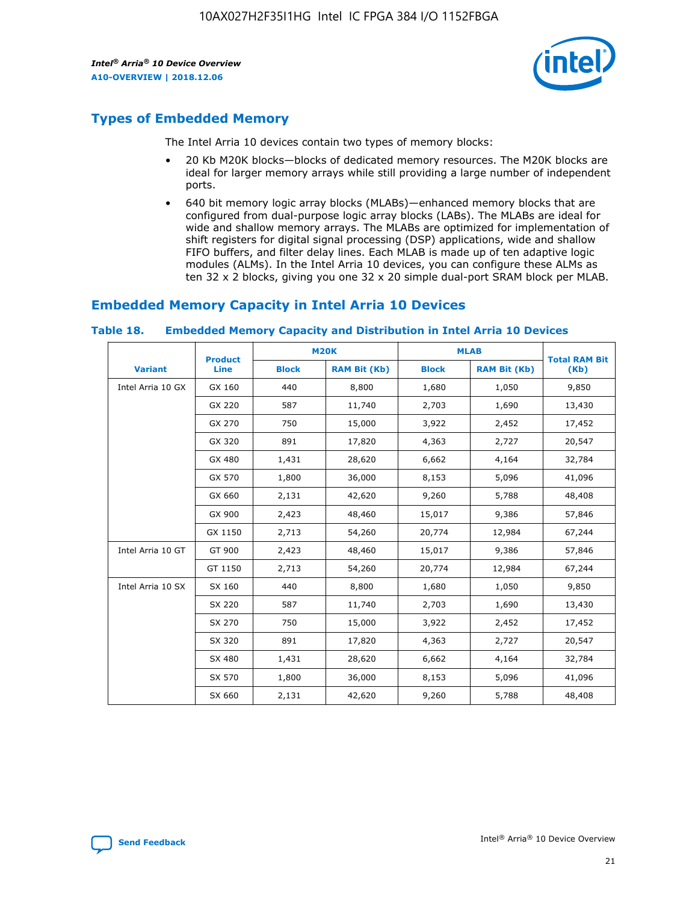## Types of Embedded Memory

The Intel Arria 10 devices contain two types of memory blocks:

- 20 Kb M20K blocks—blocks of dedicated memory resources. The M20K blocks are ideal for larger memory arrays while still providing a large number of independent ports.
- 640 bit memory logic array blocks (MLABs)—enhanced memory blocks that are configured from dual-purpose logic array blocks (LABs). The MLABs are ideal for wide and shallow memory arrays. The MLABs are optimized for implementation of shift registers for digital signal processing (DSP) applications, wide and shallow FIFO buffers, and filter delay lines. Each MLAB is made up of ten adaptive logic modules (ALMs). In the Intel Arria 10 devices, you can configure these ALMs as ten 32 x 2 blocks, giving you one 32 x 20 simple dual-port SRAM block per MLAB.

## Embedded Memory Capacity in Intel Arria 10 Devices

### Table 18. Embedded Memory Capacity and Distribution in Intel Arria 10 Devices

| Variant | Product Line | M20K | | MLAB | | Total RAM Bit (Kb) |
|---|---|---|---|---|---|---|
| | | Block | RAM Bit (Kb) | Block | RAM Bit (Kb) | |
| Intel Arria 10 GX | GX 160 | 440 | 8,800 | 1,680 | 1,050 | 9,850 |
| | GX 220 | 587 | 11,740 | 2,703 | 1,690 | 13,430 |
| | GX 270 | 750 | 15,000 | 3,922 | 2,452 | 17,452 |
| | GX 320 | 891 | 17,820 | 4,363 | 2,727 | 20,547 |
| | GX 480 | 1,431 | 28,620 | 6,662 | 4,164 | 32,784 |
| | GX 570 | 1,800 | 36,000 | 8,153 | 5,096 | 41,096 |
| | GX 660 | 2,131 | 42,620 | 9,260 | 5,788 | 48,408 |
| | GX 900 | 2,423 | 48,460 | 15,017 | 9,386 | 57,846 |
| | GX 1150 | 2,713 | 54,260 | 20,774 | 12,984 | 67,244 |
| Intel Arria 10 GT | GT 900 | 2,423 | 48,460 | 15,017 | 9,386 | 57,846 |
| | GT 1150 | 2,713 | 54,260 | 20,774 | 12,984 | 67,244 |
| Intel Arria 10 SX | SX 160 | 440 | 8,800 | 1,680 | 1,050 | 9,850 |
| | SX 220 | 587 | 11,740 | 2,703 | 1,690 | 13,430 |
| | SX 270 | 750 | 15,000 | 3,922 | 2,452 | 17,452 |
| | SX 320 | 891 | 17,820 | 4,363 | 2,727 | 20,547 |
| | SX 480 | 1,431 | 28,620 | 6,662 | 4,164 | 32,784 |
| | SX 570 | 1,800 | 36,000 | 8,153 | 5,096 | 41,096 |
| | SX 660 | 2,131 | 42,620 | 9,260 | 5,788 | 48,408 |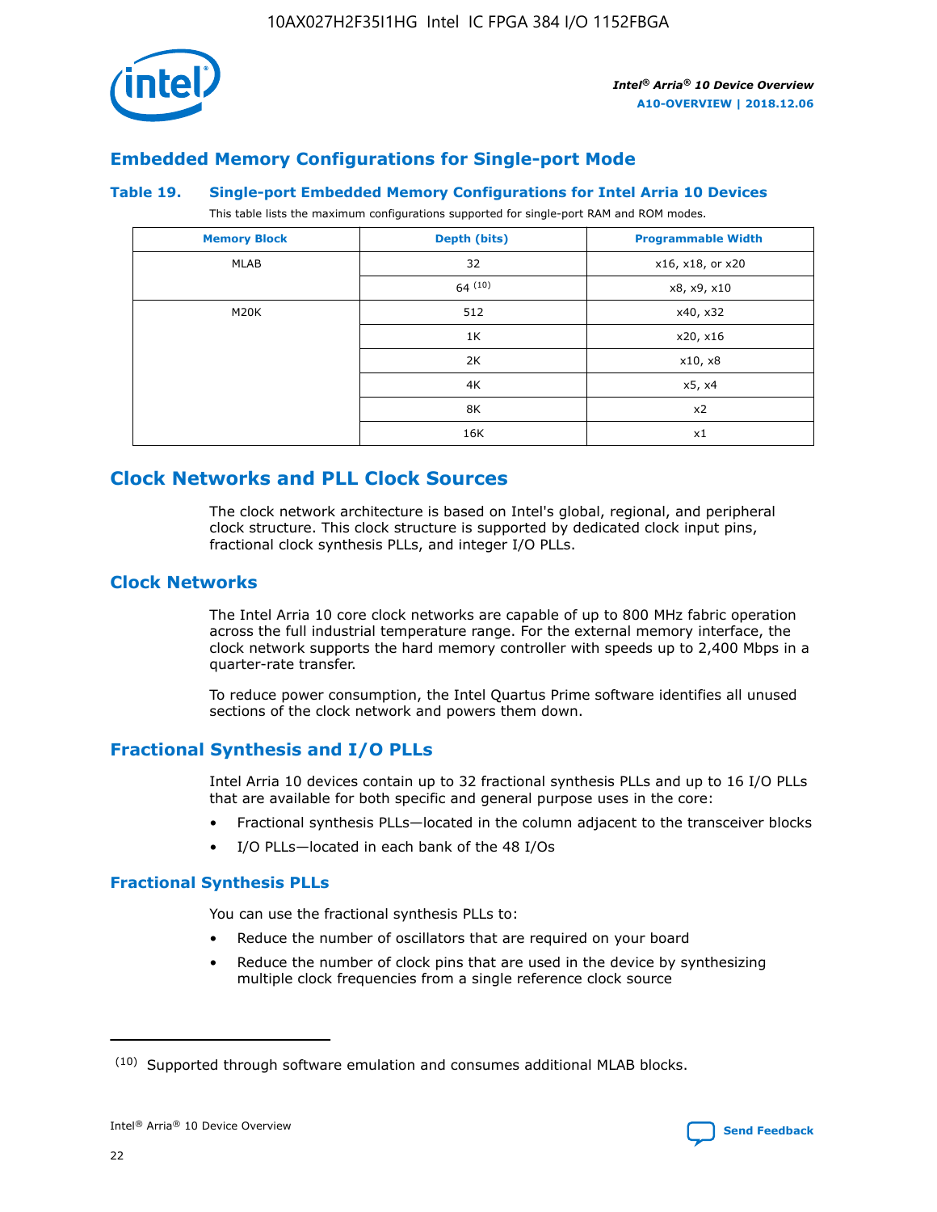## Embedded Memory Configurations for Single-port Mode

**Table 19. Single-port Embedded Memory Configurations for Intel Arria 10 Devices**

This table lists the maximum configurations supported for single-port RAM and ROM modes.

| Memory Block | Depth (bits) | Programmable Width |
|---|---|---|
| MLAB | 32 | x16, x18, or x20 |
| | 64 [10] | x8, x9, x10 |
| M20K | 512 | x40, x32 |
| | 1K | x20, x16 |
| | 2K | x10, x8 |
| | 4K | x5, x4 |
| | 8K | x2 |
| | 16K | x1 |

# Clock Networks and PLL Clock Sources

The clock network architecture is based on Intel's global, regional, and peripheral clock structure. This clock structure is supported by dedicated clock input pins, fractional clock synthesis PLLs, and integer I/O PLLs.

## Clock Networks

The Intel Arria 10 core clock networks are capable of up to 800 MHz fabric operation across the full industrial temperature range. For the external memory interface, the clock network supports the hard memory controller with speeds up to 2,400 Mbps in a quarter-rate transfer.

To reduce power consumption, the Intel Quartus Prime software identifies all unused sections of the clock network and powers them down.

## Fractional Synthesis and I/O PLLs

Intel Arria 10 devices contain up to 32 fractional synthesis PLLs and up to 16 I/O PLLs that are available for both specific and general purpose uses in the core:

- Fractional synthesis PLLs—located in the column adjacent to the transceiver blocks
- I/O PLLs—located in each bank of the 48 I/Os

### Fractional Synthesis PLLs

You can use the fractional synthesis PLLs to:

- Reduce the number of oscillators that are required on your board
- Reduce the number of clock pins that are used in the device by synthesizing multiple clock frequencies from a single reference clock source

(10) Supported through software emulation and consumes additional MLAB blocks.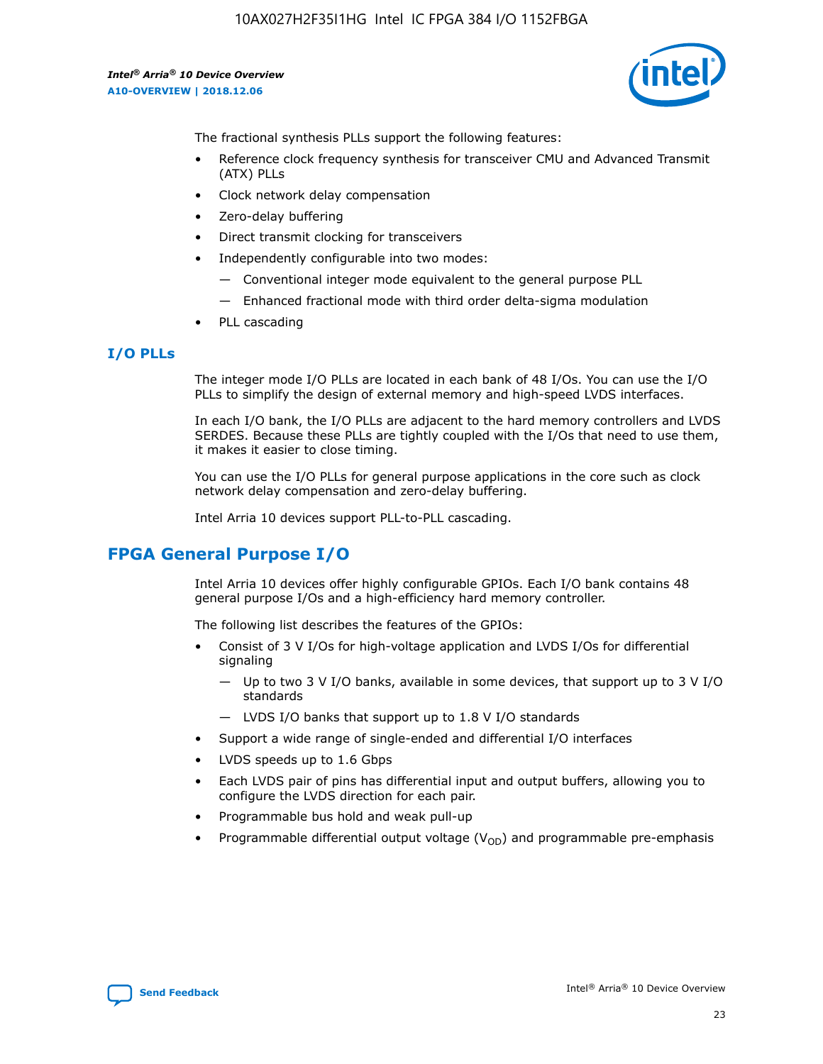The fractional synthesis PLLs support the following features:

- Reference clock frequency synthesis for transceiver CMU and Advanced Transmit (ATX) PLLs
- Clock network delay compensation
- Zero-delay buffering
- Direct transmit clocking for transceivers
- Independently configurable into two modes:
  - — Conventional integer mode equivalent to the general purpose PLL
  - — Enhanced fractional mode with third order delta-sigma modulation
- PLL cascading

### I/O PLLs

The integer mode I/O PLLs are located in each bank of 48 I/Os. You can use the I/O PLLs to simplify the design of external memory and high-speed LVDS interfaces.

In each I/O bank, the I/O PLLs are adjacent to the hard memory controllers and LVDS SERDES. Because these PLLs are tightly coupled with the I/Os that need to use them, it makes it easier to close timing.

You can use the I/O PLLs for general purpose applications in the core such as clock network delay compensation and zero-delay buffering.

Intel Arria 10 devices support PLL-to-PLL cascading.

## FPGA General Purpose I/O

Intel Arria 10 devices offer highly configurable GPIOs. Each I/O bank contains 48 general purpose I/Os and a high-efficiency hard memory controller.

The following list describes the features of the GPIOs:

- Consist of 3 V I/Os for high-voltage application and LVDS I/Os for differential signaling
  - — Up to two 3 V I/O banks, available in some devices, that support up to 3 V I/O standards
  - — LVDS I/O banks that support up to 1.8 V I/O standards
- Support a wide range of single-ended and differential I/O interfaces
- LVDS speeds up to 1.6 Gbps
- Each LVDS pair of pins has differential input and output buffers, allowing you to configure the LVDS direction for each pair.
- Programmable bus hold and weak pull-up
- Programmable differential output voltage ($V_{OD}$) and programmable pre-emphasis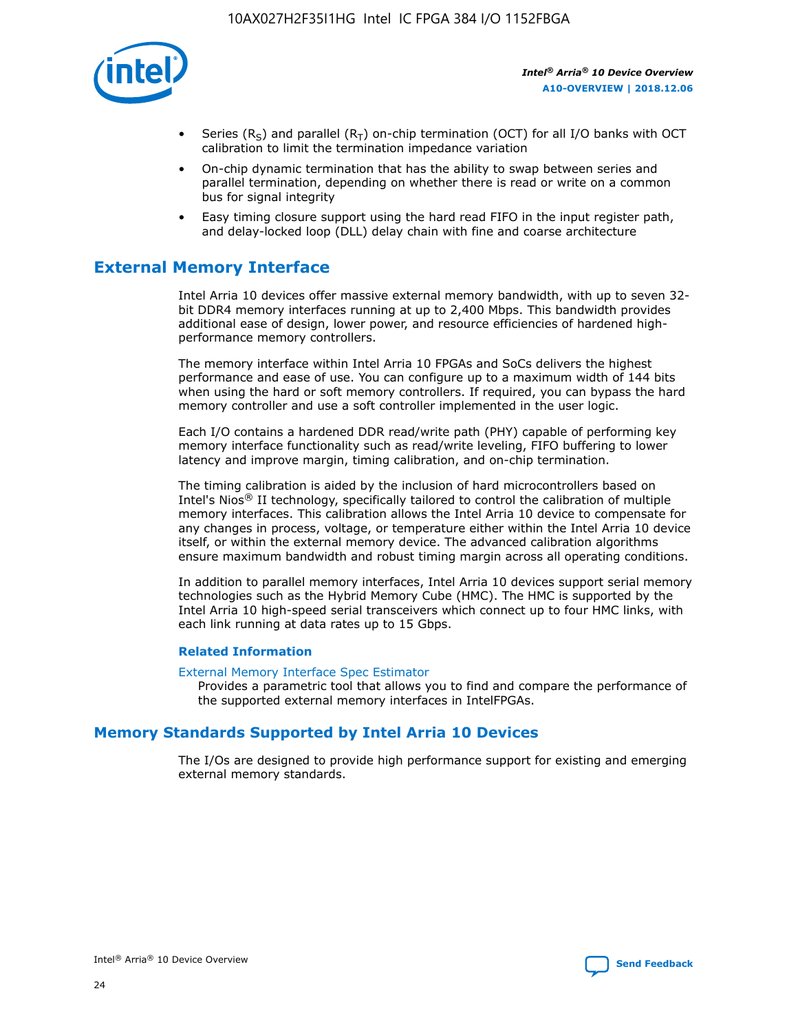- Series ($R_S$) and parallel ($R_T$) on-chip termination (OCT) for all I/O banks with OCT calibration to limit the termination impedance variation
- On-chip dynamic termination that has the ability to swap between series and parallel termination, depending on whether there is read or write on a common bus for signal integrity
- Easy timing closure support using the hard read FIFO in the input register path, and delay-locked loop (DLL) delay chain with fine and coarse architecture

## External Memory Interface

Intel Arria 10 devices offer massive external memory bandwidth, with up to seven 32-bit DDR4 memory interfaces running at up to 2,400 Mbps. This bandwidth provides additional ease of design, lower power, and resource efficiencies of hardened high-performance memory controllers.

The memory interface within Intel Arria 10 FPGAs and SoCs delivers the highest performance and ease of use. You can configure up to a maximum width of 144 bits when using the hard or soft memory controllers. If required, you can bypass the hard memory controller and use a soft controller implemented in the user logic.

Each I/O contains a hardened DDR read/write path (PHY) capable of performing key memory interface functionality such as read/write leveling, FIFO buffering to lower latency and improve margin, timing calibration, and on-chip termination.

The timing calibration is aided by the inclusion of hard microcontrollers based on Intel's Nios® II technology, specifically tailored to control the calibration of multiple memory interfaces. This calibration allows the Intel Arria 10 device to compensate for any changes in process, voltage, or temperature either within the Intel Arria 10 device itself, or within the external memory device. The advanced calibration algorithms ensure maximum bandwidth and robust timing margin across all operating conditions.

In addition to parallel memory interfaces, Intel Arria 10 devices support serial memory technologies such as the Hybrid Memory Cube (HMC). The HMC is supported by the Intel Arria 10 high-speed serial transceivers which connect up to four HMC links, with each link running at data rates up to 15 Gbps.

### Related Information

External Memory Interface Spec Estimator
Provides a parametric tool that allows you to find and compare the performance of the supported external memory interfaces in IntelFPGAs.

## Memory Standards Supported by Intel Arria 10 Devices

The I/Os are designed to provide high performance support for existing and emerging external memory standards.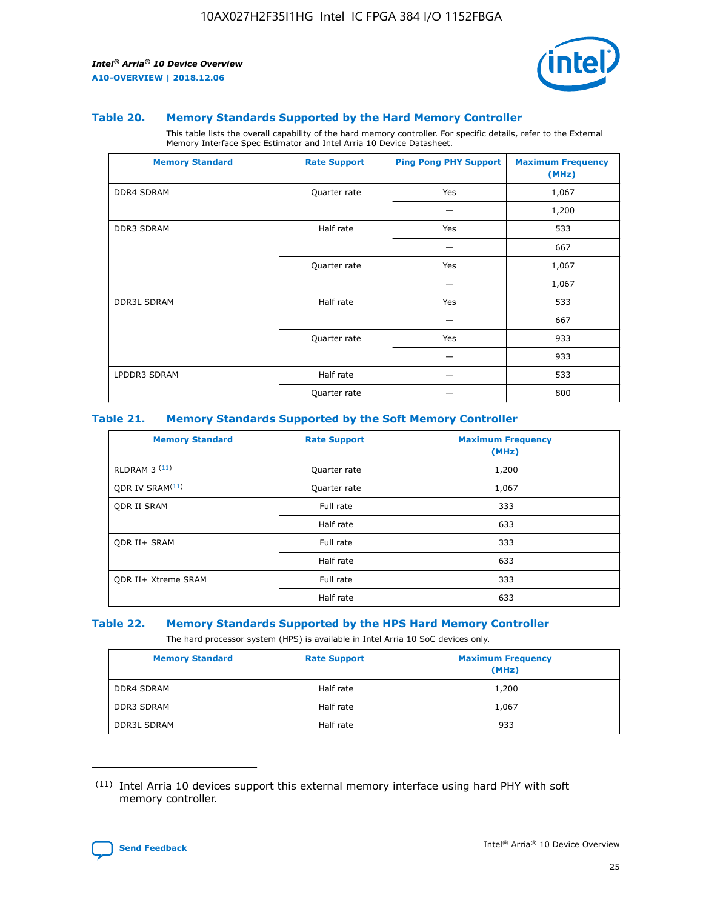### Table 20. Memory Standards Supported by the Hard Memory Controller

This table lists the overall capability of the hard memory controller. For specific details, refer to the External Memory Interface Spec Estimator and Intel Arria 10 Device Datasheet.

| Memory Standard | Rate Support | Ping Pong PHY Support | Maximum Frequency (MHz) |
|---|---|---|---|
| DDR4 SDRAM | Quarter rate | Yes | 1,067 |
| | | — | 1,200 |
| DDR3 SDRAM | Half rate | Yes | 533 |
| | | — | 667 |
| | Quarter rate | Yes | 1,067 |
| | | — | 1,067 |
| DDR3L SDRAM | Half rate | Yes | 533 |
| | | — | 667 |
| | Quarter rate | Yes | 933 |
| | | — | 933 |
| LPDDR3 SDRAM | Half rate | — | 533 |
| | Quarter rate | — | 800 |

### Table 21. Memory Standards Supported by the Soft Memory Controller

| Memory Standard | Rate Support | Maximum Frequency (MHz) |
|---|---|---|
| RLDRAM 3 [(11)] | Quarter rate | 1,200 |
| QDR IV SRAM[(11)] | Quarter rate | 1,067 |
| QDR II SRAM | Full rate | 333 |
| | Half rate | 633 |
| QDR II+ SRAM | Full rate | 333 |
| | Half rate | 633 |
| QDR II+ Xtreme SRAM | Full rate | 333 |
| | Half rate | 633 |

### Table 22. Memory Standards Supported by the HPS Hard Memory Controller

The hard processor system (HPS) is available in Intel Arria 10 SoC devices only.

| Memory Standard | Rate Support | Maximum Frequency (MHz) |
|---|---|---|
| DDR4 SDRAM | Half rate | 1,200 |
| DDR3 SDRAM | Half rate | 1,067 |
| DDR3L SDRAM | Half rate | 933 |

(11) Intel Arria 10 devices support this external memory interface using hard PHY with soft memory controller.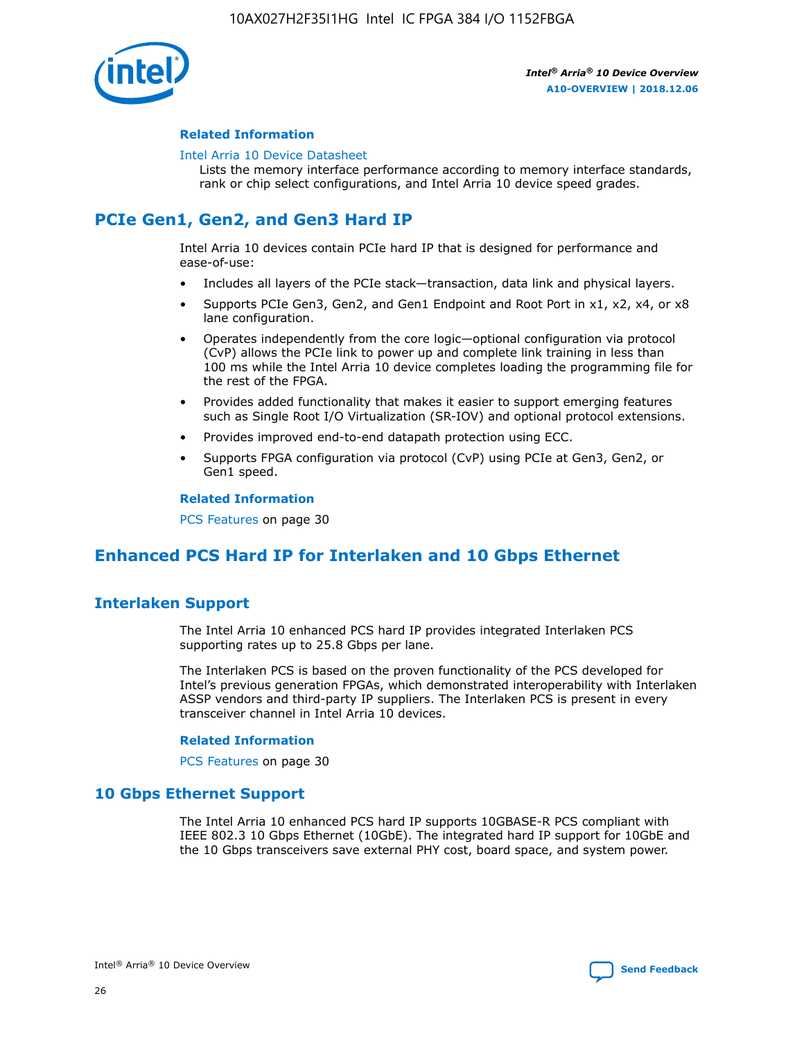#### Related Information

Intel Arria 10 Device Datasheet
Lists the memory interface performance according to memory interface standards, rank or chip select configurations, and Intel Arria 10 device speed grades.

## PCIe Gen1, Gen2, and Gen3 Hard IP

Intel Arria 10 devices contain PCIe hard IP that is designed for performance and ease-of-use:

- Includes all layers of the PCIe stack—transaction, data link and physical layers.
- Supports PCIe Gen3, Gen2, and Gen1 Endpoint and Root Port in x1, x2, x4, or x8 lane configuration.
- Operates independently from the core logic—optional configuration via protocol (CvP) allows the PCIe link to power up and complete link training in less than 100 ms while the Intel Arria 10 device completes loading the programming file for the rest of the FPGA.
- Provides added functionality that makes it easier to support emerging features such as Single Root I/O Virtualization (SR-IOV) and optional protocol extensions.
- Provides improved end-to-end datapath protection using ECC.
- Supports FPGA configuration via protocol (CvP) using PCIe at Gen3, Gen2, or Gen1 speed.

#### Related Information

PCS Features on page 30

## Enhanced PCS Hard IP for Interlaken and 10 Gbps Ethernet

### Interlaken Support

The Intel Arria 10 enhanced PCS hard IP provides integrated Interlaken PCS supporting rates up to 25.8 Gbps per lane.

The Interlaken PCS is based on the proven functionality of the PCS developed for Intel's previous generation FPGAs, which demonstrated interoperability with Interlaken ASSP vendors and third-party IP suppliers. The Interlaken PCS is present in every transceiver channel in Intel Arria 10 devices.

#### Related Information

PCS Features on page 30

### 10 Gbps Ethernet Support

The Intel Arria 10 enhanced PCS hard IP supports 10GBASE-R PCS compliant with IEEE 802.3 10 Gbps Ethernet (10GbE). The integrated hard IP support for 10GbE and the 10 Gbps transceivers save external PHY cost, board space, and system power.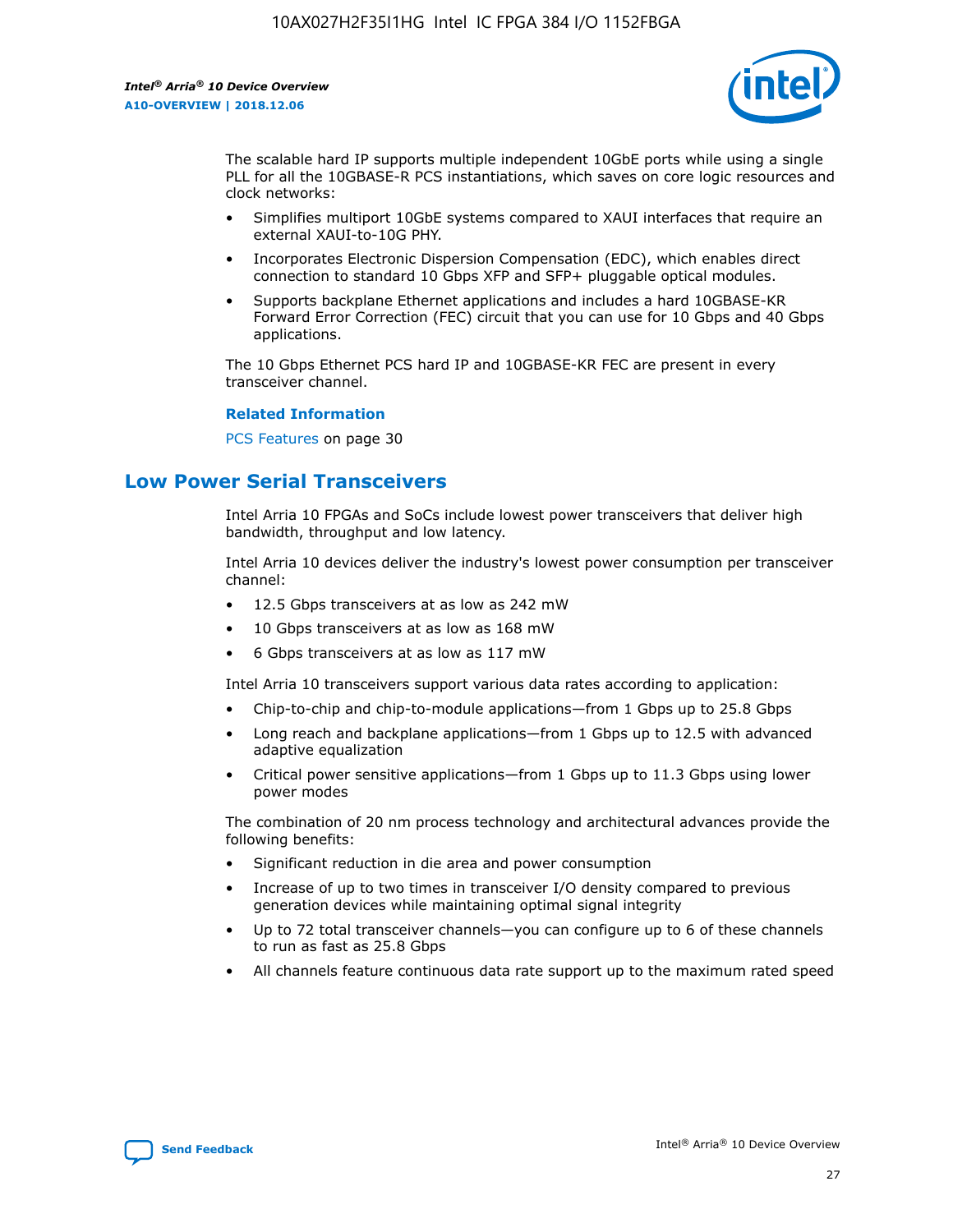The scalable hard IP supports multiple independent 10GbE ports while using a single PLL for all the 10GBASE-R PCS instantiations, which saves on core logic resources and clock networks:

- Simplifies multiport 10GbE systems compared to XAUI interfaces that require an external XAUI-to-10G PHY.
- Incorporates Electronic Dispersion Compensation (EDC), which enables direct connection to standard 10 Gbps XFP and SFP+ pluggable optical modules.
- Supports backplane Ethernet applications and includes a hard 10GBASE-KR Forward Error Correction (FEC) circuit that you can use for 10 Gbps and 40 Gbps applications.

The 10 Gbps Ethernet PCS hard IP and 10GBASE-KR FEC are present in every transceiver channel.

**Related Information**

PCS Features on page 30

## Low Power Serial Transceivers

Intel Arria 10 FPGAs and SoCs include lowest power transceivers that deliver high bandwidth, throughput and low latency.

Intel Arria 10 devices deliver the industry's lowest power consumption per transceiver channel:

- 12.5 Gbps transceivers at as low as 242 mW
- 10 Gbps transceivers at as low as 168 mW
- 6 Gbps transceivers at as low as 117 mW

Intel Arria 10 transceivers support various data rates according to application:

- Chip-to-chip and chip-to-module applications—from 1 Gbps up to 25.8 Gbps
- Long reach and backplane applications—from 1 Gbps up to 12.5 with advanced adaptive equalization
- Critical power sensitive applications—from 1 Gbps up to 11.3 Gbps using lower power modes

The combination of 20 nm process technology and architectural advances provide the following benefits:

- Significant reduction in die area and power consumption
- Increase of up to two times in transceiver I/O density compared to previous generation devices while maintaining optimal signal integrity
- Up to 72 total transceiver channels—you can configure up to 6 of these channels to run as fast as 25.8 Gbps
- All channels feature continuous data rate support up to the maximum rated speed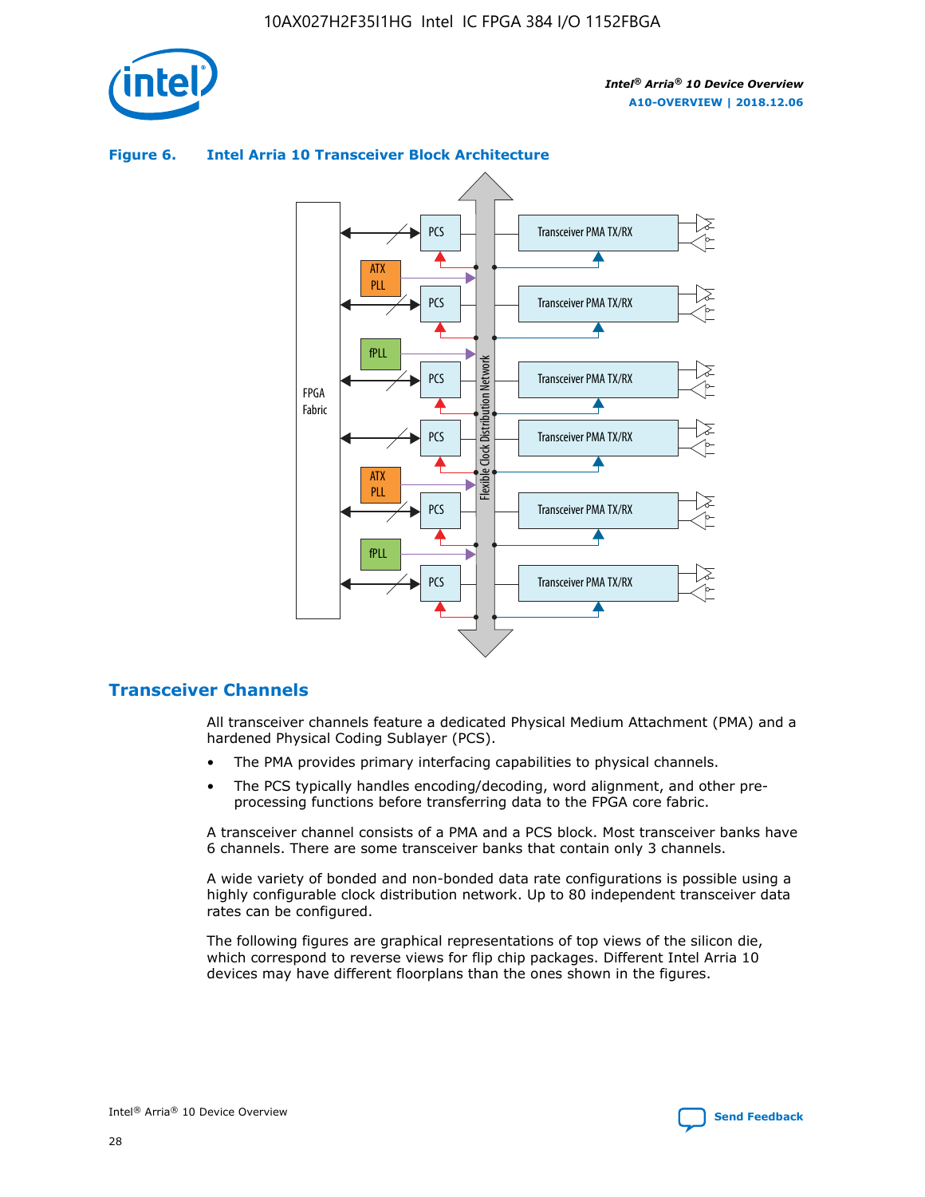**Figure 6. Intel Arria 10 Transceiver Block Architecture**

## Transceiver Channels

All transceiver channels feature a dedicated Physical Medium Attachment (PMA) and a hardened Physical Coding Sublayer (PCS).

- The PMA provides primary interfacing capabilities to physical channels.
- The PCS typically handles encoding/decoding, word alignment, and other pre-processing functions before transferring data to the FPGA core fabric.

A transceiver channel consists of a PMA and a PCS block. Most transceiver banks have 6 channels. There are some transceiver banks that contain only 3 channels.

A wide variety of bonded and non-bonded data rate configurations is possible using a highly configurable clock distribution network. Up to 80 independent transceiver data rates can be configured.

The following figures are graphical representations of top views of the silicon die, which correspond to reverse views for flip chip packages. Different Intel Arria 10 devices may have different floorplans than the ones shown in the figures.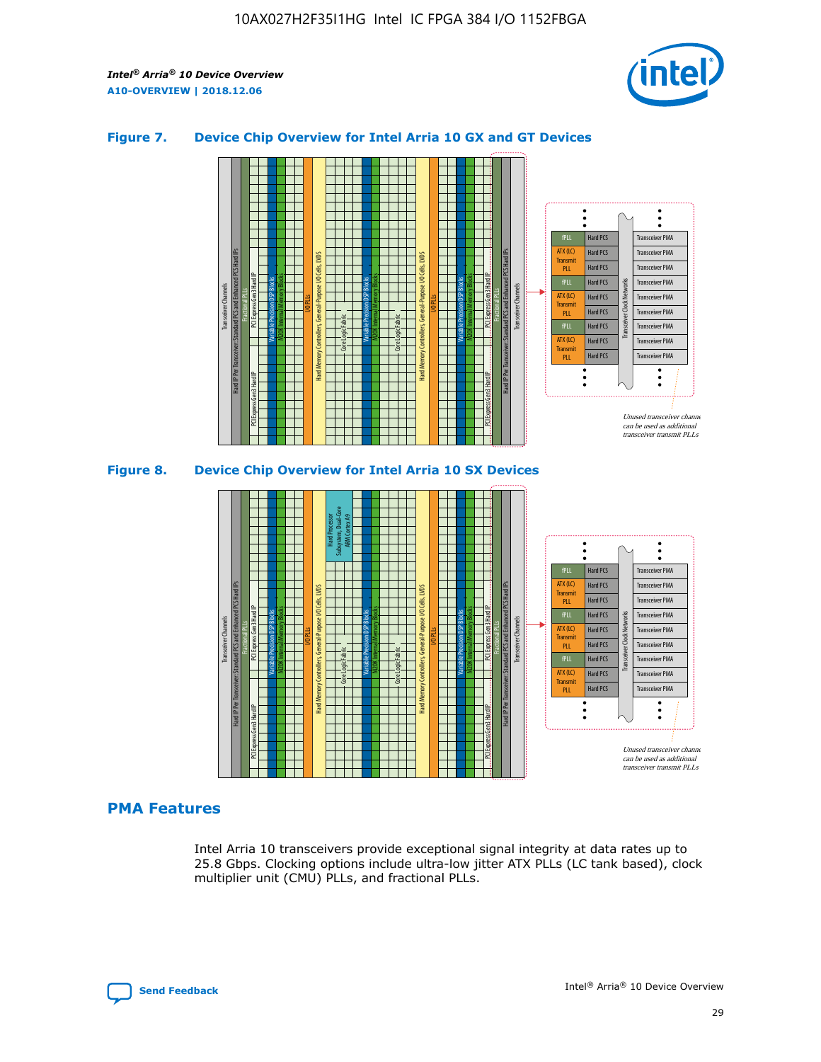### Figure 7. Device Chip Overview for Intel Arria 10 GX and GT Devices

### Figure 8. Device Chip Overview for Intel Arria 10 SX Devices

## PMA Features

Intel Arria 10 transceivers provide exceptional signal integrity at data rates up to 25.8 Gbps. Clocking options include ultra-low jitter ATX PLLs (LC tank based), clock multiplier unit (CMU) PLLs, and fractional PLLs.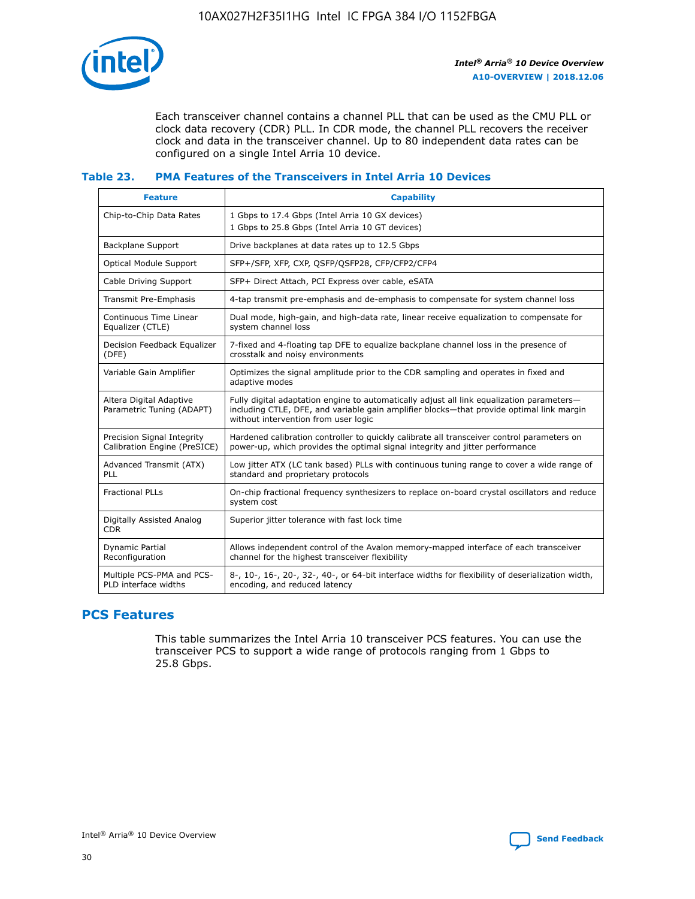Each transceiver channel contains a channel PLL that can be used as the CMU PLL or clock data recovery (CDR) PLL. In CDR mode, the channel PLL recovers the receiver clock and data in the transceiver channel. Up to 80 independent data rates can be configured on a single Intel Arria 10 device.

**Table 23. PMA Features of the Transceivers in Intel Arria 10 Devices**

| Feature | Capability |
|---|---|
| Chip-to-Chip Data Rates | 1 Gbps to 17.4 Gbps (Intel Arria 10 GX devices)<br>1 Gbps to 25.8 Gbps (Intel Arria 10 GT devices) |
| Backplane Support | Drive backplanes at data rates up to 12.5 Gbps |
| Optical Module Support | SFP+/SFP, XFP, CXP, QSFP/QSFP28, CFP/CFP2/CFP4 |
| Cable Driving Support | SFP+ Direct Attach, PCI Express over cable, eSATA |
| Transmit Pre-Emphasis | 4-tap transmit pre-emphasis and de-emphasis to compensate for system channel loss |
| Continuous Time Linear Equalizer (CTLE) | Dual mode, high-gain, and high-data rate, linear receive equalization to compensate for system channel loss |
| Decision Feedback Equalizer (DFE) | 7-fixed and 4-floating tap DFE to equalize backplane channel loss in the presence of crosstalk and noisy environments |
| Variable Gain Amplifier | Optimizes the signal amplitude prior to the CDR sampling and operates in fixed and adaptive modes |
| Altera Digital Adaptive Parametric Tuning (ADAPT) | Fully digital adaptation engine to automatically adjust all link equalization parameters—including CTLE, DFE, and variable gain amplifier blocks—that provide optimal link margin without intervention from user logic |
| Precision Signal Integrity Calibration Engine (PreSICE) | Hardened calibration controller to quickly calibrate all transceiver control parameters on power-up, which provides the optimal signal integrity and jitter performance |
| Advanced Transmit (ATX) PLL | Low jitter ATX (LC tank based) PLLs with continuous tuning range to cover a wide range of standard and proprietary protocols |
| Fractional PLLs | On-chip fractional frequency synthesizers to replace on-board crystal oscillators and reduce system cost |
| Digitally Assisted Analog CDR | Superior jitter tolerance with fast lock time |
| Dynamic Partial Reconfiguration | Allows independent control of the Avalon memory-mapped interface of each transceiver channel for the highest transceiver flexibility |
| Multiple PCS-PMA and PCS-PLD interface widths | 8-, 10-, 16-, 20-, 32-, 40-, or 64-bit interface widths for flexibility of deserialization width, encoding, and reduced latency |

## PCS Features

This table summarizes the Intel Arria 10 transceiver PCS features. You can use the transceiver PCS to support a wide range of protocols ranging from 1 Gbps to 25.8 Gbps.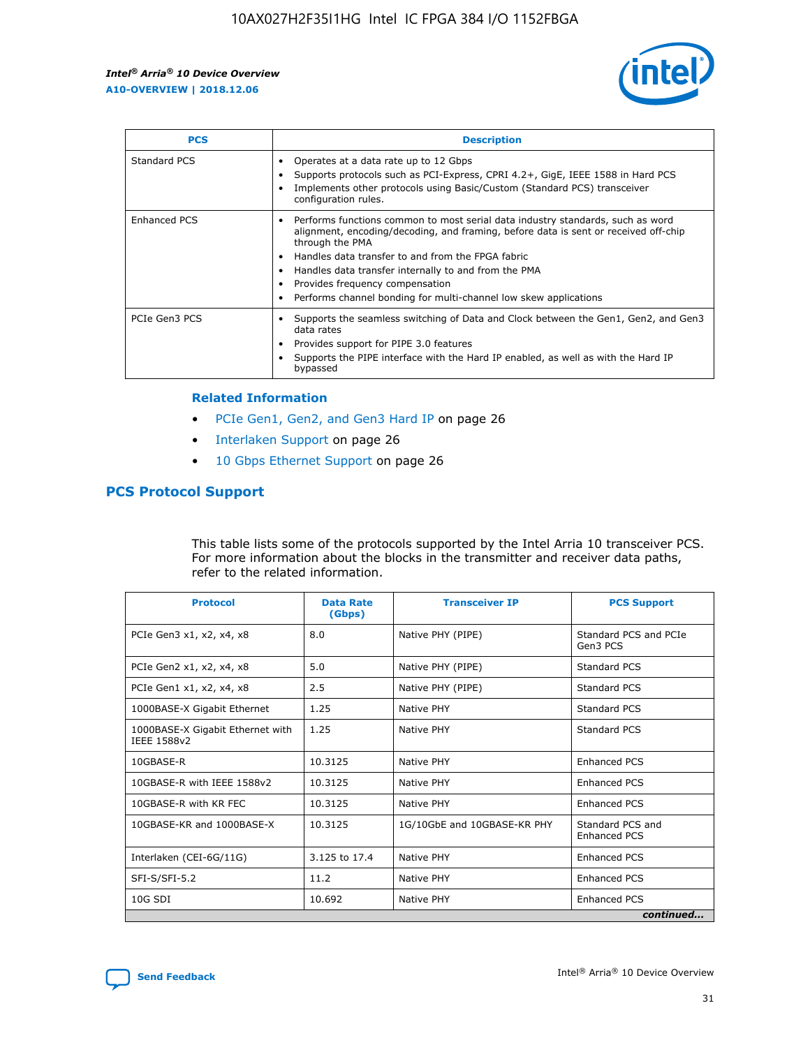| PCS | Description |
| --- | --- |
| Standard PCS | • Operates at a data rate up to 12 Gbps<br>• Supports protocols such as PCI-Express, CPRI 4.2+, GigE, IEEE 1588 in Hard PCS<br>• Implements other protocols using Basic/Custom (Standard PCS) transceiver configuration rules. |
| Enhanced PCS | • Performs functions common to most serial data industry standards, such as word alignment, encoding/decoding, and framing, before data is sent or received off-chip through the PMA<br>• Handles data transfer to and from the FPGA fabric<br>• Handles data transfer internally to and from the PMA<br>• Provides frequency compensation<br>• Performs channel bonding for multi-channel low skew applications |
| PCIe Gen3 PCS | • Supports the seamless switching of Data and Clock between the Gen1, Gen2, and Gen3 data rates<br>• Provides support for PIPE 3.0 features<br>• Supports the PIPE interface with the Hard IP enabled, as well as with the Hard IP bypassed |

### Related Information

- PCIe Gen1, Gen2, and Gen3 Hard IP on page 26
- Interlaken Support on page 26
- 10 Gbps Ethernet Support on page 26

## PCS Protocol Support

This table lists some of the protocols supported by the Intel Arria 10 transceiver PCS. For more information about the blocks in the transmitter and receiver data paths, refer to the related information.

| Protocol | Data Rate (Gbps) | Transceiver IP | PCS Support |
| --- | --- | --- | --- |
| PCIe Gen3 x1, x2, x4, x8 | 8.0 | Native PHY (PIPE) | Standard PCS and PCIe Gen3 PCS |
| PCIe Gen2 x1, x2, x4, x8 | 5.0 | Native PHY (PIPE) | Standard PCS |
| PCIe Gen1 x1, x2, x4, x8 | 2.5 | Native PHY (PIPE) | Standard PCS |
| 1000BASE-X Gigabit Ethernet | 1.25 | Native PHY | Standard PCS |
| 1000BASE-X Gigabit Ethernet with IEEE 1588v2 | 1.25 | Native PHY | Standard PCS |
| 10GBASE-R | 10.3125 | Native PHY | Enhanced PCS |
| 10GBASE-R with IEEE 1588v2 | 10.3125 | Native PHY | Enhanced PCS |
| 10GBASE-R with KR FEC | 10.3125 | Native PHY | Enhanced PCS |
| 10GBASE-KR and 1000BASE-X | 10.3125 | 1G/10GbE and 10GBASE-KR PHY | Standard PCS and Enhanced PCS |
| Interlaken (CEI-6G/11G) | 3.125 to 17.4 | Native PHY | Enhanced PCS |
| SFI-S/SFI-5.2 | 11.2 | Native PHY | Enhanced PCS |
| 10G SDI | 10.692 | Native PHY | Enhanced PCS |

*continued...*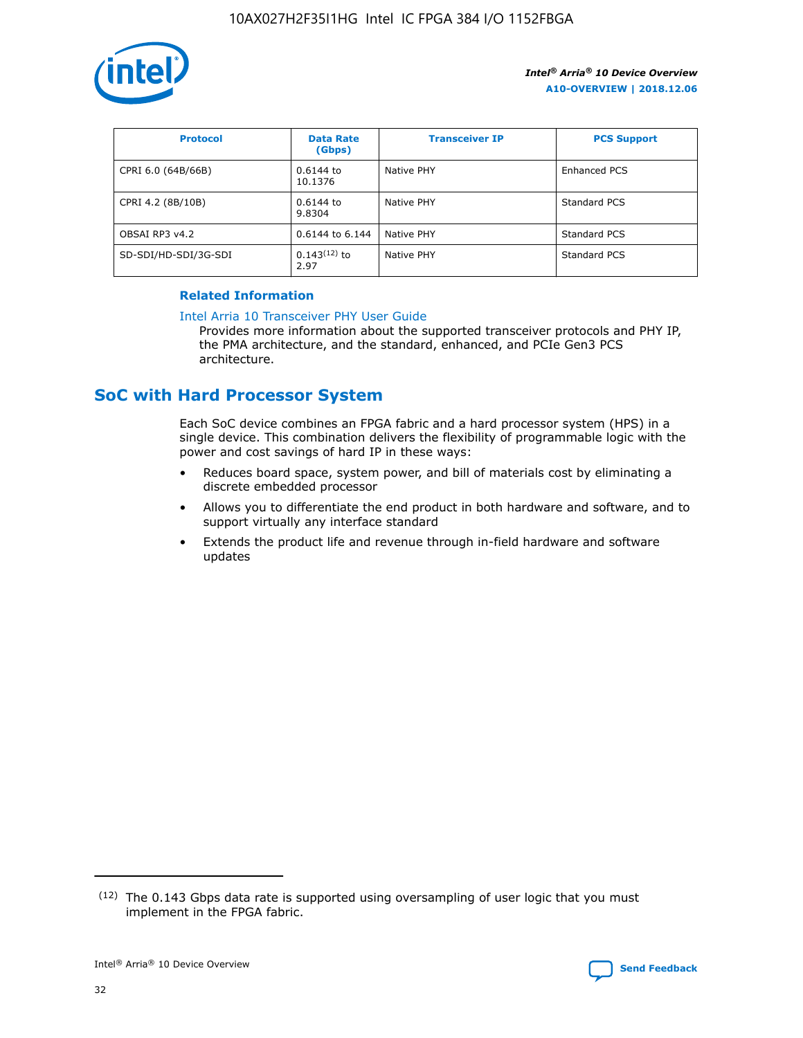| Protocol | Data Rate (Gbps) | Transceiver IP | PCS Support |
| --- | --- | --- | --- |
| CPRI 6.0 (64B/66B) | 0.6144 to 10.1376 | Native PHY | Enhanced PCS |
| CPRI 4.2 (8B/10B) | 0.6144 to 9.8304 | Native PHY | Standard PCS |
| OBSAI RP3 v4.2 | 0.6144 to 6.144 | Native PHY | Standard PCS |
| SD-SDI/HD-SDI/3G-SDI | 0.143[12] to 2.97 | Native PHY | Standard PCS |

**Related Information**

Intel Arria 10 Transceiver PHY User Guide

Provides more information about the supported transceiver protocols and PHY IP, the PMA architecture, and the standard, enhanced, and PCIe Gen3 PCS architecture.

## SoC with Hard Processor System

Each SoC device combines an FPGA fabric and a hard processor system (HPS) in a single device. This combination delivers the flexibility of programmable logic with the power and cost savings of hard IP in these ways:

- Reduces board space, system power, and bill of materials cost by eliminating a discrete embedded processor
- Allows you to differentiate the end product in both hardware and software, and to support virtually any interface standard
- Extends the product life and revenue through in-field hardware and software updates

[12] The 0.143 Gbps data rate is supported using oversampling of user logic that you must implement in the FPGA fabric.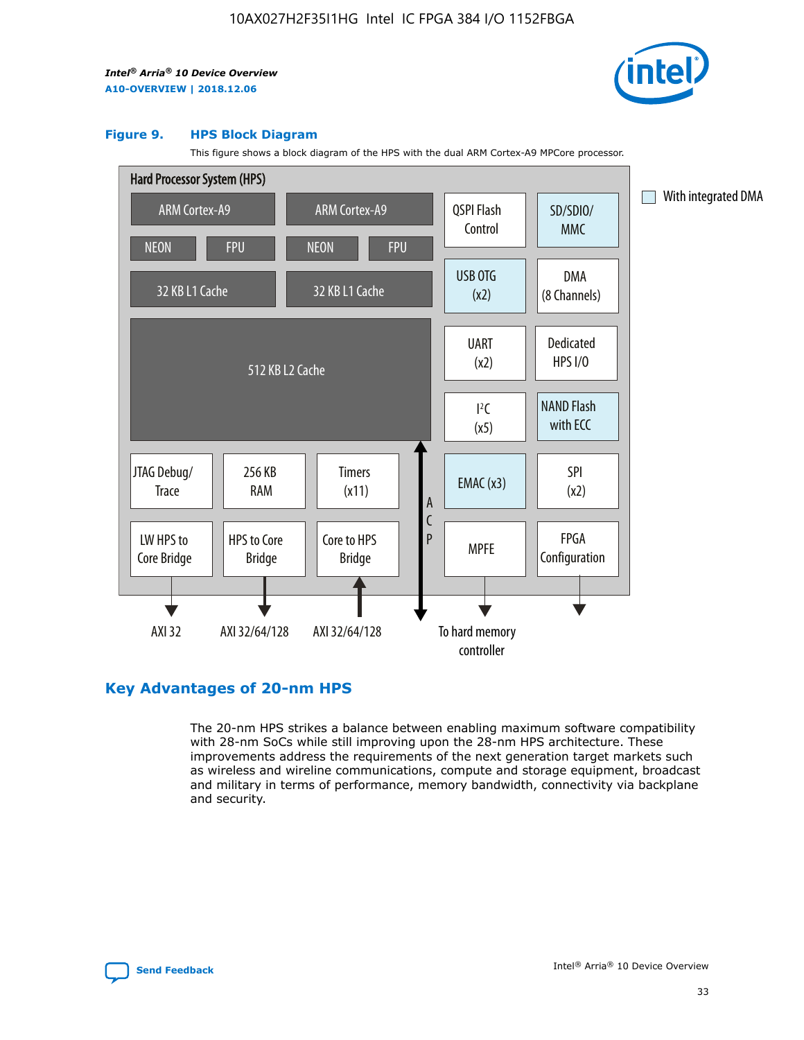**Figure 9. HPS Block Diagram**

This figure shows a block diagram of the HPS with the dual ARM Cortex-A9 MPCore processor.

Hard Processor System (HPS)

ARM Cortex-A9 | ARM Cortex-A9
NEON | FPU | NEON | FPU
32 KB L1 Cache | 32 KB L1 Cache
512 KB L2 Cache

QSPI Flash Control | SD/SDIO/MMC
USB OTG (x2) | DMA (8 Channels)
UART (x2) | Dedicated HPS I/O
I²C (x5) | NAND Flash with ECC
EMAC (x3) | SPI (x2)
MPFE | FPGA Configuration

JTAG Debug/Trace | 256 KB RAM | Timers (x11)
LW HPS to Core Bridge | HPS to Core Bridge | Core to HPS Bridge

ACP

AXI 32 | AXI 32/64/128 | AXI 32/64/128 | To hard memory controller

With integrated DMA

## Key Advantages of 20-nm HPS

The 20-nm HPS strikes a balance between enabling maximum software compatibility with 28-nm SoCs while still improving upon the 28-nm HPS architecture. These improvements address the requirements of the next generation target markets such as wireless and wireline communications, compute and storage equipment, broadcast and military in terms of performance, memory bandwidth, connectivity via backplane and security.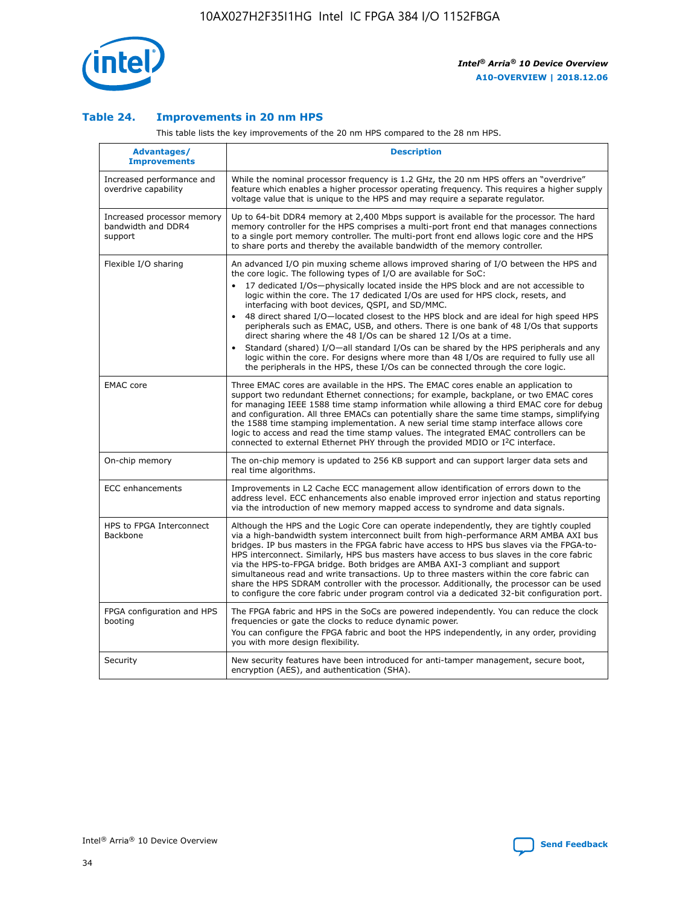### Table 24. Improvements in 20 nm HPS

This table lists the key improvements of the 20 nm HPS compared to the 28 nm HPS.

| Advantages/ Improvements | Description |
|---|---|
| Increased performance and overdrive capability | While the nominal processor frequency is 1.2 GHz, the 20 nm HPS offers an "overdrive" feature which enables a higher processor operating frequency. This requires a higher supply voltage value that is unique to the HPS and may require a separate regulator. |
| Increased processor memory bandwidth and DDR4 support | Up to 64-bit DDR4 memory at 2,400 Mbps support is available for the processor. The hard memory controller for the HPS comprises a multi-port front end that manages connections to a single port memory controller. The multi-port front end allows logic core and the HPS to share ports and thereby the available bandwidth of the memory controller. |
| Flexible I/O sharing | An advanced I/O pin muxing scheme allows improved sharing of I/O between the HPS and the core logic. The following types of I/O are available for SoC:<br>• 17 dedicated I/Os—physically located inside the HPS block and are not accessible to logic within the core. The 17 dedicated I/Os are used for HPS clock, resets, and interfacing with boot devices, QSPI, and SD/MMC.<br>• 48 direct shared I/O—located closest to the HPS block and are ideal for high speed HPS peripherals such as EMAC, USB, and others. There is one bank of 48 I/Os that supports direct sharing where the 48 I/Os can be shared 12 I/Os at a time.<br>• Standard (shared) I/O—all standard I/Os can be shared by the HPS peripherals and any logic within the core. For designs where more than 48 I/Os are required to fully use all the peripherals in the HPS, these I/Os can be connected through the core logic. |
| EMAC core | Three EMAC cores are available in the HPS. The EMAC cores enable an application to support two redundant Ethernet connections; for example, backplane, or two EMAC cores for managing IEEE 1588 time stamp information while allowing a third EMAC core for debug and configuration. All three EMACs can potentially share the same time stamps, simplifying the 1588 time stamping implementation. A new serial time stamp interface allows core logic to access and read the time stamp values. The integrated EMAC controllers can be connected to external Ethernet PHY through the provided MDIO or I²C interface. |
| On-chip memory | The on-chip memory is updated to 256 KB support and can support larger data sets and real time algorithms. |
| ECC enhancements | Improvements in L2 Cache ECC management allow identification of errors down to the address level. ECC enhancements also enable improved error injection and status reporting via the introduction of new memory mapped access to syndrome and data signals. |
| HPS to FPGA Interconnect Backbone | Although the HPS and the Logic Core can operate independently, they are tightly coupled via a high-bandwidth system interconnect built from high-performance ARM AMBA AXI bus bridges. IP bus masters in the FPGA fabric have access to HPS bus slaves via the FPGA-to-HPS interconnect. Similarly, HPS bus masters have access to bus slaves in the core fabric via the HPS-to-FPGA bridge. Both bridges are AMBA AXI-3 compliant and support simultaneous read and write transactions. Up to three masters within the core fabric can share the HPS SDRAM controller with the processor. Additionally, the processor can be used to configure the core fabric under program control via a dedicated 32-bit configuration port. |
| FPGA configuration and HPS booting | The FPGA fabric and HPS in the SoCs are powered independently. You can reduce the clock frequencies or gate the clocks to reduce dynamic power.<br>You can configure the FPGA fabric and boot the HPS independently, in any order, providing you with more design flexibility. |
| Security | New security features have been introduced for anti-tamper management, secure boot, encryption (AES), and authentication (SHA). |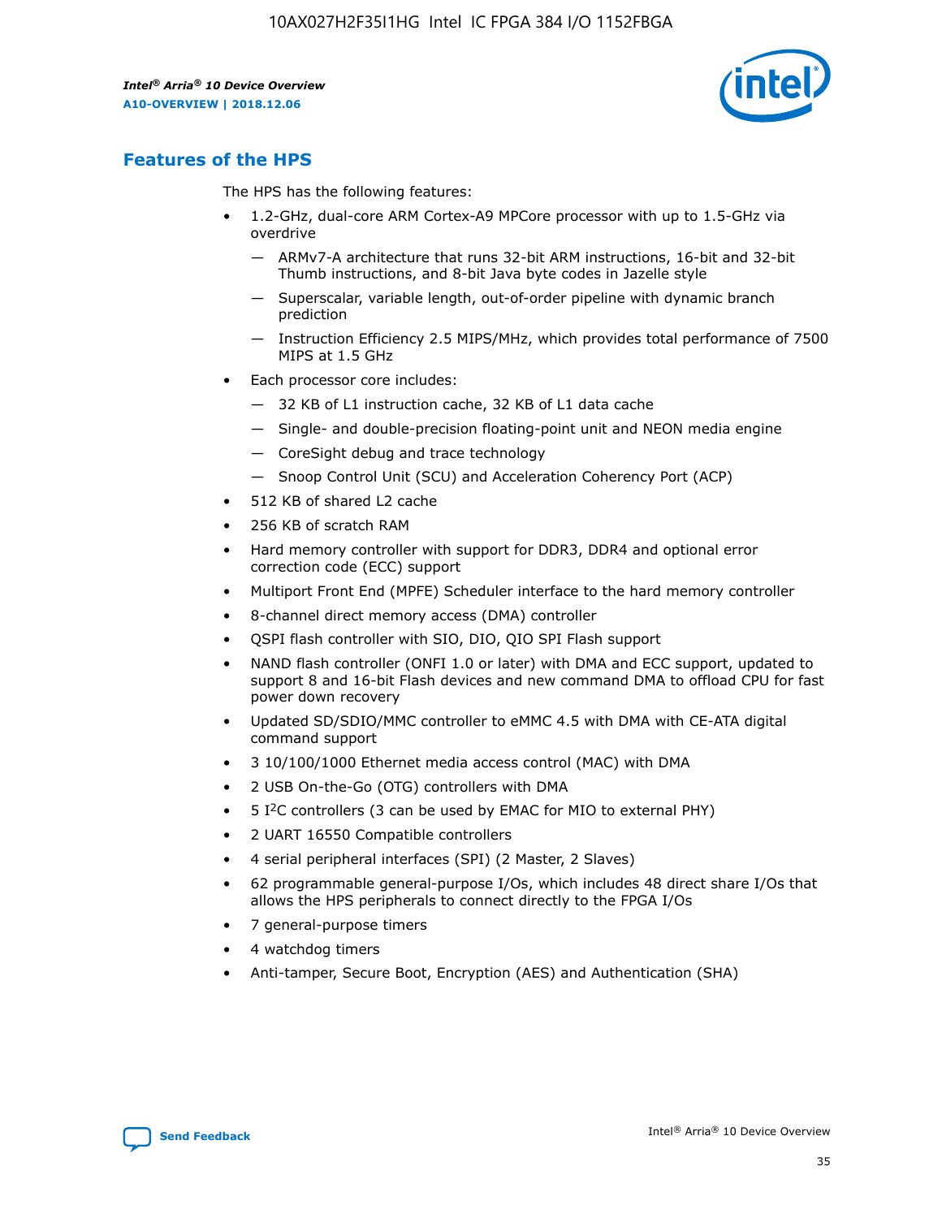## Features of the HPS

The HPS has the following features:

- 1.2-GHz, dual-core ARM Cortex-A9 MPCore processor with up to 1.5-GHz via overdrive
  - — ARMv7-A architecture that runs 32-bit ARM instructions, 16-bit and 32-bit Thumb instructions, and 8-bit Java byte codes in Jazelle style
  - — Superscalar, variable length, out-of-order pipeline with dynamic branch prediction
  - — Instruction Efficiency 2.5 MIPS/MHz, which provides total performance of 7500 MIPS at 1.5 GHz
- Each processor core includes:
  - — 32 KB of L1 instruction cache, 32 KB of L1 data cache
  - — Single- and double-precision floating-point unit and NEON media engine
  - — CoreSight debug and trace technology
  - — Snoop Control Unit (SCU) and Acceleration Coherency Port (ACP)
- 512 KB of shared L2 cache
- 256 KB of scratch RAM
- Hard memory controller with support for DDR3, DDR4 and optional error correction code (ECC) support
- Multiport Front End (MPFE) Scheduler interface to the hard memory controller
- 8-channel direct memory access (DMA) controller
- QSPI flash controller with SIO, DIO, QIO SPI Flash support
- NAND flash controller (ONFI 1.0 or later) with DMA and ECC support, updated to support 8 and 16-bit Flash devices and new command DMA to offload CPU for fast power down recovery
- Updated SD/SDIO/MMC controller to eMMC 4.5 with DMA with CE-ATA digital command support
- 3 10/100/1000 Ethernet media access control (MAC) with DMA
- 2 USB On-the-Go (OTG) controllers with DMA
- 5 I²C controllers (3 can be used by EMAC for MIO to external PHY)
- 2 UART 16550 Compatible controllers
- 4 serial peripheral interfaces (SPI) (2 Master, 2 Slaves)
- 62 programmable general-purpose I/Os, which includes 48 direct share I/Os that allows the HPS peripherals to connect directly to the FPGA I/Os
- 7 general-purpose timers
- 4 watchdog timers
- Anti-tamper, Secure Boot, Encryption (AES) and Authentication (SHA)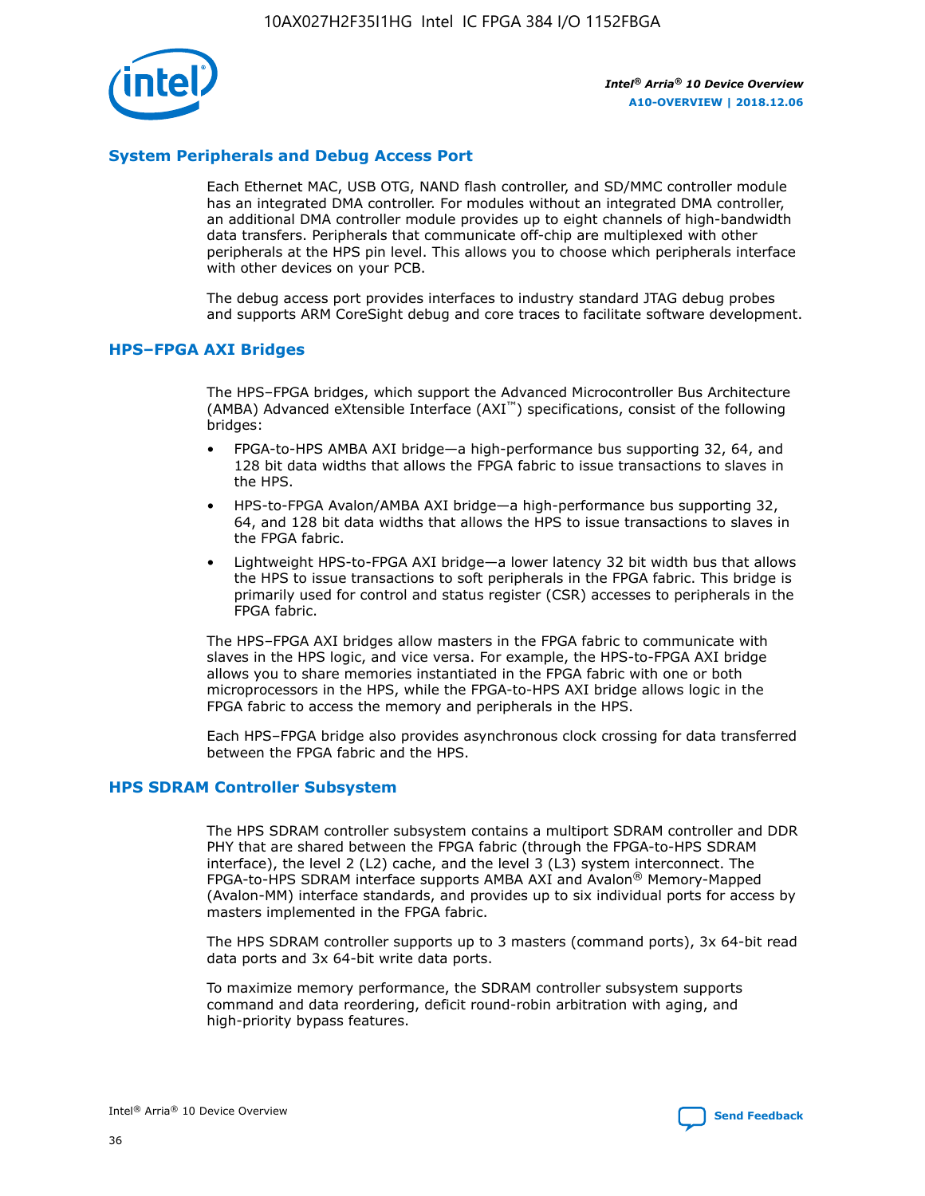## System Peripherals and Debug Access Port

Each Ethernet MAC, USB OTG, NAND flash controller, and SD/MMC controller module has an integrated DMA controller. For modules without an integrated DMA controller, an additional DMA controller module provides up to eight channels of high-bandwidth data transfers. Peripherals that communicate off-chip are multiplexed with other peripherals at the HPS pin level. This allows you to choose which peripherals interface with other devices on your PCB.

The debug access port provides interfaces to industry standard JTAG debug probes and supports ARM CoreSight debug and core traces to facilitate software development.

## HPS–FPGA AXI Bridges

The HPS–FPGA bridges, which support the Advanced Microcontroller Bus Architecture (AMBA) Advanced eXtensible Interface (AXI™) specifications, consist of the following bridges:

- FPGA-to-HPS AMBA AXI bridge—a high-performance bus supporting 32, 64, and 128 bit data widths that allows the FPGA fabric to issue transactions to slaves in the HPS.
- HPS-to-FPGA Avalon/AMBA AXI bridge—a high-performance bus supporting 32, 64, and 128 bit data widths that allows the HPS to issue transactions to slaves in the FPGA fabric.
- Lightweight HPS-to-FPGA AXI bridge—a lower latency 32 bit width bus that allows the HPS to issue transactions to soft peripherals in the FPGA fabric. This bridge is primarily used for control and status register (CSR) accesses to peripherals in the FPGA fabric.

The HPS–FPGA AXI bridges allow masters in the FPGA fabric to communicate with slaves in the HPS logic, and vice versa. For example, the HPS-to-FPGA AXI bridge allows you to share memories instantiated in the FPGA fabric with one or both microprocessors in the HPS, while the FPGA-to-HPS AXI bridge allows logic in the FPGA fabric to access the memory and peripherals in the HPS.

Each HPS–FPGA bridge also provides asynchronous clock crossing for data transferred between the FPGA fabric and the HPS.

## HPS SDRAM Controller Subsystem

The HPS SDRAM controller subsystem contains a multiport SDRAM controller and DDR PHY that are shared between the FPGA fabric (through the FPGA-to-HPS SDRAM interface), the level 2 (L2) cache, and the level 3 (L3) system interconnect. The FPGA-to-HPS SDRAM interface supports AMBA AXI and Avalon® Memory-Mapped (Avalon-MM) interface standards, and provides up to six individual ports for access by masters implemented in the FPGA fabric.

The HPS SDRAM controller supports up to 3 masters (command ports), 3x 64-bit read data ports and 3x 64-bit write data ports.

To maximize memory performance, the SDRAM controller subsystem supports command and data reordering, deficit round-robin arbitration with aging, and high-priority bypass features.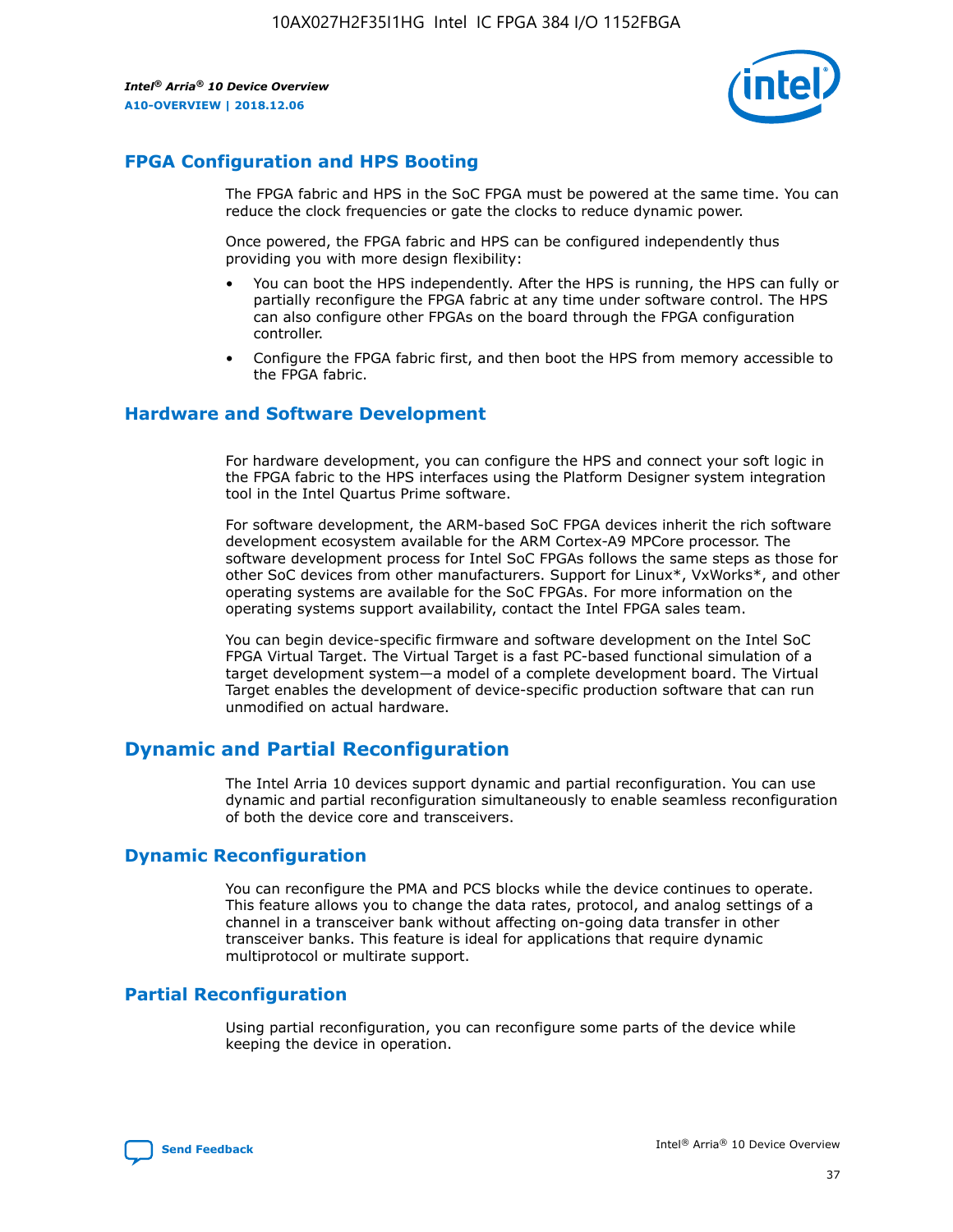## FPGA Configuration and HPS Booting

The FPGA fabric and HPS in the SoC FPGA must be powered at the same time. You can reduce the clock frequencies or gate the clocks to reduce dynamic power.

Once powered, the FPGA fabric and HPS can be configured independently thus providing you with more design flexibility:

- You can boot the HPS independently. After the HPS is running, the HPS can fully or partially reconfigure the FPGA fabric at any time under software control. The HPS can also configure other FPGAs on the board through the FPGA configuration controller.
- Configure the FPGA fabric first, and then boot the HPS from memory accessible to the FPGA fabric.

## Hardware and Software Development

For hardware development, you can configure the HPS and connect your soft logic in the FPGA fabric to the HPS interfaces using the Platform Designer system integration tool in the Intel Quartus Prime software.

For software development, the ARM-based SoC FPGA devices inherit the rich software development ecosystem available for the ARM Cortex-A9 MPCore processor. The software development process for Intel SoC FPGAs follows the same steps as those for other SoC devices from other manufacturers. Support for Linux*, VxWorks*, and other operating systems are available for the SoC FPGAs. For more information on the operating systems support availability, contact the Intel FPGA sales team.

You can begin device-specific firmware and software development on the Intel SoC FPGA Virtual Target. The Virtual Target is a fast PC-based functional simulation of a target development system—a model of a complete development board. The Virtual Target enables the development of device-specific production software that can run unmodified on actual hardware.

# Dynamic and Partial Reconfiguration

The Intel Arria 10 devices support dynamic and partial reconfiguration. You can use dynamic and partial reconfiguration simultaneously to enable seamless reconfiguration of both the device core and transceivers.

## Dynamic Reconfiguration

You can reconfigure the PMA and PCS blocks while the device continues to operate. This feature allows you to change the data rates, protocol, and analog settings of a channel in a transceiver bank without affecting on-going data transfer in other transceiver banks. This feature is ideal for applications that require dynamic multiprotocol or multirate support.

## Partial Reconfiguration

Using partial reconfiguration, you can reconfigure some parts of the device while keeping the device in operation.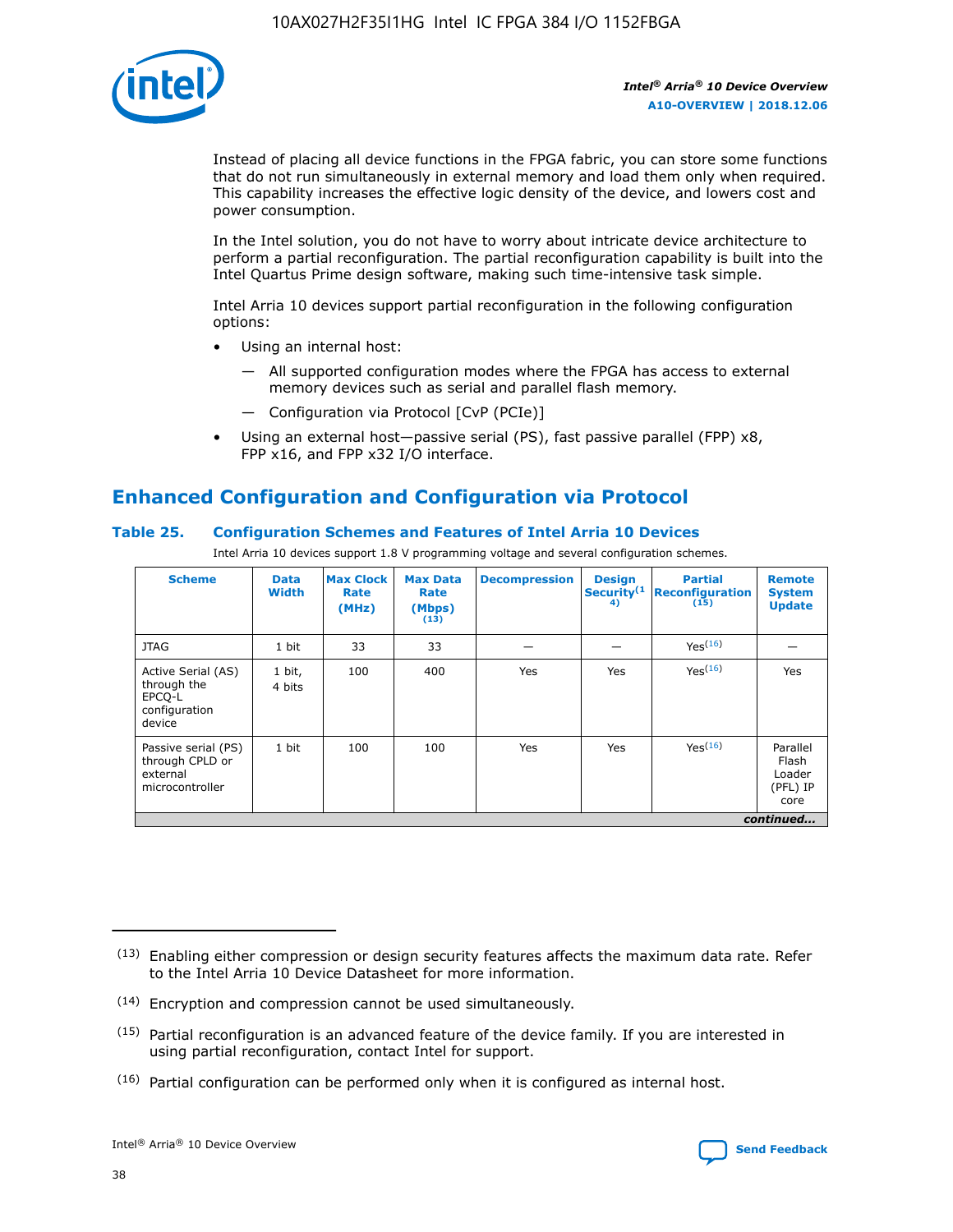Instead of placing all device functions in the FPGA fabric, you can store some functions that do not run simultaneously in external memory and load them only when required. This capability increases the effective logic density of the device, and lowers cost and power consumption.

In the Intel solution, you do not have to worry about intricate device architecture to perform a partial reconfiguration. The partial reconfiguration capability is built into the Intel Quartus Prime design software, making such time-intensive task simple.

Intel Arria 10 devices support partial reconfiguration in the following configuration options:

- Using an internal host:
  — All supported configuration modes where the FPGA has access to external memory devices such as serial and parallel flash memory.
  — Configuration via Protocol [CvP (PCIe)]
- Using an external host—passive serial (PS), fast passive parallel (FPP) x8, FPP x16, and FPP x32 I/O interface.

## Enhanced Configuration and Configuration via Protocol

### Table 25. Configuration Schemes and Features of Intel Arria 10 Devices

Intel Arria 10 devices support 1.8 V programming voltage and several configuration schemes.

| Scheme | Data Width | Max Clock Rate (MHz) | Max Data Rate (Mbps) (13) | Decompression | Design Security (14) | Partial Reconfiguration (15) | Remote System Update |
|---|---|---|---|---|---|---|---|
| JTAG | 1 bit | 33 | 33 | — | — | Yes (16) | — |
| Active Serial (AS) through the EPCQ-L configuration device | 1 bit, 4 bits | 100 | 400 | Yes | Yes | Yes (16) | Yes |
| Passive serial (PS) through CPLD or external microcontroller | 1 bit | 100 | 100 | Yes | Yes | Yes (16) | Parallel Flash Loader (PFL) IP core |

*continued...*

(13) Enabling either compression or design security features affects the maximum data rate. Refer to the Intel Arria 10 Device Datasheet for more information.

(14) Encryption and compression cannot be used simultaneously.

(15) Partial reconfiguration is an advanced feature of the device family. If you are interested in using partial reconfiguration, contact Intel for support.

(16) Partial configuration can be performed only when it is configured as internal host.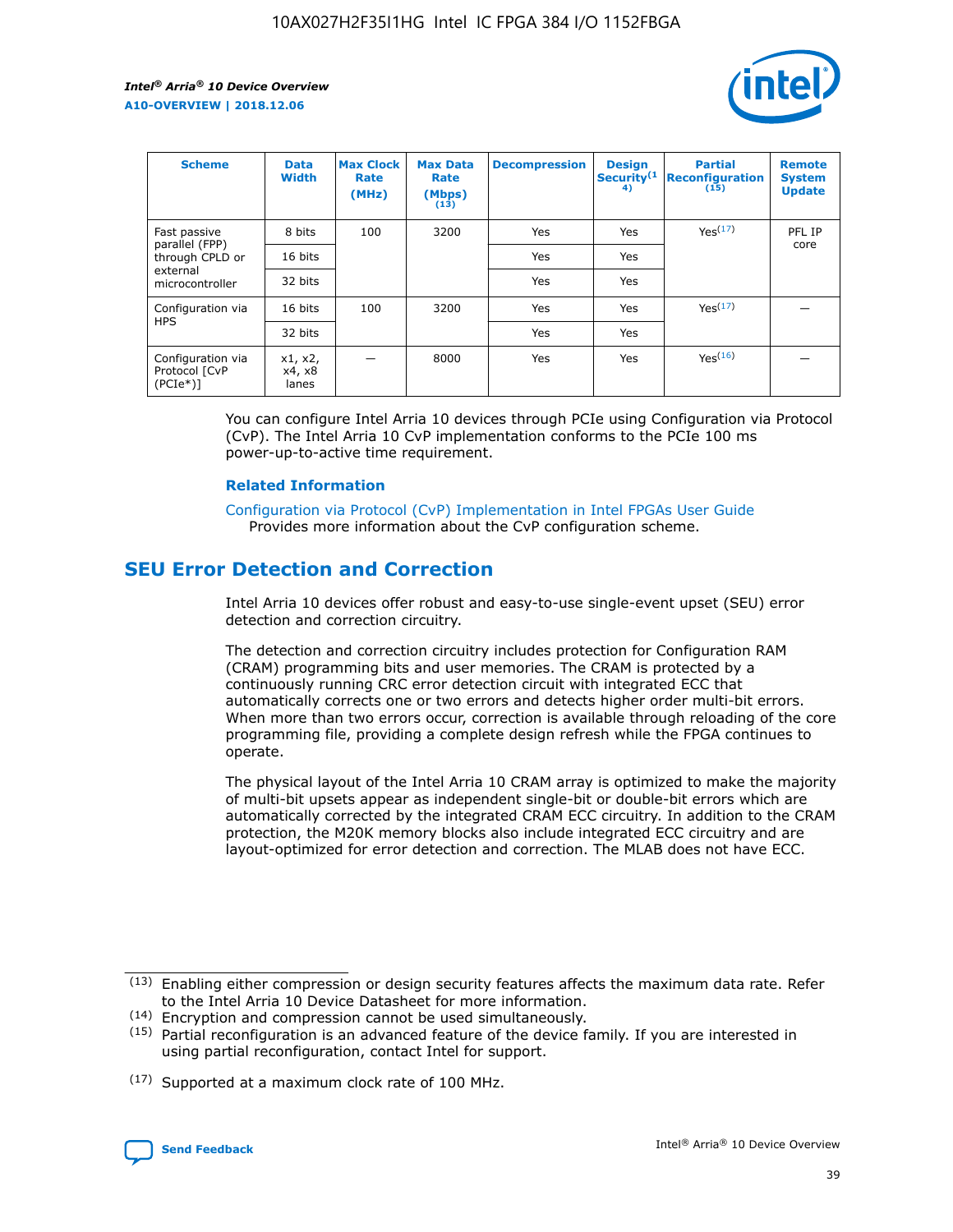| Scheme | Data Width | Max Clock Rate (MHz) | Max Data Rate (Mbps) (13) | Decompression | Design Security (14) | Partial Reconfiguration (15) | Remote System Update |
| --- | --- | --- | --- | --- | --- | --- | --- |
| Fast passive parallel (FPP) through CPLD or external microcontroller | 8 bits | 100 | 3200 | Yes | Yes | Yes (17) | PFL IP core |
| | 16 bits | | | Yes | Yes | | |
| | 32 bits | | | Yes | Yes | | |
| Configuration via HPS | 16 bits | 100 | 3200 | Yes | Yes | Yes (17) | — |
| | 32 bits | | | Yes | Yes | | |
| Configuration via Protocol [CvP (PCIe*)] | x1, x2, x4, x8 lanes | — | 8000 | Yes | Yes | Yes (16) | — |

You can configure Intel Arria 10 devices through PCIe using Configuration via Protocol (CvP). The Intel Arria 10 CvP implementation conforms to the PCIe 100 ms power-up-to-active time requirement.

### Related Information

Configuration via Protocol (CvP) Implementation in Intel FPGAs User Guide
Provides more information about the CvP configuration scheme.

## SEU Error Detection and Correction

Intel Arria 10 devices offer robust and easy-to-use single-event upset (SEU) error detection and correction circuitry.

The detection and correction circuitry includes protection for Configuration RAM (CRAM) programming bits and user memories. The CRAM is protected by a continuously running CRC error detection circuit with integrated ECC that automatically corrects one or two errors and detects higher order multi-bit errors. When more than two errors occur, correction is available through reloading of the core programming file, providing a complete design refresh while the FPGA continues to operate.

The physical layout of the Intel Arria 10 CRAM array is optimized to make the majority of multi-bit upsets appear as independent single-bit or double-bit errors which are automatically corrected by the integrated CRAM ECC circuitry. In addition to the CRAM protection, the M20K memory blocks also include integrated ECC circuitry and are layout-optimized for error detection and correction. The MLAB does not have ECC.

(13) Enabling either compression or design security features affects the maximum data rate. Refer to the Intel Arria 10 Device Datasheet for more information.

(14) Encryption and compression cannot be used simultaneously.

(15) Partial reconfiguration is an advanced feature of the device family. If you are interested in using partial reconfiguration, contact Intel for support.

(17) Supported at a maximum clock rate of 100 MHz.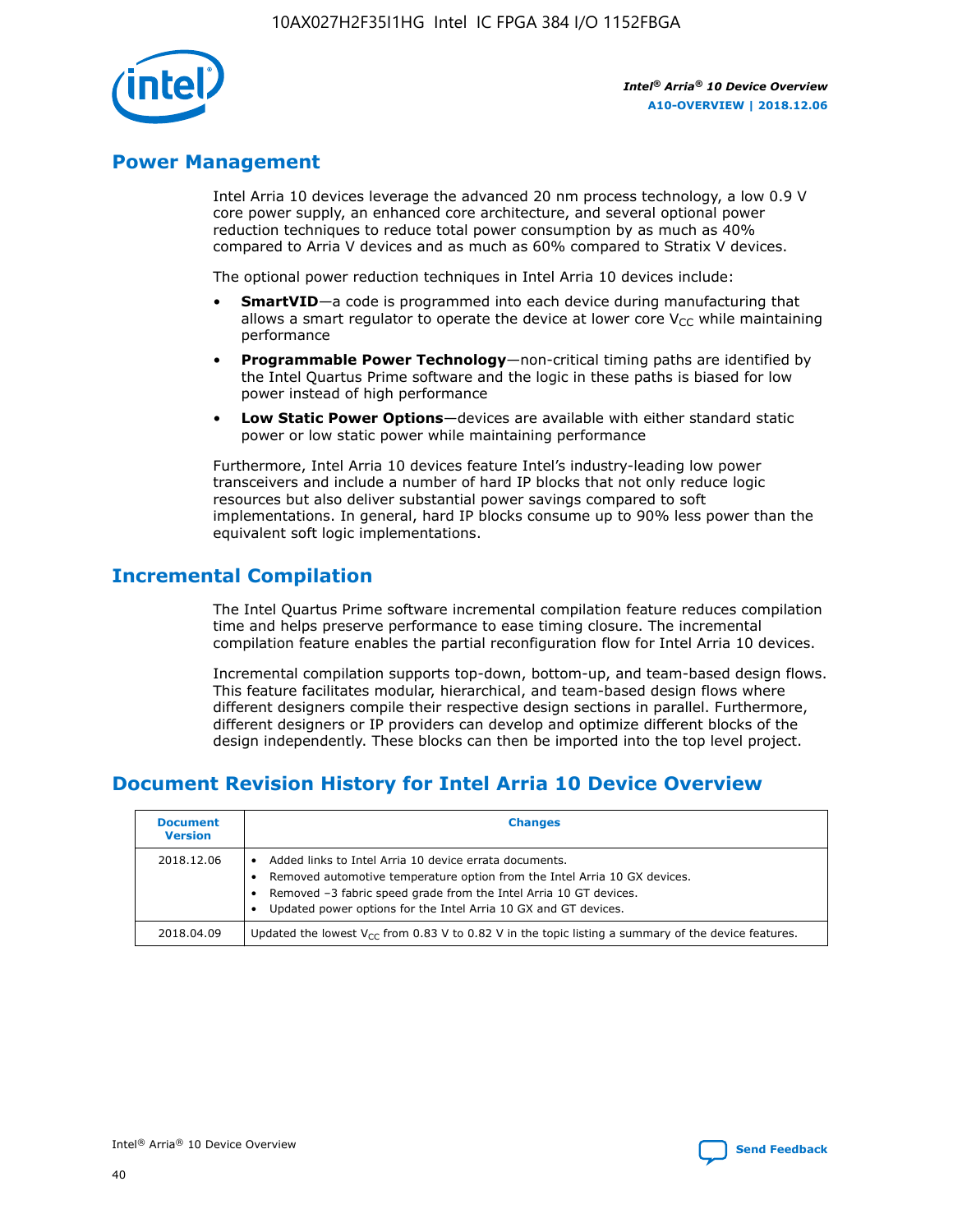## Power Management

Intel Arria 10 devices leverage the advanced 20 nm process technology, a low 0.9 V core power supply, an enhanced core architecture, and several optional power reduction techniques to reduce total power consumption by as much as 40% compared to Arria V devices and as much as 60% compared to Stratix V devices.

The optional power reduction techniques in Intel Arria 10 devices include:

- **SmartVID**—a code is programmed into each device during manufacturing that allows a smart regulator to operate the device at lower core $V_{CC}$ while maintaining performance
- **Programmable Power Technology**—non-critical timing paths are identified by the Intel Quartus Prime software and the logic in these paths is biased for low power instead of high performance
- **Low Static Power Options**—devices are available with either standard static power or low static power while maintaining performance

Furthermore, Intel Arria 10 devices feature Intel's industry-leading low power transceivers and include a number of hard IP blocks that not only reduce logic resources but also deliver substantial power savings compared to soft implementations. In general, hard IP blocks consume up to 90% less power than the equivalent soft logic implementations.

## Incremental Compilation

The Intel Quartus Prime software incremental compilation feature reduces compilation time and helps preserve performance to ease timing closure. The incremental compilation feature enables the partial reconfiguration flow for Intel Arria 10 devices.

Incremental compilation supports top-down, bottom-up, and team-based design flows. This feature facilitates modular, hierarchical, and team-based design flows where different designers compile their respective design sections in parallel. Furthermore, different designers or IP providers can develop and optimize different blocks of the design independently. These blocks can then be imported into the top level project.

## Document Revision History for Intel Arria 10 Device Overview

| Document Version | Changes |
| --- | --- |
| 2018.12.06 | • Added links to Intel Arria 10 device errata documents.<br>• Removed automotive temperature option from the Intel Arria 10 GX devices.<br>• Removed –3 fabric speed grade from the Intel Arria 10 GT devices.<br>• Updated power options for the Intel Arria 10 GX and GT devices. |
| 2018.04.09 | Updated the lowest $V_{CC}$ from 0.83 V to 0.82 V in the topic listing a summary of the device features. |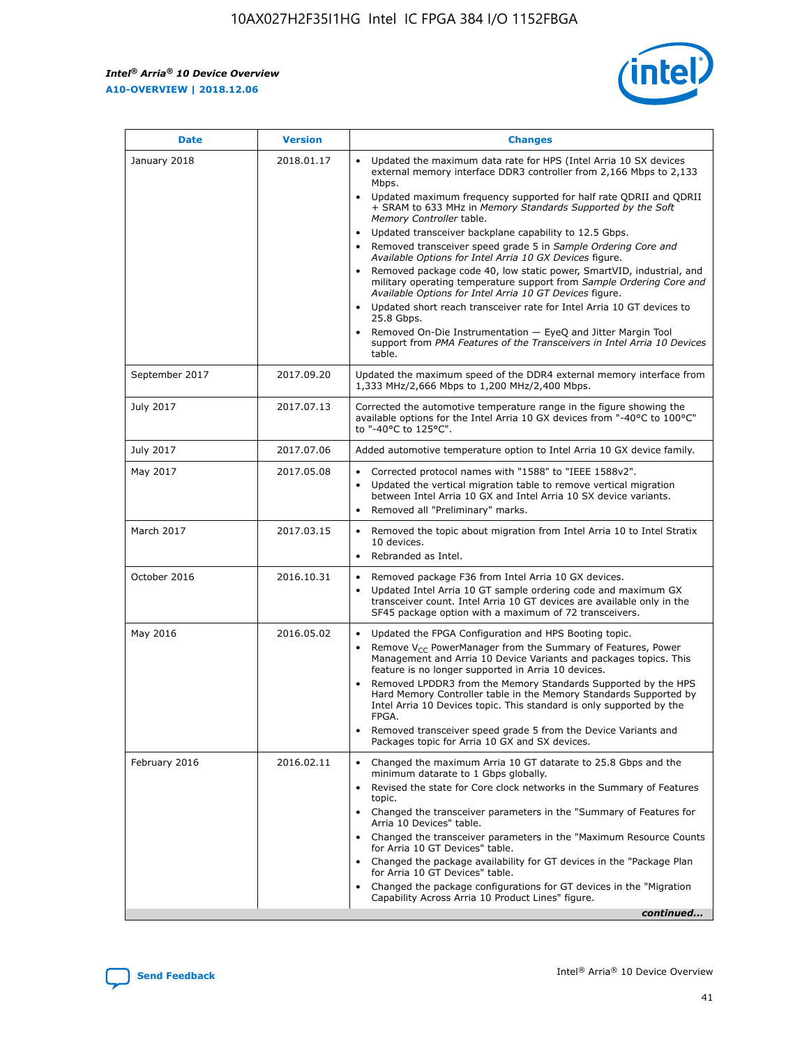| Date | Version | Changes |
| --- | --- | --- |
| January 2018 | 2018.01.17 | • Updated the maximum data rate for HPS (Intel Arria 10 SX devices external memory interface DDR3 controller from 2,166 Mbps to 2,133 Mbps.<br>• Updated maximum frequency supported for half rate QDRII and QDRII + SRAM to 633 MHz in *Memory Standards Supported by the Soft Memory Controller* table.<br>• Updated transceiver backplane capability to 12.5 Gbps.<br>• Removed transceiver speed grade 5 in *Sample Ordering Core and Available Options for Intel Arria 10 GX Devices* figure.<br>• Removed package code 40, low static power, SmartVID, industrial, and military operating temperature support from *Sample Ordering Core and Available Options for Intel Arria 10 GT Devices* figure.<br>• Updated short reach transceiver rate for Intel Arria 10 GT devices to 25.8 Gbps.<br>• Removed On-Die Instrumentation — EyeQ and Jitter Margin Tool support from *PMA Features of the Transceivers in Intel Arria 10 Devices* table. |
| September 2017 | 2017.09.20 | Updated the maximum speed of the DDR4 external memory interface from 1,333 MHz/2,666 Mbps to 1,200 MHz/2,400 Mbps. |
| July 2017 | 2017.07.13 | Corrected the automotive temperature range in the figure showing the available options for the Intel Arria 10 GX devices from "-40°C to 100°C" to "-40°C to 125°C". |
| July 2017 | 2017.07.06 | Added automotive temperature option to Intel Arria 10 GX device family. |
| May 2017 | 2017.05.08 | • Corrected protocol names with "1588" to "IEEE 1588v2".<br>• Updated the vertical migration table to remove vertical migration between Intel Arria 10 GX and Intel Arria 10 SX device variants.<br>• Removed all "Preliminary" marks. |
| March 2017 | 2017.03.15 | • Removed the topic about migration from Intel Arria 10 to Intel Stratix 10 devices.<br>• Rebranded as Intel. |
| October 2016 | 2016.10.31 | • Removed package F36 from Intel Arria 10 GX devices.<br>• Updated Intel Arria 10 GT sample ordering code and maximum GX transceiver count. Intel Arria 10 GT devices are available only in the SF45 package option with a maximum of 72 transceivers. |
| May 2016 | 2016.05.02 | • Updated the FPGA Configuration and HPS Booting topic.<br>• Remove $V_{CC}$ PowerManager from the Summary of Features, Power Management and Arria 10 Device Variants and packages topics. This feature is no longer supported in Arria 10 devices.<br>• Removed LPDDR3 from the Memory Standards Supported by the HPS Hard Memory Controller table in the Memory Standards Supported by Intel Arria 10 Devices topic. This standard is only supported by the FPGA.<br>• Removed transceiver speed grade 5 from the Device Variants and Packages topic for Arria 10 GX and SX devices. |
| February 2016 | 2016.02.11 | • Changed the maximum Arria 10 GT datarate to 25.8 Gbps and the minimum datarate to 1 Gbps globally.<br>• Revised the state for Core clock networks in the Summary of Features topic.<br>• Changed the transceiver parameters in the "Summary of Features for Arria 10 Devices" table.<br>• Changed the transceiver parameters in the "Maximum Resource Counts for Arria 10 GT Devices" table.<br>• Changed the package availability for GT devices in the "Package Plan for Arria 10 GT Devices" table.<br>• Changed the package configurations for GT devices in the "Migration Capability Across Arria 10 Product Lines" figure. |

*continued...*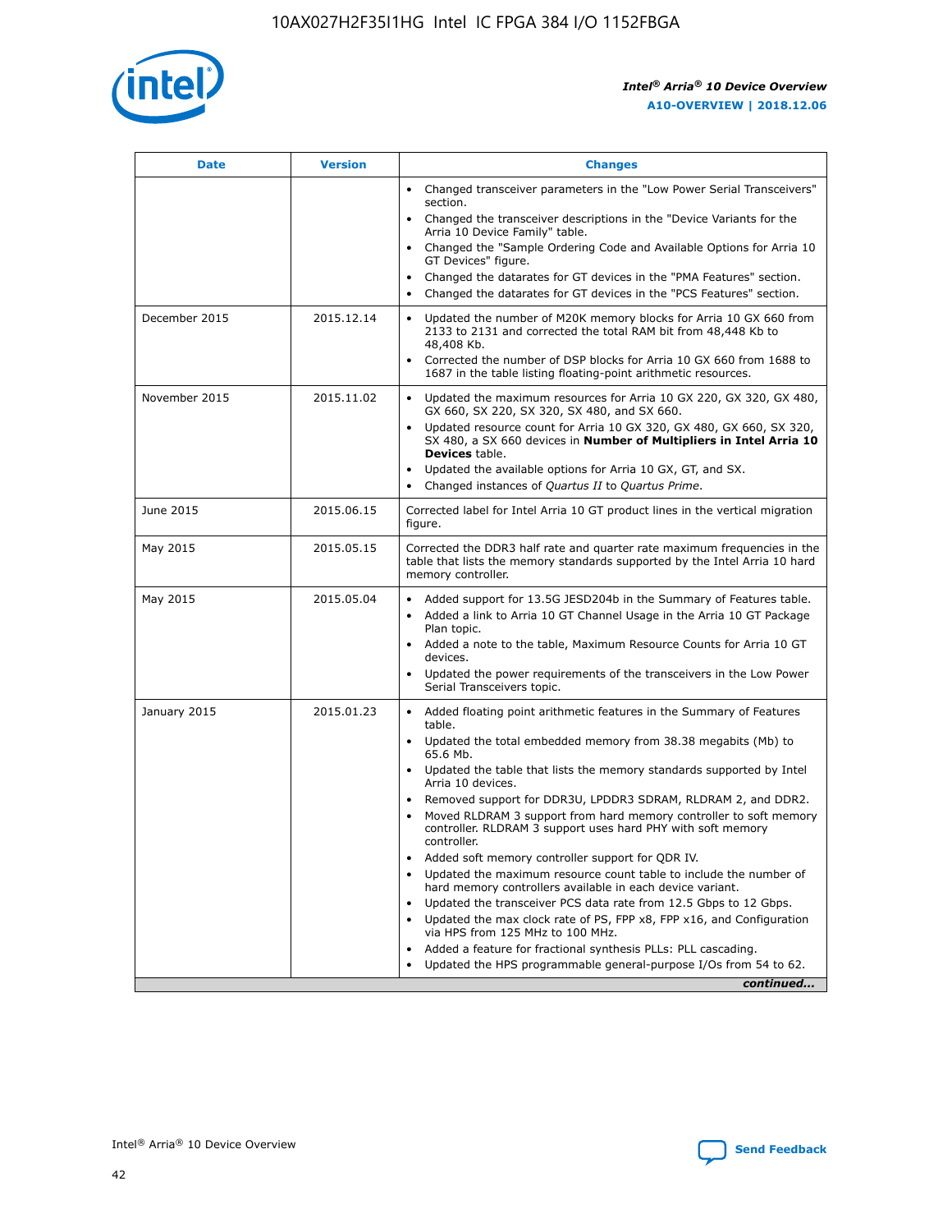| Date | Version | Changes |
|---|---|---|
| | | • Changed transceiver parameters in the "Low Power Serial Transceivers" section.<br>• Changed the transceiver descriptions in the "Device Variants for the Arria 10 Device Family" table.<br>• Changed the "Sample Ordering Code and Available Options for Arria 10 GT Devices" figure.<br>• Changed the datarates for GT devices in the "PMA Features" section.<br>• Changed the datarates for GT devices in the "PCS Features" section. |
| December 2015 | 2015.12.14 | • Updated the number of M20K memory blocks for Arria 10 GX 660 from 2133 to 2131 and corrected the total RAM bit from 48,448 Kb to 48,408 Kb.<br>• Corrected the number of DSP blocks for Arria 10 GX 660 from 1688 to 1687 in the table listing floating-point arithmetic resources. |
| November 2015 | 2015.11.02 | • Updated the maximum resources for Arria 10 GX 220, GX 320, GX 480, GX 660, SX 220, SX 320, SX 480, and SX 660.<br>• Updated resource count for Arria 10 GX 320, GX 480, GX 660, SX 320, SX 480, a SX 660 devices in **Number of Multipliers in Intel Arria 10 Devices** table.<br>• Updated the available options for Arria 10 GX, GT, and SX.<br>• Changed instances of *Quartus II* to *Quartus Prime*. |
| June 2015 | 2015.06.15 | Corrected label for Intel Arria 10 GT product lines in the vertical migration figure. |
| May 2015 | 2015.05.15 | Corrected the DDR3 half rate and quarter rate maximum frequencies in the table that lists the memory standards supported by the Intel Arria 10 hard memory controller. |
| May 2015 | 2015.05.04 | • Added support for 13.5G JESD204b in the Summary of Features table.<br>• Added a link to Arria 10 GT Channel Usage in the Arria 10 GT Package Plan topic.<br>• Added a note to the table, Maximum Resource Counts for Arria 10 GT devices.<br>• Updated the power requirements of the transceivers in the Low Power Serial Transceivers topic. |
| January 2015 | 2015.01.23 | • Added floating point arithmetic features in the Summary of Features table.<br>• Updated the total embedded memory from 38.38 megabits (Mb) to 65.6 Mb.<br>• Updated the table that lists the memory standards supported by Intel Arria 10 devices.<br>• Removed support for DDR3U, LPDDR3 SDRAM, RLDRAM 2, and DDR2.<br>• Moved RLDRAM 3 support from hard memory controller to soft memory controller. RLDRAM 3 support uses hard PHY with soft memory controller.<br>• Added soft memory controller support for QDR IV.<br>• Updated the maximum resource count table to include the number of hard memory controllers available in each device variant.<br>• Updated the transceiver PCS data rate from 12.5 Gbps to 12 Gbps.<br>• Updated the max clock rate of PS, FPP x8, FPP x16, and Configuration via HPS from 125 MHz to 100 MHz.<br>• Added a feature for fractional synthesis PLLs: PLL cascading.<br>• Updated the HPS programmable general-purpose I/Os from 54 to 62. |

*continued...*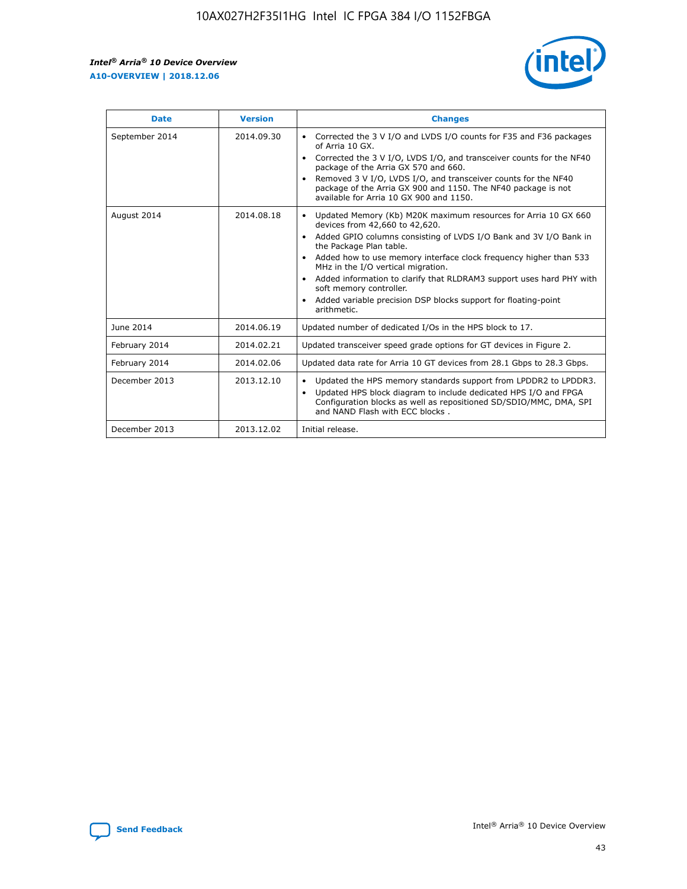| Date | Version | Changes |
| --- | --- | --- |
| September 2014 | 2014.09.30 | • Corrected the 3 V I/O and LVDS I/O counts for F35 and F36 packages of Arria 10 GX. • Corrected the 3 V I/O, LVDS I/O, and transceiver counts for the NF40 package of the Arria GX 570 and 660. • Removed 3 V I/O, LVDS I/O, and transceiver counts for the NF40 package of the Arria GX 900 and 1150. The NF40 package is not available for Arria 10 GX 900 and 1150. |
| August 2014 | 2014.08.18 | • Updated Memory (Kb) M20K maximum resources for Arria 10 GX 660 devices from 42,660 to 42,620. • Added GPIO columns consisting of LVDS I/O Bank and 3V I/O Bank in the Package Plan table. • Added how to use memory interface clock frequency higher than 533 MHz in the I/O vertical migration. • Added information to clarify that RLDRAM3 support uses hard PHY with soft memory controller. • Added variable precision DSP blocks support for floating-point arithmetic. |
| June 2014 | 2014.06.19 | Updated number of dedicated I/Os in the HPS block to 17. |
| February 2014 | 2014.02.21 | Updated transceiver speed grade options for GT devices in Figure 2. |
| February 2014 | 2014.02.06 | Updated data rate for Arria 10 GT devices from 28.1 Gbps to 28.3 Gbps. |
| December 2013 | 2013.12.10 | • Updated the HPS memory standards support from LPDDR2 to LPDDR3. • Updated HPS block diagram to include dedicated HPS I/O and FPGA Configuration blocks as well as repositioned SD/SDIO/MMC, DMA, SPI and NAND Flash with ECC blocks . |
| December 2013 | 2013.12.02 | Initial release. |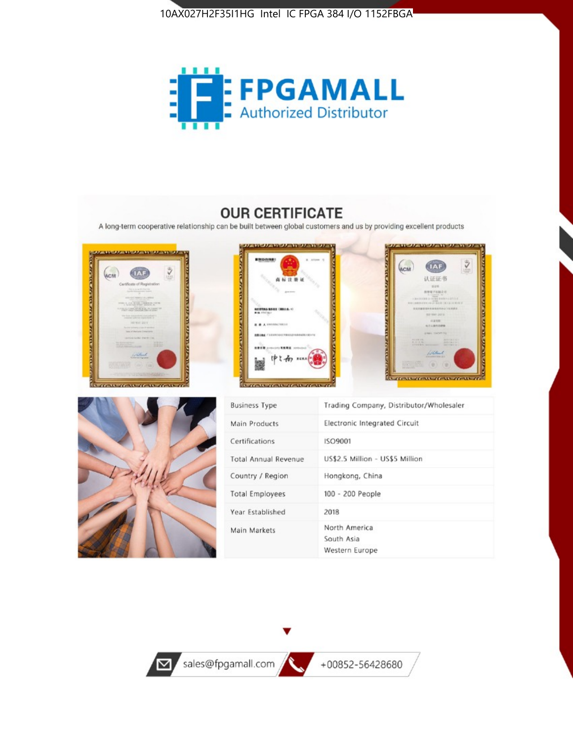FPGAMALL
Authorized Distributor

## OUR CERTIFICATE

A long-term cooperative relationship can be built between global customers and us by providing excellent products

| | |
|---|---|
| Business Type | Trading Company, Distributor/Wholesaler |
| Main Products | Electronic Integrated Circuit |
| Certifications | ISO9001 |
| Total Annual Revenue | US$2.5 Million - US$5 Million |
| Country / Region | Hongkong, China |
| Total Employees | 100 - 200 People |
| Year Established | 2018 |
| Main Markets | North America<br>South Asia<br>Western Europe |

sales@fpgamall.com

+00852-56428680